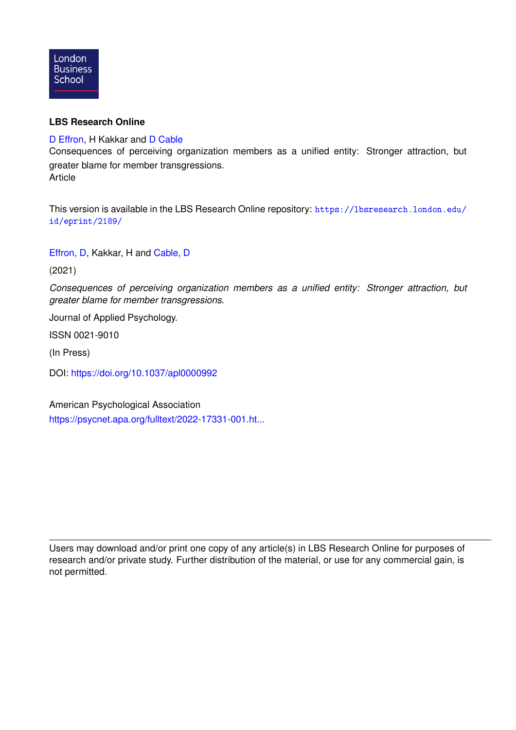London Business School

**LBS Research Online**

D Effron, H Kakkar and D Cable
Consequences of perceiving organization members as a unified entity: Stronger attraction, but greater blame for member transgressions.
Article

This version is available in the LBS Research Online repository: https://lbsresearch.london.edu/id/eprint/2189/

Effron, D, Kakkar, H and Cable, D

(2021)

*Consequences of perceiving organization members as a unified entity: Stronger attraction, but greater blame for member transgressions.*

Journal of Applied Psychology.

ISSN 0021-9010

(In Press)

DOI: https://doi.org/10.1037/apl0000992

American Psychological Association
https://psycnet.apa.org/fulltext/2022-17331-001.ht...

---

Users may download and/or print one copy of any article(s) in LBS Research Online for purposes of research and/or private study. Further distribution of the material, or use for any commercial gain, is not permitted.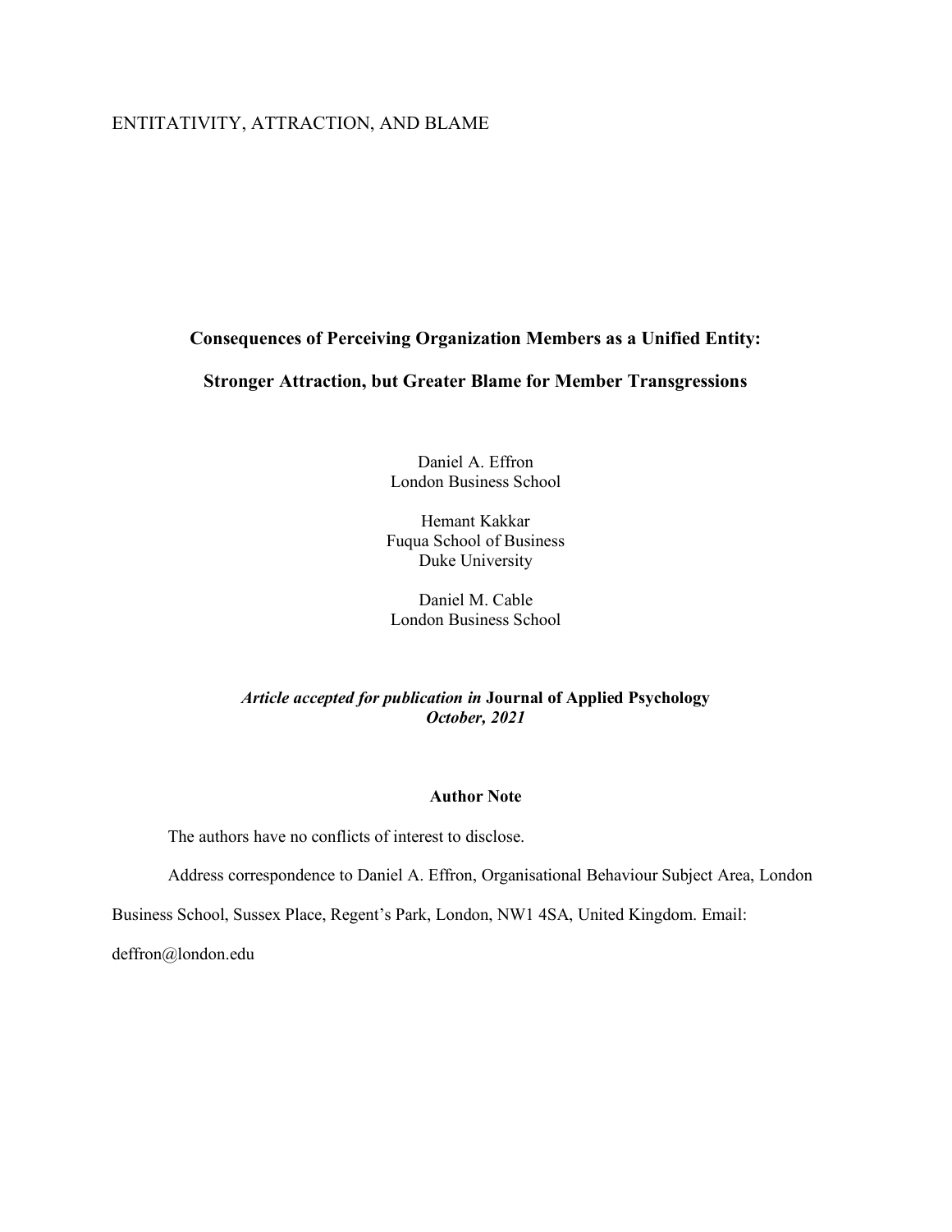**Consequences of Perceiving Organization Members as a Unified Entity:**

**Stronger Attraction, but Greater Blame for Member Transgressions**

Daniel A. Effron
London Business School

Hemant Kakkar
Fuqua School of Business
Duke University

Daniel M. Cable
London Business School

*Article accepted for publication in* **Journal of Applied Psychology**
***October, 2021***

**Author Note**

The authors have no conflicts of interest to disclose.

Address correspondence to Daniel A. Effron, Organisational Behaviour Subject Area, London Business School, Sussex Place, Regent's Park, London, NW1 4SA, United Kingdom. Email: deffron@london.edu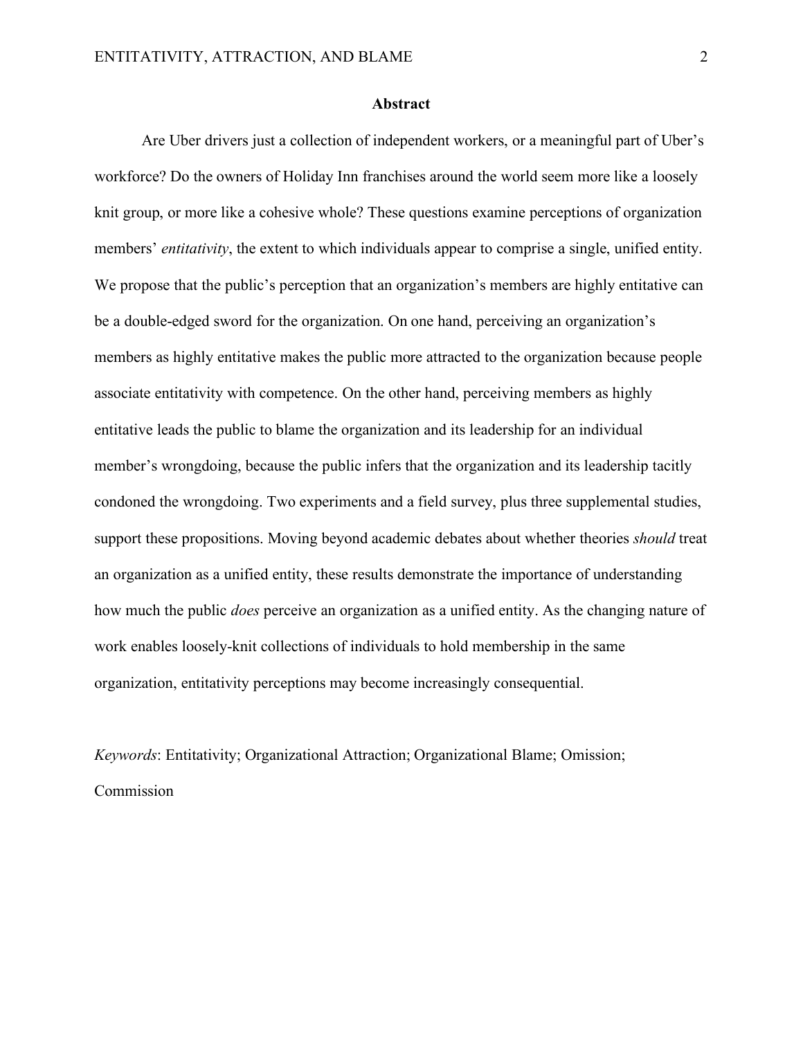## Abstract

Are Uber drivers just a collection of independent workers, or a meaningful part of Uber's workforce? Do the owners of Holiday Inn franchises around the world seem more like a loosely knit group, or more like a cohesive whole? These questions examine perceptions of organization members' *entitativity*, the extent to which individuals appear to comprise a single, unified entity. We propose that the public's perception that an organization's members are highly entitative can be a double-edged sword for the organization. On one hand, perceiving an organization's members as highly entitative makes the public more attracted to the organization because people associate entitativity with competence. On the other hand, perceiving members as highly entitative leads the public to blame the organization and its leadership for an individual member's wrongdoing, because the public infers that the organization and its leadership tacitly condoned the wrongdoing. Two experiments and a field survey, plus three supplemental studies, support these propositions. Moving beyond academic debates about whether theories *should* treat an organization as a unified entity, these results demonstrate the importance of understanding how much the public *does* perceive an organization as a unified entity. As the changing nature of work enables loosely-knit collections of individuals to hold membership in the same organization, entitativity perceptions may become increasingly consequential.

*Keywords*: Entitativity; Organizational Attraction; Organizational Blame; Omission; Commission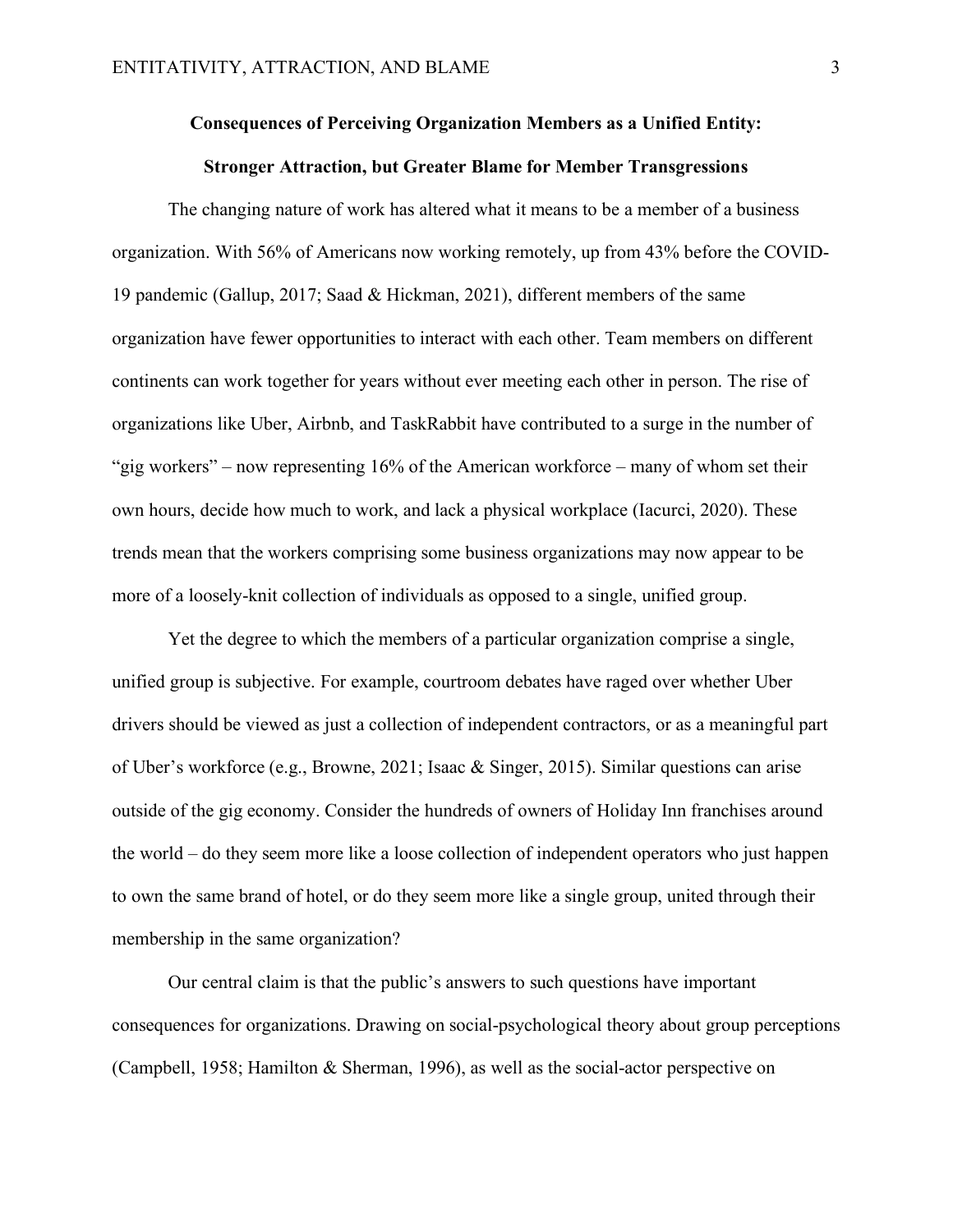## Consequences of Perceiving Organization Members as a Unified Entity: Stronger Attraction, but Greater Blame for Member Transgressions

The changing nature of work has altered what it means to be a member of a business organization. With 56% of Americans now working remotely, up from 43% before the COVID-19 pandemic (Gallup, 2017; Saad & Hickman, 2021), different members of the same organization have fewer opportunities to interact with each other. Team members on different continents can work together for years without ever meeting each other in person. The rise of organizations like Uber, Airbnb, and TaskRabbit have contributed to a surge in the number of "gig workers" – now representing 16% of the American workforce – many of whom set their own hours, decide how much to work, and lack a physical workplace (Iacurci, 2020). These trends mean that the workers comprising some business organizations may now appear to be more of a loosely-knit collection of individuals as opposed to a single, unified group.

Yet the degree to which the members of a particular organization comprise a single, unified group is subjective. For example, courtroom debates have raged over whether Uber drivers should be viewed as just a collection of independent contractors, or as a meaningful part of Uber's workforce (e.g., Browne, 2021; Isaac & Singer, 2015). Similar questions can arise outside of the gig economy. Consider the hundreds of owners of Holiday Inn franchises around the world – do they seem more like a loose collection of independent operators who just happen to own the same brand of hotel, or do they seem more like a single group, united through their membership in the same organization?

Our central claim is that the public's answers to such questions have important consequences for organizations. Drawing on social-psychological theory about group perceptions (Campbell, 1958; Hamilton & Sherman, 1996), as well as the social-actor perspective on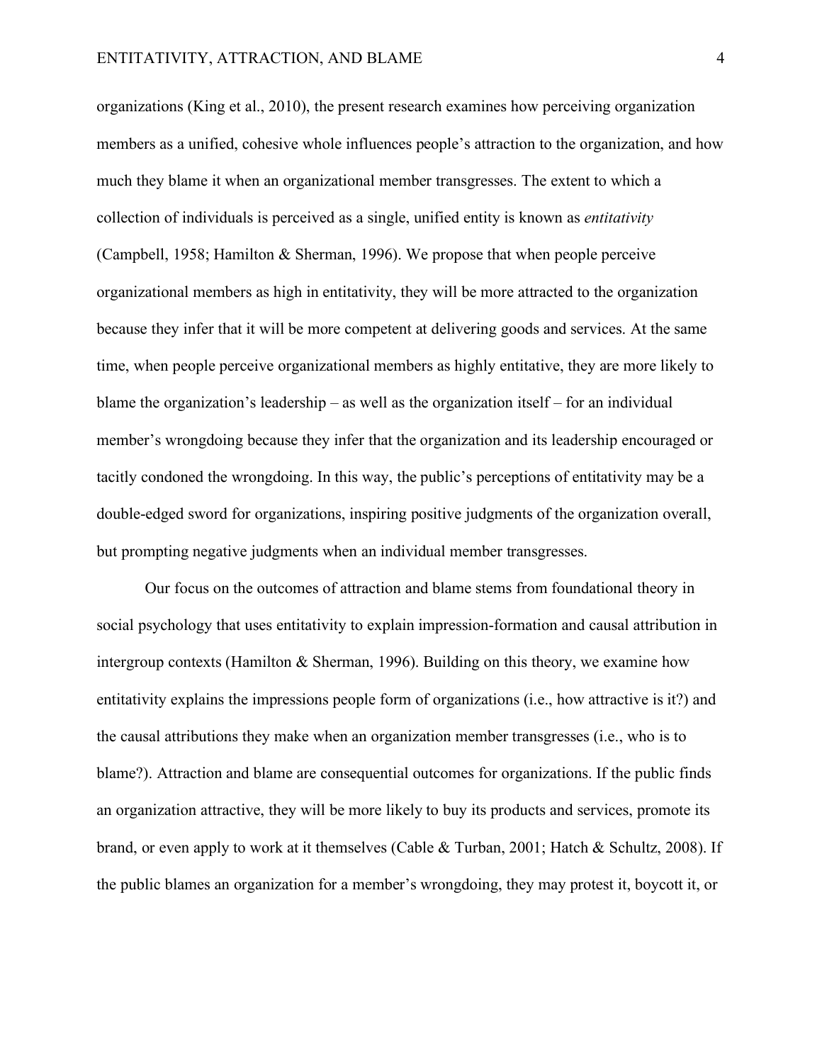organizations (King et al., 2010), the present research examines how perceiving organization members as a unified, cohesive whole influences people's attraction to the organization, and how much they blame it when an organizational member transgresses. The extent to which a collection of individuals is perceived as a single, unified entity is known as *entitativity* (Campbell, 1958; Hamilton & Sherman, 1996). We propose that when people perceive organizational members as high in entitativity, they will be more attracted to the organization because they infer that it will be more competent at delivering goods and services. At the same time, when people perceive organizational members as highly entitative, they are more likely to blame the organization's leadership – as well as the organization itself – for an individual member's wrongdoing because they infer that the organization and its leadership encouraged or tacitly condoned the wrongdoing. In this way, the public's perceptions of entitativity may be a double-edged sword for organizations, inspiring positive judgments of the organization overall, but prompting negative judgments when an individual member transgresses.

Our focus on the outcomes of attraction and blame stems from foundational theory in social psychology that uses entitativity to explain impression-formation and causal attribution in intergroup contexts (Hamilton & Sherman, 1996). Building on this theory, we examine how entitativity explains the impressions people form of organizations (i.e., how attractive is it?) and the causal attributions they make when an organization member transgresses (i.e., who is to blame?). Attraction and blame are consequential outcomes for organizations. If the public finds an organization attractive, they will be more likely to buy its products and services, promote its brand, or even apply to work at it themselves (Cable & Turban, 2001; Hatch & Schultz, 2008). If the public blames an organization for a member's wrongdoing, they may protest it, boycott it, or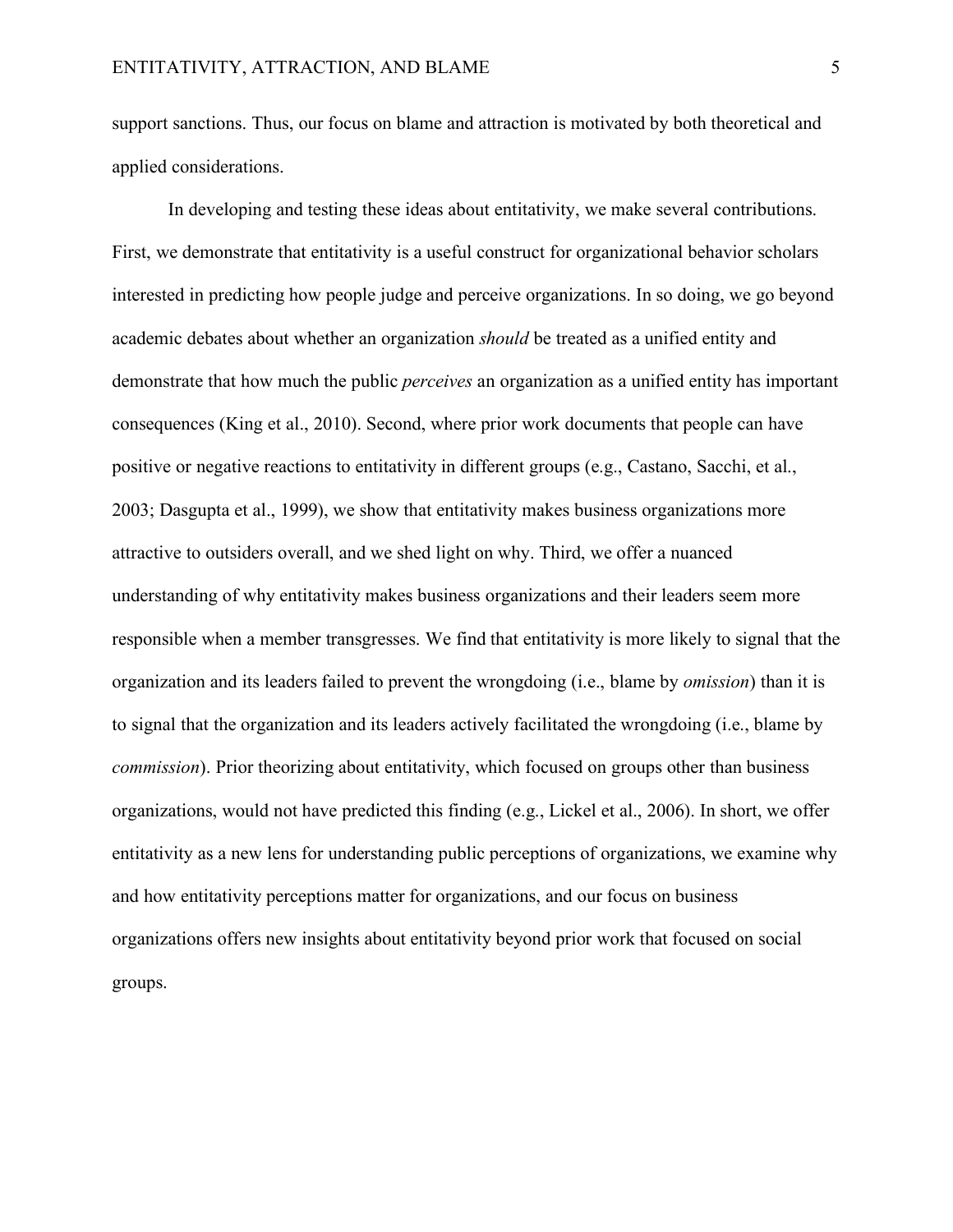support sanctions. Thus, our focus on blame and attraction is motivated by both theoretical and applied considerations.

In developing and testing these ideas about entitativity, we make several contributions. First, we demonstrate that entitativity is a useful construct for organizational behavior scholars interested in predicting how people judge and perceive organizations. In so doing, we go beyond academic debates about whether an organization *should* be treated as a unified entity and demonstrate that how much the public *perceives* an organization as a unified entity has important consequences (King et al., 2010). Second, where prior work documents that people can have positive or negative reactions to entitativity in different groups (e.g., Castano, Sacchi, et al., 2003; Dasgupta et al., 1999), we show that entitativity makes business organizations more attractive to outsiders overall, and we shed light on why. Third, we offer a nuanced understanding of why entitativity makes business organizations and their leaders seem more responsible when a member transgresses. We find that entitativity is more likely to signal that the organization and its leaders failed to prevent the wrongdoing (i.e., blame by *omission*) than it is to signal that the organization and its leaders actively facilitated the wrongdoing (i.e., blame by *commission*). Prior theorizing about entitativity, which focused on groups other than business organizations, would not have predicted this finding (e.g., Lickel et al., 2006). In short, we offer entitativity as a new lens for understanding public perceptions of organizations, we examine why and how entitativity perceptions matter for organizations, and our focus on business organizations offers new insights about entitativity beyond prior work that focused on social groups.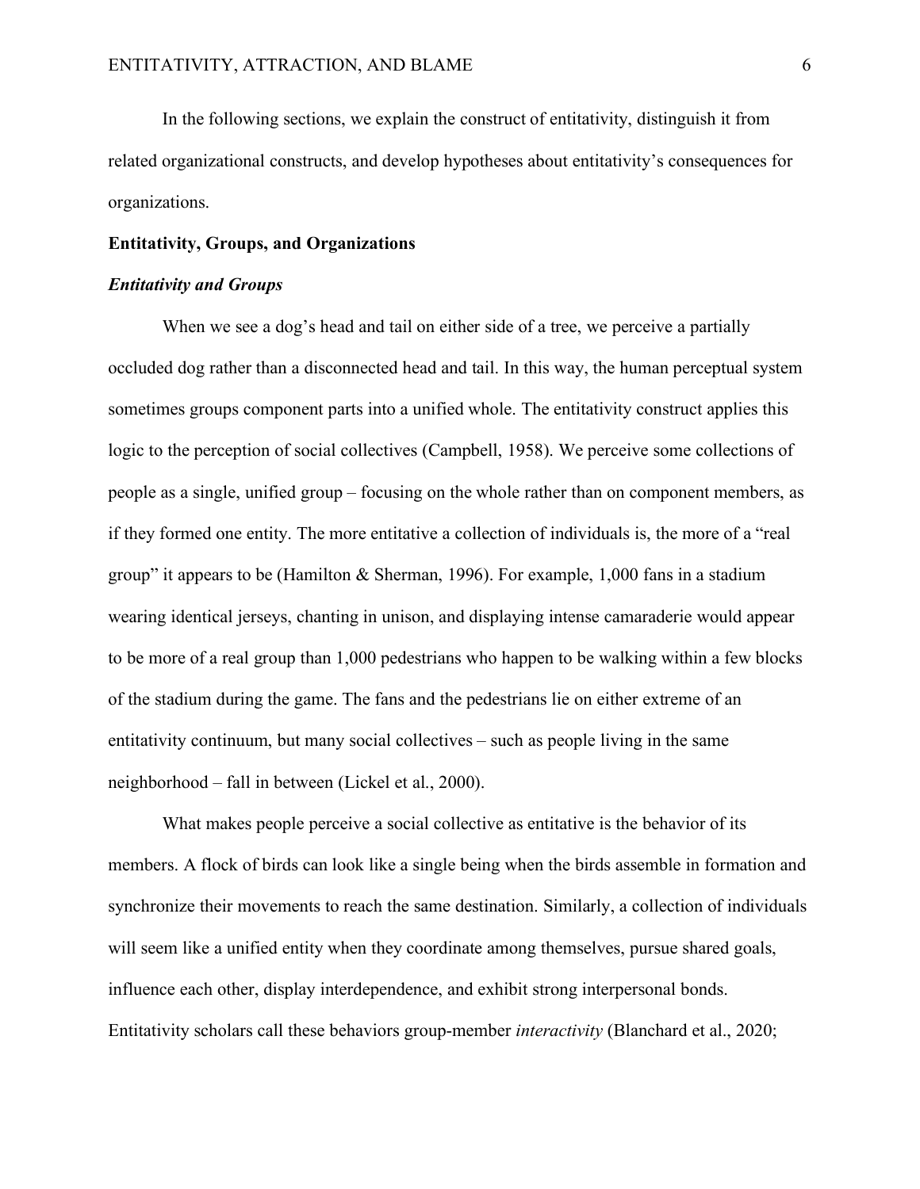In the following sections, we explain the construct of entitativity, distinguish it from related organizational constructs, and develop hypotheses about entitativity's consequences for organizations.

## Entitativity, Groups, and Organizations

### *Entitativity and Groups*

When we see a dog's head and tail on either side of a tree, we perceive a partially occluded dog rather than a disconnected head and tail. In this way, the human perceptual system sometimes groups component parts into a unified whole. The entitativity construct applies this logic to the perception of social collectives (Campbell, 1958). We perceive some collections of people as a single, unified group – focusing on the whole rather than on component members, as if they formed one entity. The more entitative a collection of individuals is, the more of a "real group" it appears to be (Hamilton & Sherman, 1996). For example, 1,000 fans in a stadium wearing identical jerseys, chanting in unison, and displaying intense camaraderie would appear to be more of a real group than 1,000 pedestrians who happen to be walking within a few blocks of the stadium during the game. The fans and the pedestrians lie on either extreme of an entitativity continuum, but many social collectives – such as people living in the same neighborhood – fall in between (Lickel et al., 2000).

What makes people perceive a social collective as entitative is the behavior of its members. A flock of birds can look like a single being when the birds assemble in formation and synchronize their movements to reach the same destination. Similarly, a collection of individuals will seem like a unified entity when they coordinate among themselves, pursue shared goals, influence each other, display interdependence, and exhibit strong interpersonal bonds. Entitativity scholars call these behaviors group-member *interactivity* (Blanchard et al., 2020;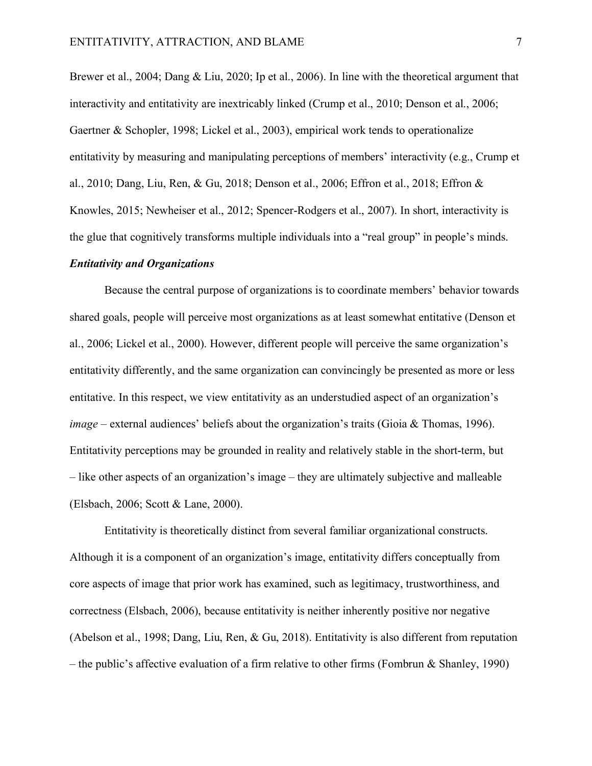Brewer et al., 2004; Dang & Liu, 2020; Ip et al., 2006). In line with the theoretical argument that interactivity and entitativity are inextricably linked (Crump et al., 2010; Denson et al., 2006; Gaertner & Schopler, 1998; Lickel et al., 2003), empirical work tends to operationalize entitativity by measuring and manipulating perceptions of members' interactivity (e.g., Crump et al., 2010; Dang, Liu, Ren, & Gu, 2018; Denson et al., 2006; Effron et al., 2018; Effron & Knowles, 2015; Newheiser et al., 2012; Spencer-Rodgers et al., 2007). In short, interactivity is the glue that cognitively transforms multiple individuals into a "real group" in people's minds.

### *Entitativity and Organizations*

Because the central purpose of organizations is to coordinate members' behavior towards shared goals, people will perceive most organizations as at least somewhat entitative (Denson et al., 2006; Lickel et al., 2000). However, different people will perceive the same organization's entitativity differently, and the same organization can convincingly be presented as more or less entitative. In this respect, we view entitativity as an understudied aspect of an organization's *image* – external audiences' beliefs about the organization's traits (Gioia & Thomas, 1996). Entitativity perceptions may be grounded in reality and relatively stable in the short-term, but – like other aspects of an organization's image – they are ultimately subjective and malleable (Elsbach, 2006; Scott & Lane, 2000).

Entitativity is theoretically distinct from several familiar organizational constructs. Although it is a component of an organization's image, entitativity differs conceptually from core aspects of image that prior work has examined, such as legitimacy, trustworthiness, and correctness (Elsbach, 2006), because entitativity is neither inherently positive nor negative (Abelson et al., 1998; Dang, Liu, Ren, & Gu, 2018). Entitativity is also different from reputation – the public's affective evaluation of a firm relative to other firms (Fombrun & Shanley, 1990)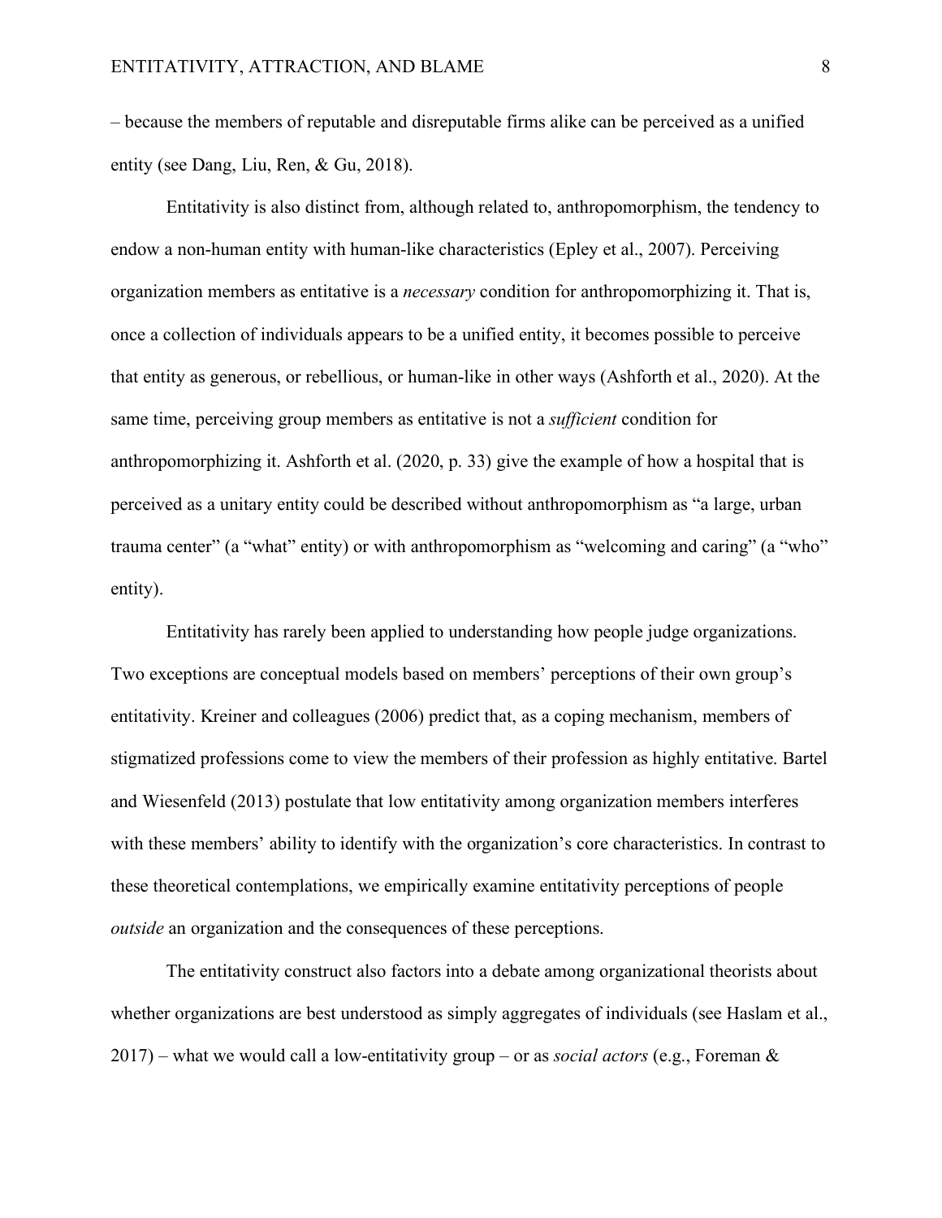– because the members of reputable and disreputable firms alike can be perceived as a unified entity (see Dang, Liu, Ren, & Gu, 2018).

Entitativity is also distinct from, although related to, anthropomorphism, the tendency to endow a non-human entity with human-like characteristics (Epley et al., 2007). Perceiving organization members as entitative is a *necessary* condition for anthropomorphizing it. That is, once a collection of individuals appears to be a unified entity, it becomes possible to perceive that entity as generous, or rebellious, or human-like in other ways (Ashforth et al., 2020). At the same time, perceiving group members as entitative is not a *sufficient* condition for anthropomorphizing it. Ashforth et al. (2020, p. 33) give the example of how a hospital that is perceived as a unitary entity could be described without anthropomorphism as "a large, urban trauma center" (a "what" entity) or with anthropomorphism as "welcoming and caring" (a "who" entity).

Entitativity has rarely been applied to understanding how people judge organizations. Two exceptions are conceptual models based on members' perceptions of their own group's entitativity. Kreiner and colleagues (2006) predict that, as a coping mechanism, members of stigmatized professions come to view the members of their profession as highly entitative. Bartel and Wiesenfeld (2013) postulate that low entitativity among organization members interferes with these members' ability to identify with the organization's core characteristics. In contrast to these theoretical contemplations, we empirically examine entitativity perceptions of people *outside* an organization and the consequences of these perceptions.

The entitativity construct also factors into a debate among organizational theorists about whether organizations are best understood as simply aggregates of individuals (see Haslam et al., 2017) – what we would call a low-entitativity group – or as *social actors* (e.g., Foreman &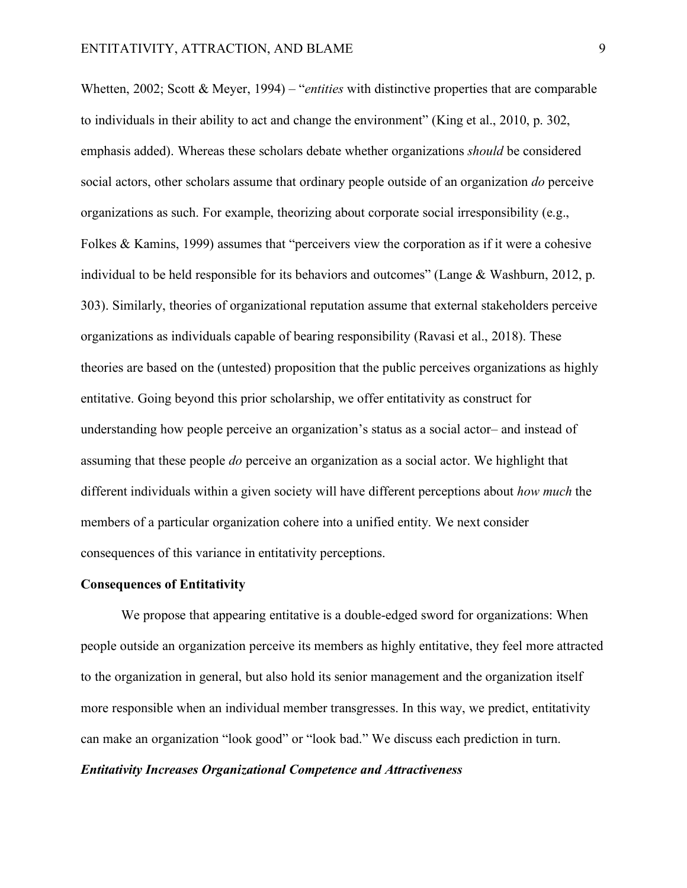Whetten, 2002; Scott & Meyer, 1994) – "*entities* with distinctive properties that are comparable to individuals in their ability to act and change the environment" (King et al., 2010, p. 302, emphasis added). Whereas these scholars debate whether organizations *should* be considered social actors, other scholars assume that ordinary people outside of an organization *do* perceive organizations as such. For example, theorizing about corporate social irresponsibility (e.g., Folkes & Kamins, 1999) assumes that "perceivers view the corporation as if it were a cohesive individual to be held responsible for its behaviors and outcomes" (Lange & Washburn, 2012, p. 303). Similarly, theories of organizational reputation assume that external stakeholders perceive organizations as individuals capable of bearing responsibility (Ravasi et al., 2018). These theories are based on the (untested) proposition that the public perceives organizations as highly entitative. Going beyond this prior scholarship, we offer entitativity as construct for understanding how people perceive an organization's status as a social actor– and instead of assuming that these people *do* perceive an organization as a social actor. We highlight that different individuals within a given society will have different perceptions about *how much* the members of a particular organization cohere into a unified entity. We next consider consequences of this variance in entitativity perceptions.

## Consequences of Entitativity

We propose that appearing entitative is a double-edged sword for organizations: When people outside an organization perceive its members as highly entitative, they feel more attracted to the organization in general, but also hold its senior management and the organization itself more responsible when an individual member transgresses. In this way, we predict, entitativity can make an organization "look good" or "look bad." We discuss each prediction in turn.

### *Entitativity Increases Organizational Competence and Attractiveness*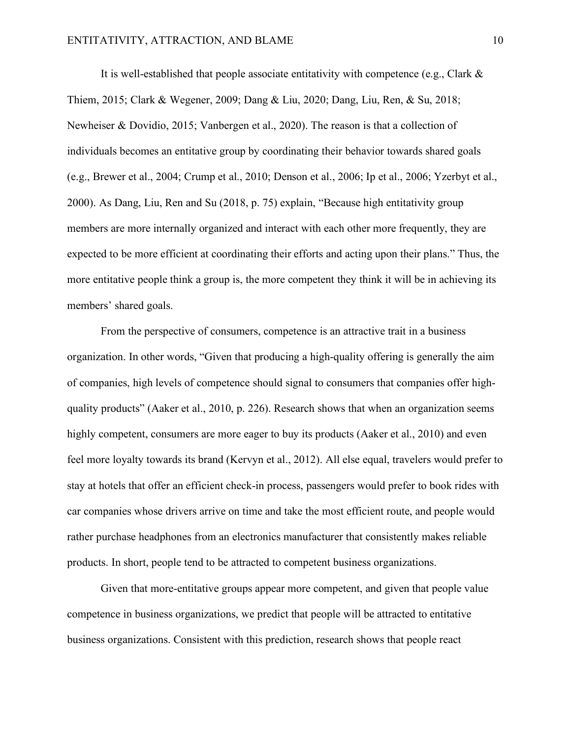It is well-established that people associate entitativity with competence (e.g., Clark & Thiem, 2015; Clark & Wegener, 2009; Dang & Liu, 2020; Dang, Liu, Ren, & Su, 2018; Newheiser & Dovidio, 2015; Vanbergen et al., 2020). The reason is that a collection of individuals becomes an entitative group by coordinating their behavior towards shared goals (e.g., Brewer et al., 2004; Crump et al., 2010; Denson et al., 2006; Ip et al., 2006; Yzerbyt et al., 2000). As Dang, Liu, Ren and Su (2018, p. 75) explain, "Because high entitativity group members are more internally organized and interact with each other more frequently, they are expected to be more efficient at coordinating their efforts and acting upon their plans." Thus, the more entitative people think a group is, the more competent they think it will be in achieving its members' shared goals.

From the perspective of consumers, competence is an attractive trait in a business organization. In other words, "Given that producing a high-quality offering is generally the aim of companies, high levels of competence should signal to consumers that companies offer high-quality products" (Aaker et al., 2010, p. 226). Research shows that when an organization seems highly competent, consumers are more eager to buy its products (Aaker et al., 2010) and even feel more loyalty towards its brand (Kervyn et al., 2012). All else equal, travelers would prefer to stay at hotels that offer an efficient check-in process, passengers would prefer to book rides with car companies whose drivers arrive on time and take the most efficient route, and people would rather purchase headphones from an electronics manufacturer that consistently makes reliable products. In short, people tend to be attracted to competent business organizations.

Given that more-entitative groups appear more competent, and given that people value competence in business organizations, we predict that people will be attracted to entitative business organizations. Consistent with this prediction, research shows that people react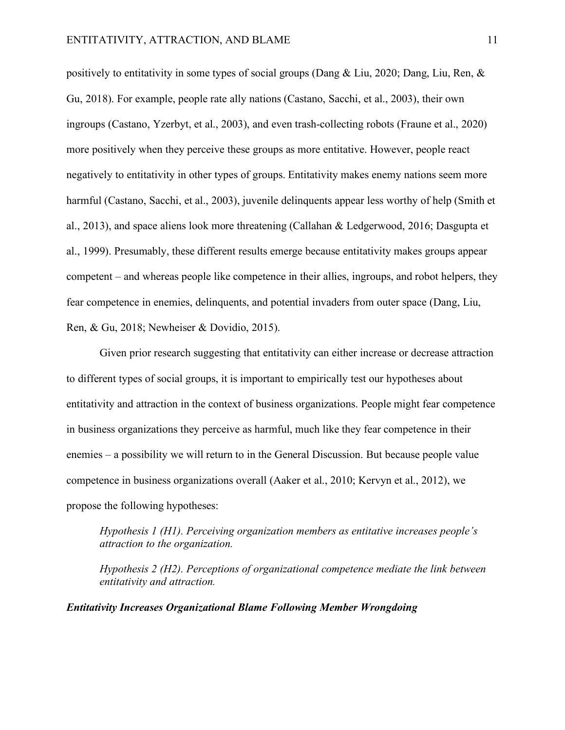positively to entitativity in some types of social groups (Dang & Liu, 2020; Dang, Liu, Ren, & Gu, 2018). For example, people rate ally nations (Castano, Sacchi, et al., 2003), their own ingroups (Castano, Yzerbyt, et al., 2003), and even trash-collecting robots (Fraune et al., 2020) more positively when they perceive these groups as more entitative. However, people react negatively to entitativity in other types of groups. Entitativity makes enemy nations seem more harmful (Castano, Sacchi, et al., 2003), juvenile delinquents appear less worthy of help (Smith et al., 2013), and space aliens look more threatening (Callahan & Ledgerwood, 2016; Dasgupta et al., 1999). Presumably, these different results emerge because entitativity makes groups appear competent – and whereas people like competence in their allies, ingroups, and robot helpers, they fear competence in enemies, delinquents, and potential invaders from outer space (Dang, Liu, Ren, & Gu, 2018; Newheiser & Dovidio, 2015).

Given prior research suggesting that entitativity can either increase or decrease attraction to different types of social groups, it is important to empirically test our hypotheses about entitativity and attraction in the context of business organizations. People might fear competence in business organizations they perceive as harmful, much like they fear competence in their enemies – a possibility we will return to in the General Discussion. But because people value competence in business organizations overall (Aaker et al., 2010; Kervyn et al., 2012), we propose the following hypotheses:

> *Hypothesis 1 (H1). Perceiving organization members as entitative increases people's attraction to the organization.*
>
> *Hypothesis 2 (H2). Perceptions of organizational competence mediate the link between entitativity and attraction.*

### ***Entitativity Increases Organizational Blame Following Member Wrongdoing***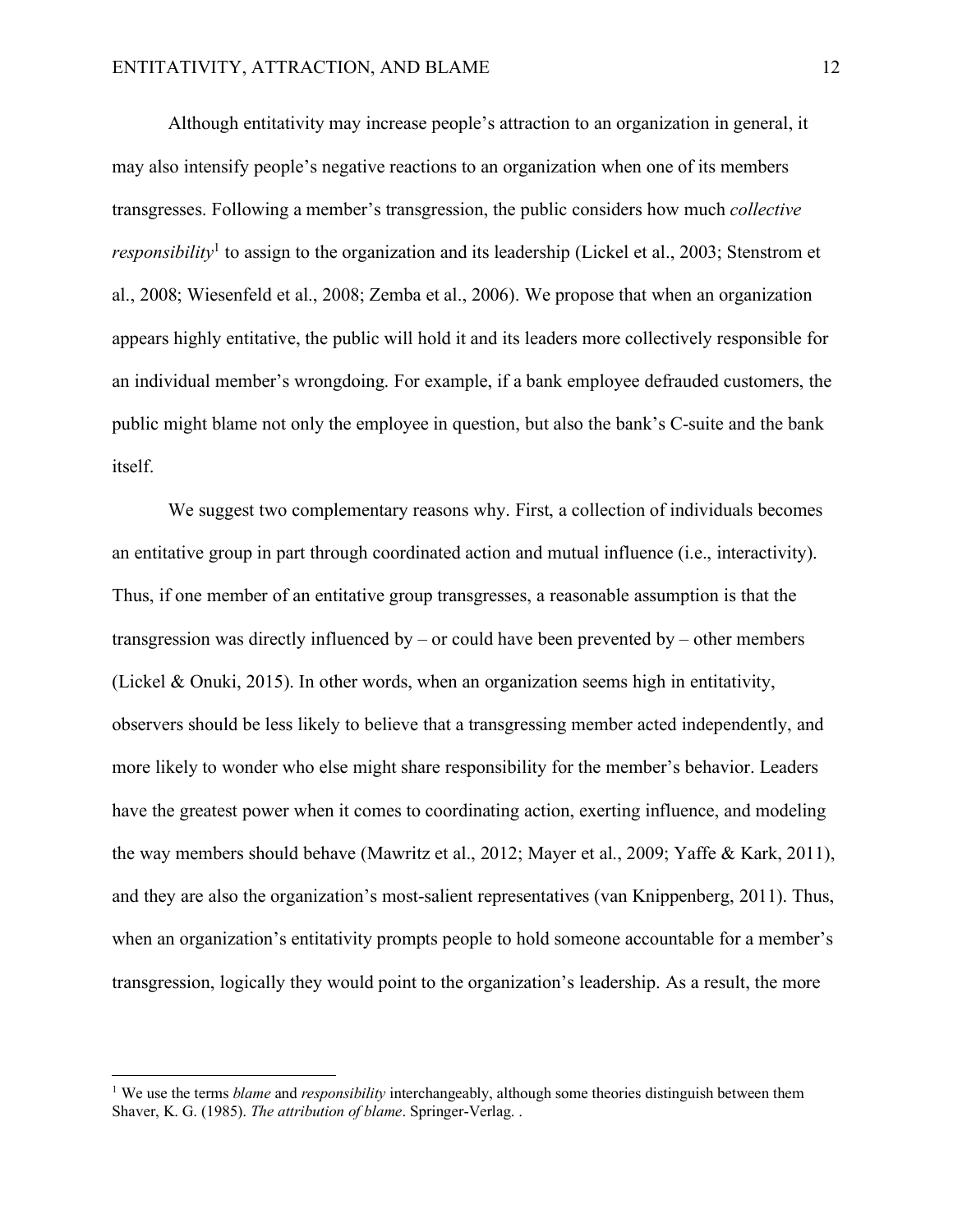Although entitativity may increase people's attraction to an organization in general, it may also intensify people's negative reactions to an organization when one of its members transgresses. Following a member's transgression, the public considers how much *collective responsibility*[1] to assign to the organization and its leadership (Lickel et al., 2003; Stenstrom et al., 2008; Wiesenfeld et al., 2008; Zemba et al., 2006). We propose that when an organization appears highly entitative, the public will hold it and its leaders more collectively responsible for an individual member's wrongdoing. For example, if a bank employee defrauded customers, the public might blame not only the employee in question, but also the bank's C-suite and the bank itself.

We suggest two complementary reasons why. First, a collection of individuals becomes an entitative group in part through coordinated action and mutual influence (i.e., interactivity). Thus, if one member of an entitative group transgresses, a reasonable assumption is that the transgression was directly influenced by – or could have been prevented by – other members (Lickel & Onuki, 2015). In other words, when an organization seems high in entitativity, observers should be less likely to believe that a transgressing member acted independently, and more likely to wonder who else might share responsibility for the member's behavior. Leaders have the greatest power when it comes to coordinating action, exerting influence, and modeling the way members should behave (Mawritz et al., 2012; Mayer et al., 2009; Yaffe & Kark, 2011), and they are also the organization's most-salient representatives (van Knippenberg, 2011). Thus, when an organization's entitativity prompts people to hold someone accountable for a member's transgression, logically they would point to the organization's leadership. As a result, the more

[1] We use the terms *blame* and *responsibility* interchangeably, although some theories distinguish between them Shaver, K. G. (1985). *The attribution of blame*. Springer-Verlag. .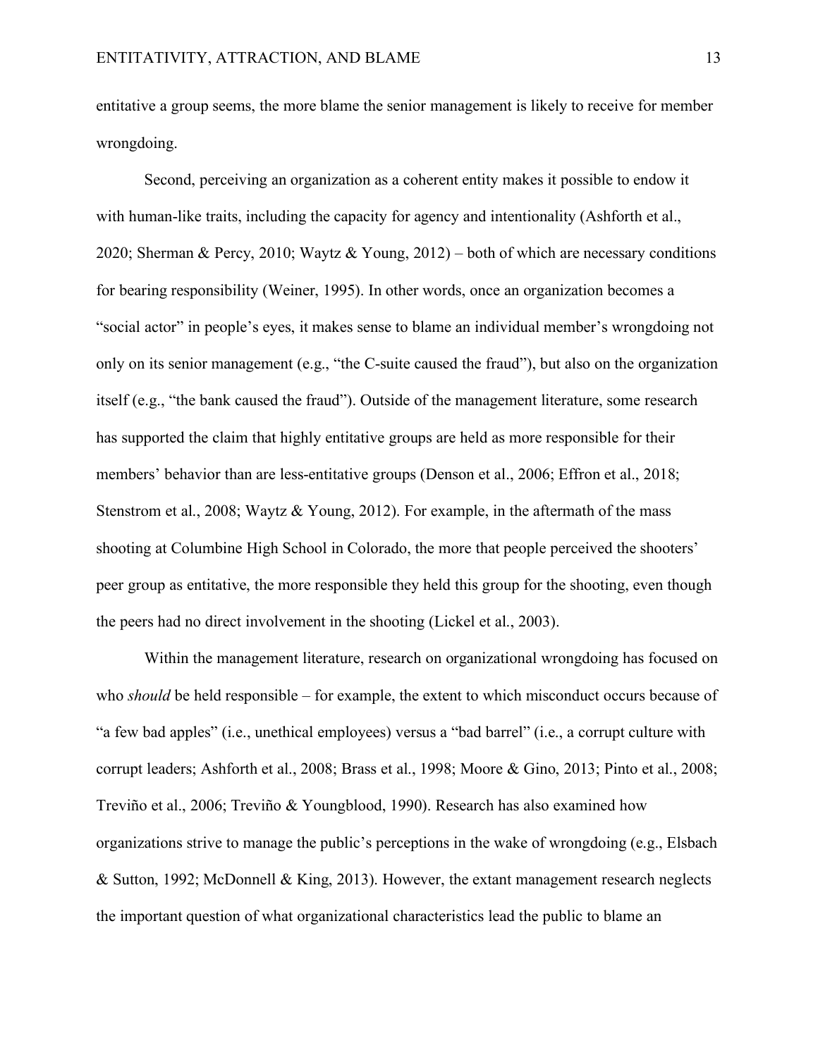entitative a group seems, the more blame the senior management is likely to receive for member wrongdoing.

Second, perceiving an organization as a coherent entity makes it possible to endow it with human-like traits, including the capacity for agency and intentionality (Ashforth et al., 2020; Sherman & Percy, 2010; Waytz & Young, 2012) – both of which are necessary conditions for bearing responsibility (Weiner, 1995). In other words, once an organization becomes a "social actor" in people's eyes, it makes sense to blame an individual member's wrongdoing not only on its senior management (e.g., "the C-suite caused the fraud"), but also on the organization itself (e.g., "the bank caused the fraud"). Outside of the management literature, some research has supported the claim that highly entitative groups are held as more responsible for their members' behavior than are less-entitative groups (Denson et al., 2006; Effron et al., 2018; Stenstrom et al., 2008; Waytz & Young, 2012). For example, in the aftermath of the mass shooting at Columbine High School in Colorado, the more that people perceived the shooters' peer group as entitative, the more responsible they held this group for the shooting, even though the peers had no direct involvement in the shooting (Lickel et al., 2003).

Within the management literature, research on organizational wrongdoing has focused on who *should* be held responsible – for example, the extent to which misconduct occurs because of "a few bad apples" (i.e., unethical employees) versus a "bad barrel" (i.e., a corrupt culture with corrupt leaders; Ashforth et al., 2008; Brass et al., 1998; Moore & Gino, 2013; Pinto et al., 2008; Treviño et al., 2006; Treviño & Youngblood, 1990). Research has also examined how organizations strive to manage the public's perceptions in the wake of wrongdoing (e.g., Elsbach & Sutton, 1992; McDonnell & King, 2013). However, the extant management research neglects the important question of what organizational characteristics lead the public to blame an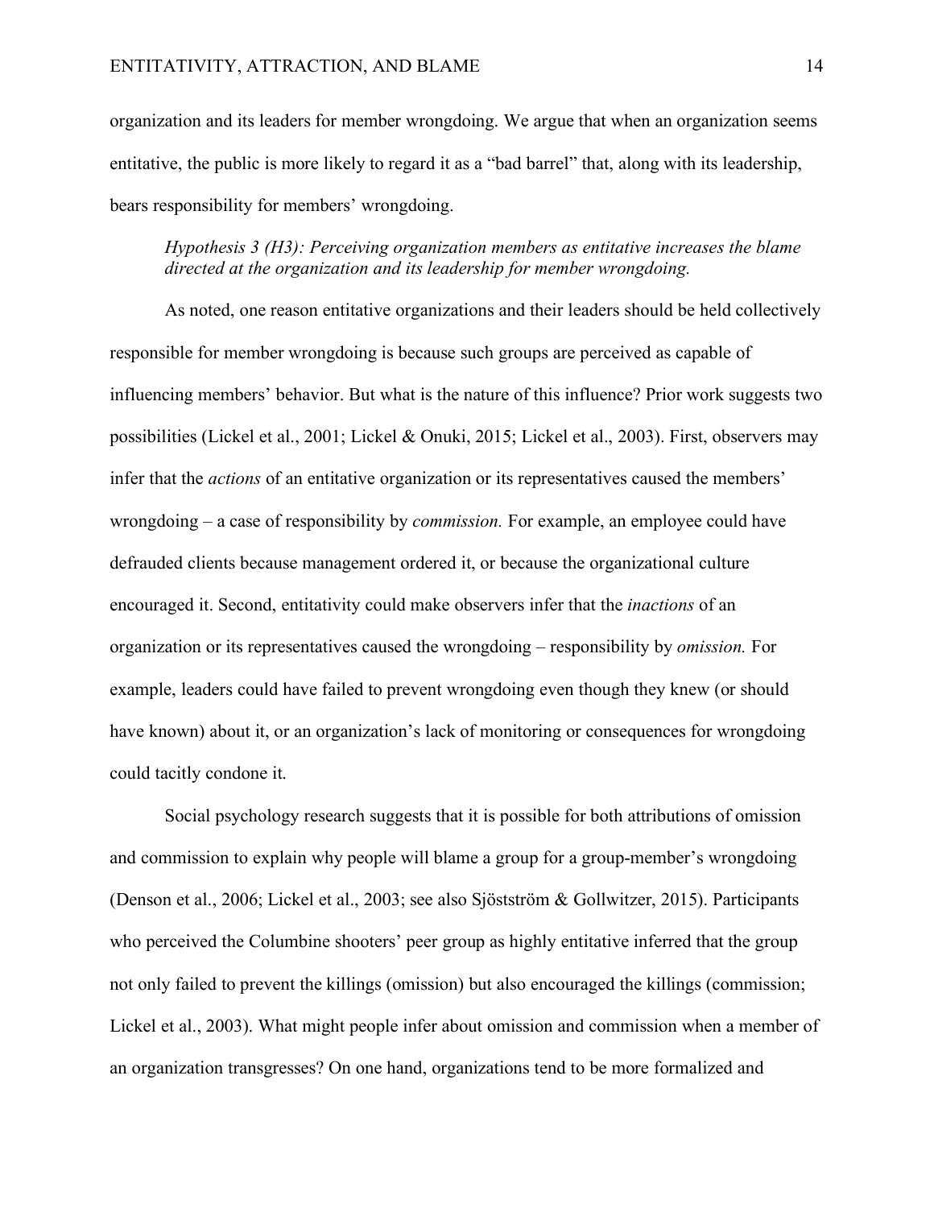organization and its leaders for member wrongdoing. We argue that when an organization seems entitative, the public is more likely to regard it as a "bad barrel" that, along with its leadership, bears responsibility for members' wrongdoing.

*Hypothesis 3 (H3): Perceiving organization members as entitative increases the blame directed at the organization and its leadership for member wrongdoing.*

As noted, one reason entitative organizations and their leaders should be held collectively responsible for member wrongdoing is because such groups are perceived as capable of influencing members' behavior. But what is the nature of this influence? Prior work suggests two possibilities (Lickel et al., 2001; Lickel & Onuki, 2015; Lickel et al., 2003). First, observers may infer that the *actions* of an entitative organization or its representatives caused the members' wrongdoing – a case of responsibility by *commission.* For example, an employee could have defrauded clients because management ordered it, or because the organizational culture encouraged it. Second, entitativity could make observers infer that the *inactions* of an organization or its representatives caused the wrongdoing – responsibility by *omission.* For example, leaders could have failed to prevent wrongdoing even though they knew (or should have known) about it, or an organization's lack of monitoring or consequences for wrongdoing could tacitly condone it.

Social psychology research suggests that it is possible for both attributions of omission and commission to explain why people will blame a group for a group-member's wrongdoing (Denson et al., 2006; Lickel et al., 2003; see also Sjöström & Gollwitzer, 2015). Participants who perceived the Columbine shooters' peer group as highly entitative inferred that the group not only failed to prevent the killings (omission) but also encouraged the killings (commission; Lickel et al., 2003). What might people infer about omission and commission when a member of an organization transgresses? On one hand, organizations tend to be more formalized and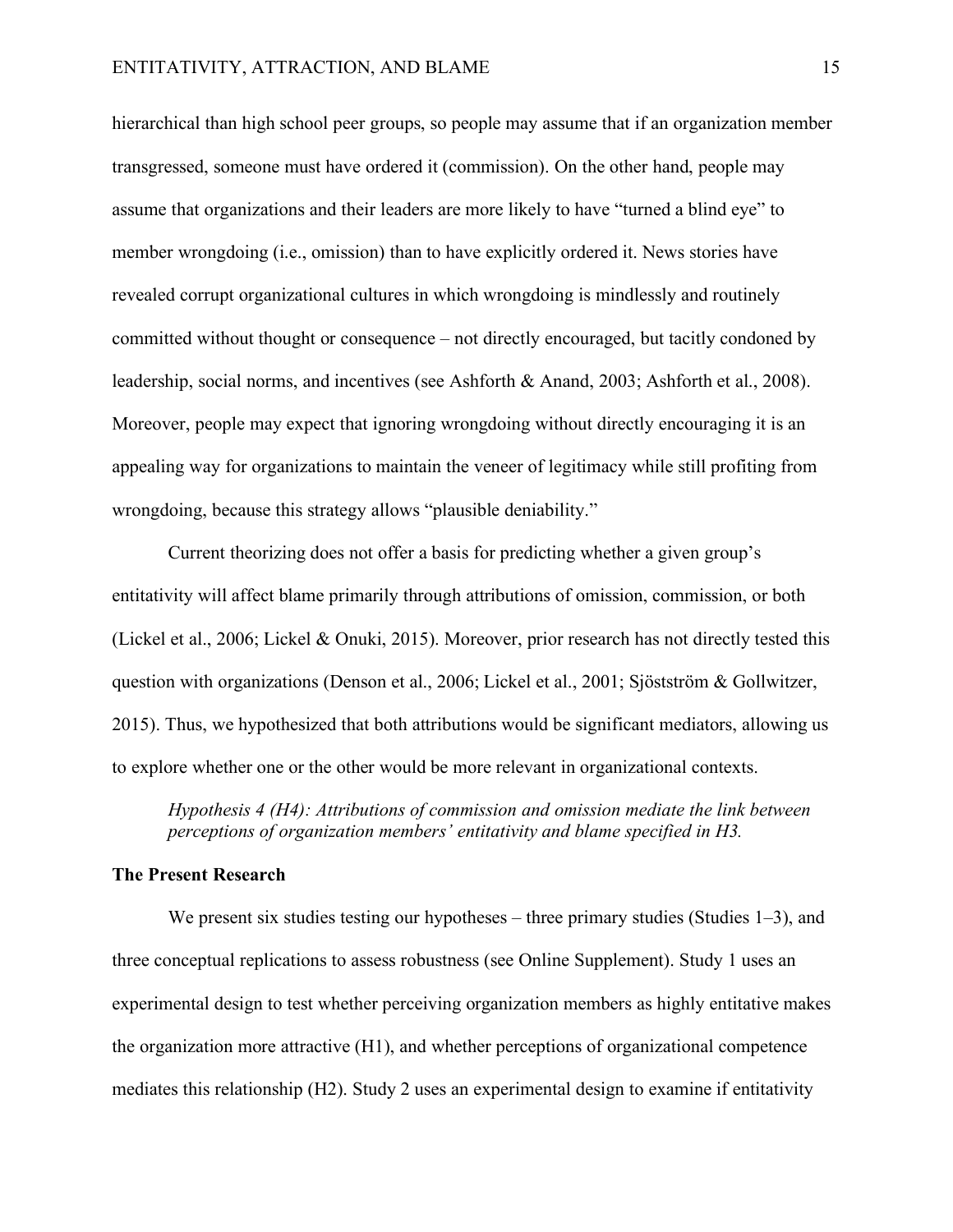hierarchical than high school peer groups, so people may assume that if an organization member transgressed, someone must have ordered it (commission). On the other hand, people may assume that organizations and their leaders are more likely to have "turned a blind eye" to member wrongdoing (i.e., omission) than to have explicitly ordered it. News stories have revealed corrupt organizational cultures in which wrongdoing is mindlessly and routinely committed without thought or consequence – not directly encouraged, but tacitly condoned by leadership, social norms, and incentives (see Ashforth & Anand, 2003; Ashforth et al., 2008). Moreover, people may expect that ignoring wrongdoing without directly encouraging it is an appealing way for organizations to maintain the veneer of legitimacy while still profiting from wrongdoing, because this strategy allows "plausible deniability."

Current theorizing does not offer a basis for predicting whether a given group's entitativity will affect blame primarily through attributions of omission, commission, or both (Lickel et al., 2006; Lickel & Onuki, 2015). Moreover, prior research has not directly tested this question with organizations (Denson et al., 2006; Lickel et al., 2001; Sjöstström & Gollwitzer, 2015). Thus, we hypothesized that both attributions would be significant mediators, allowing us to explore whether one or the other would be more relevant in organizational contexts.

*Hypothesis 4 (H4): Attributions of commission and omission mediate the link between perceptions of organization members' entitativity and blame specified in H3.*

### The Present Research

We present six studies testing our hypotheses – three primary studies (Studies 1–3), and three conceptual replications to assess robustness (see Online Supplement). Study 1 uses an experimental design to test whether perceiving organization members as highly entitative makes the organization more attractive (H1), and whether perceptions of organizational competence mediates this relationship (H2). Study 2 uses an experimental design to examine if entitativity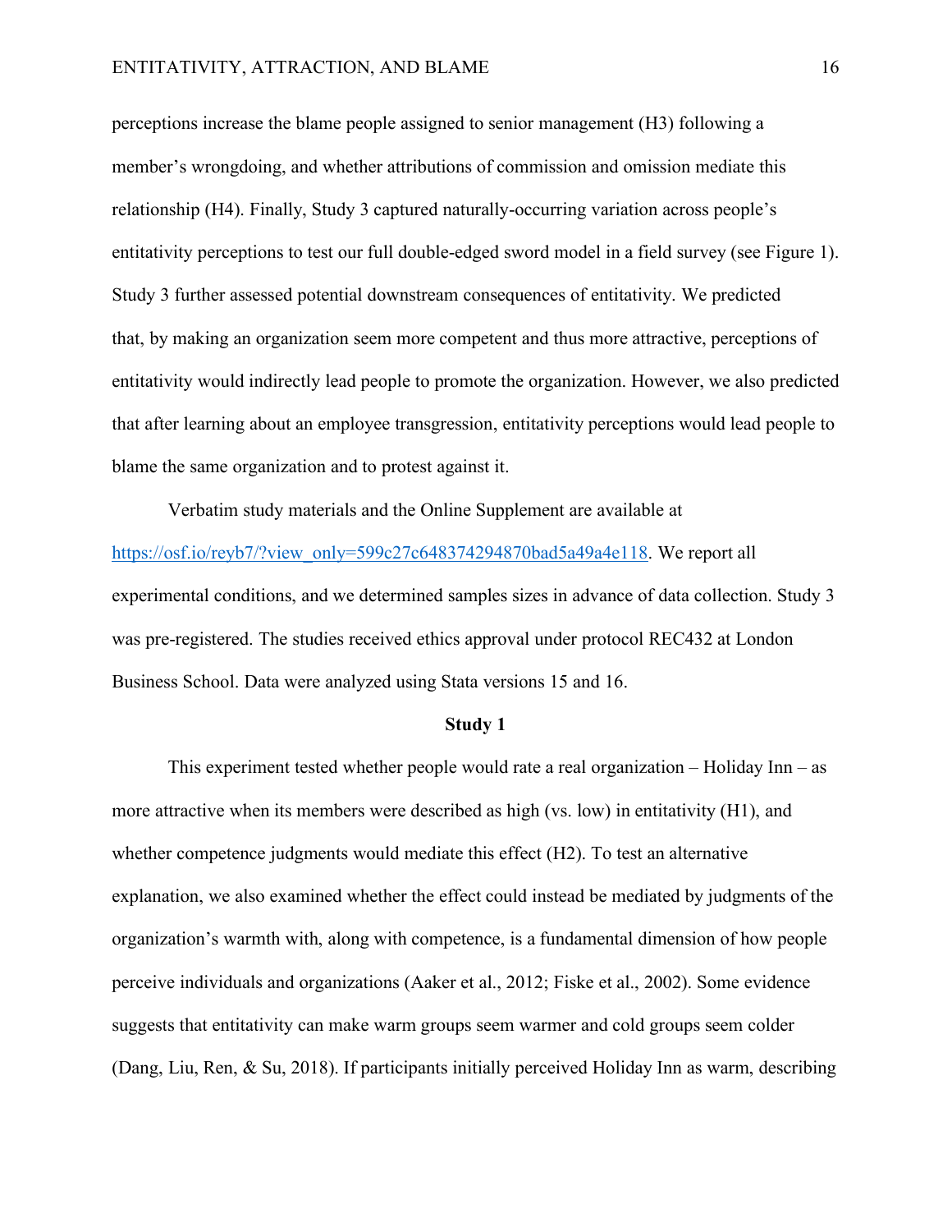perceptions increase the blame people assigned to senior management (H3) following a member's wrongdoing, and whether attributions of commission and omission mediate this relationship (H4). Finally, Study 3 captured naturally-occurring variation across people's entitativity perceptions to test our full double-edged sword model in a field survey (see Figure 1). Study 3 further assessed potential downstream consequences of entitativity. We predicted that, by making an organization seem more competent and thus more attractive, perceptions of entitativity would indirectly lead people to promote the organization. However, we also predicted that after learning about an employee transgression, entitativity perceptions would lead people to blame the same organization and to protest against it.

Verbatim study materials and the Online Supplement are available at https://osf.io/reyb7/?view_only=599c27c648374294870bad5a49a4e118. We report all experimental conditions, and we determined samples sizes in advance of data collection. Study 3 was pre-registered. The studies received ethics approval under protocol REC432 at London Business School. Data were analyzed using Stata versions 15 and 16.

## Study 1

This experiment tested whether people would rate a real organization – Holiday Inn – as more attractive when its members were described as high (vs. low) in entitativity (H1), and whether competence judgments would mediate this effect (H2). To test an alternative explanation, we also examined whether the effect could instead be mediated by judgments of the organization's warmth with, along with competence, is a fundamental dimension of how people perceive individuals and organizations (Aaker et al., 2012; Fiske et al., 2002). Some evidence suggests that entitativity can make warm groups seem warmer and cold groups seem colder (Dang, Liu, Ren, & Su, 2018). If participants initially perceived Holiday Inn as warm, describing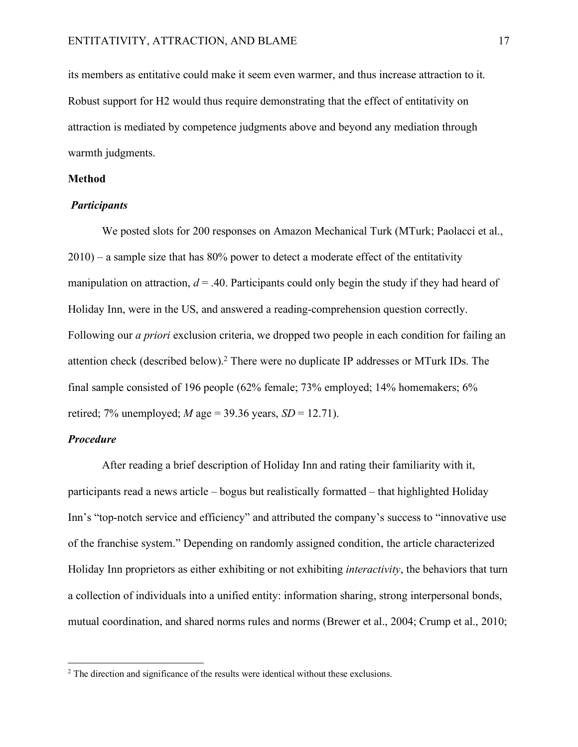its members as entitative could make it seem even warmer, and thus increase attraction to it. Robust support for H2 would thus require demonstrating that the effect of entitativity on attraction is mediated by competence judgments above and beyond any mediation through warmth judgments.

## Method

### *Participants*

We posted slots for 200 responses on Amazon Mechanical Turk (MTurk; Paolacci et al., 2010) – a sample size that has 80% power to detect a moderate effect of the entitativity manipulation on attraction, $d = .40$. Participants could only begin the study if they had heard of Holiday Inn, were in the US, and answered a reading-comprehension question correctly. Following our *a priori* exclusion criteria, we dropped two people in each condition for failing an attention check (described below).[2] There were no duplicate IP addresses or MTurk IDs. The final sample consisted of 196 people (62% female; 73% employed; 14% homemakers; 6% retired; 7% unemployed; *M* age = 39.36 years, *SD* = 12.71).

### *Procedure*

After reading a brief description of Holiday Inn and rating their familiarity with it, participants read a news article – bogus but realistically formatted – that highlighted Holiday Inn's "top-notch service and efficiency" and attributed the company's success to "innovative use of the franchise system." Depending on randomly assigned condition, the article characterized Holiday Inn proprietors as either exhibiting or not exhibiting *interactivity*, the behaviors that turn a collection of individuals into a unified entity: information sharing, strong interpersonal bonds, mutual coordination, and shared norms rules and norms (Brewer et al., 2004; Crump et al., 2010;

---

[2] The direction and significance of the results were identical without these exclusions.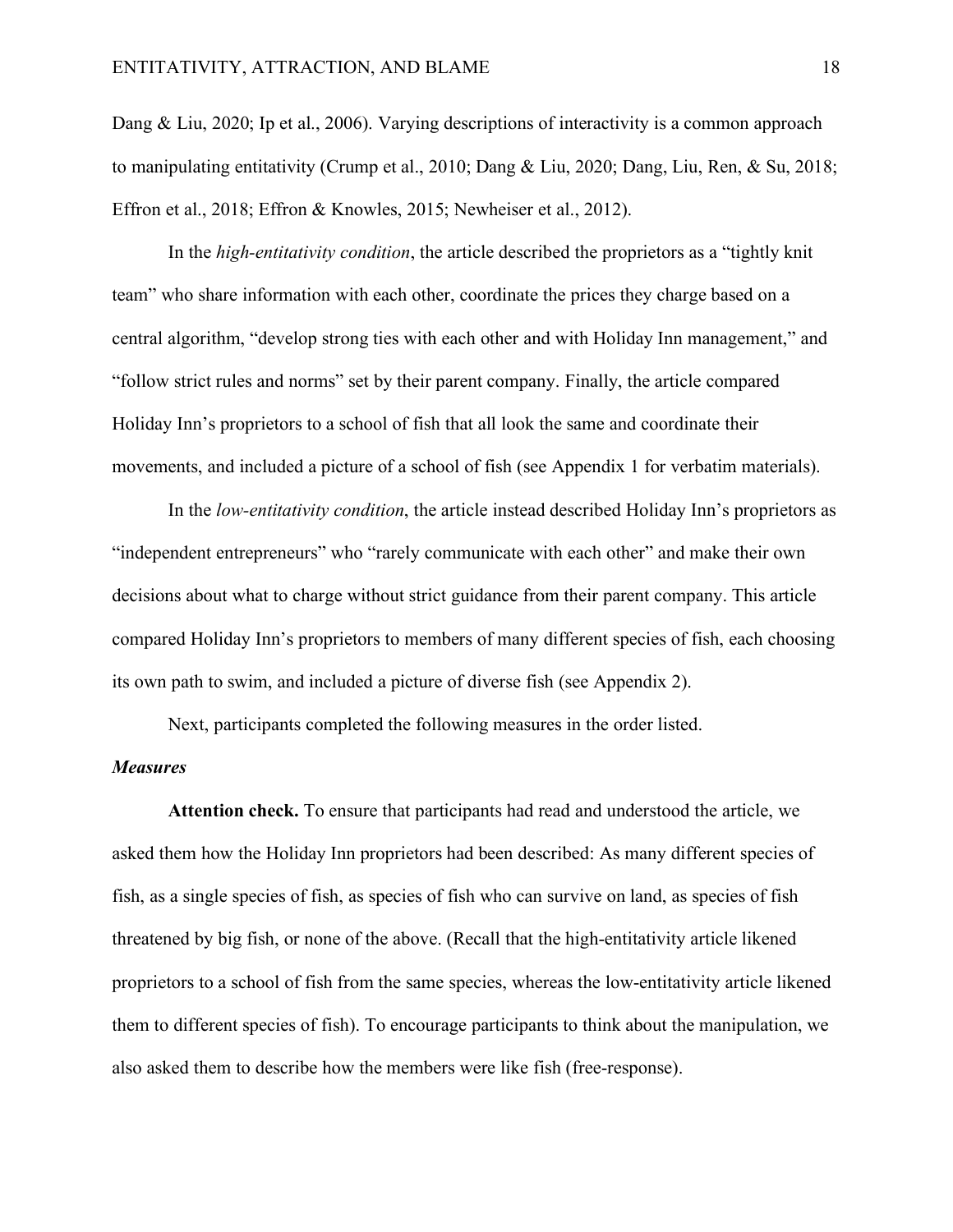Dang & Liu, 2020; Ip et al., 2006). Varying descriptions of interactivity is a common approach to manipulating entitativity (Crump et al., 2010; Dang & Liu, 2020; Dang, Liu, Ren, & Su, 2018; Effron et al., 2018; Effron & Knowles, 2015; Newheiser et al., 2012).

In the *high-entitativity condition*, the article described the proprietors as a "tightly knit team" who share information with each other, coordinate the prices they charge based on a central algorithm, "develop strong ties with each other and with Holiday Inn management," and "follow strict rules and norms" set by their parent company. Finally, the article compared Holiday Inn's proprietors to a school of fish that all look the same and coordinate their movements, and included a picture of a school of fish (see Appendix 1 for verbatim materials).

In the *low-entitativity condition*, the article instead described Holiday Inn's proprietors as "independent entrepreneurs" who "rarely communicate with each other" and make their own decisions about what to charge without strict guidance from their parent company. This article compared Holiday Inn's proprietors to members of many different species of fish, each choosing its own path to swim, and included a picture of diverse fish (see Appendix 2).

Next, participants completed the following measures in the order listed.

***Measures***

**Attention check.** To ensure that participants had read and understood the article, we asked them how the Holiday Inn proprietors had been described: As many different species of fish, as a single species of fish, as species of fish who can survive on land, as species of fish threatened by big fish, or none of the above. (Recall that the high-entitativity article likened proprietors to a school of fish from the same species, whereas the low-entitativity article likened them to different species of fish). To encourage participants to think about the manipulation, we also asked them to describe how the members were like fish (free-response).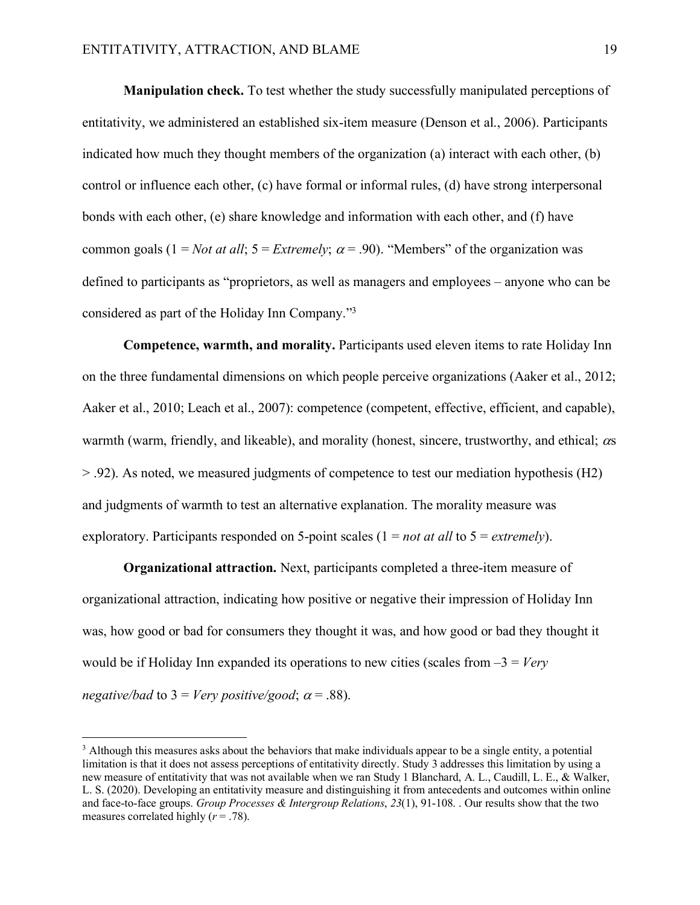**Manipulation check.** To test whether the study successfully manipulated perceptions of entitativity, we administered an established six-item measure (Denson et al., 2006). Participants indicated how much they thought members of the organization (a) interact with each other, (b) control or influence each other, (c) have formal or informal rules, (d) have strong interpersonal bonds with each other, (e) share knowledge and information with each other, and (f) have common goals (1 = *Not at all*; 5 = *Extremely*; $\alpha = .90$). "Members" of the organization was defined to participants as "proprietors, as well as managers and employees – anyone who can be considered as part of the Holiday Inn Company."[3]

**Competence, warmth, and morality.** Participants used eleven items to rate Holiday Inn on the three fundamental dimensions on which people perceive organizations (Aaker et al., 2012; Aaker et al., 2010; Leach et al., 2007): competence (competent, effective, efficient, and capable), warmth (warm, friendly, and likeable), and morality (honest, sincere, trustworthy, and ethical; $\alpha$s > .92). As noted, we measured judgments of competence to test our mediation hypothesis (H2) and judgments of warmth to test an alternative explanation. The morality measure was exploratory. Participants responded on 5-point scales (1 = *not at all* to 5 = *extremely*).

**Organizational attraction.** Next, participants completed a three-item measure of organizational attraction, indicating how positive or negative their impression of Holiday Inn was, how good or bad for consumers they thought it was, and how good or bad they thought it would be if Holiday Inn expanded its operations to new cities (scales from –3 = *Very negative/bad* to 3 = *Very positive/good*; $\alpha = .88$).

[3] Although this measures asks about the behaviors that make individuals appear to be a single entity, a potential limitation is that it does not assess perceptions of entitativity directly. Study 3 addresses this limitation by using a new measure of entitativity that was not available when we ran Study 1 Blanchard, A. L., Caudill, L. E., & Walker, L. S. (2020). Developing an entitativity measure and distinguishing it from antecedents and outcomes within online and face-to-face groups. *Group Processes & Intergroup Relations*, *23*(1), 91-108. . Our results show that the two measures correlated highly ($r = .78$).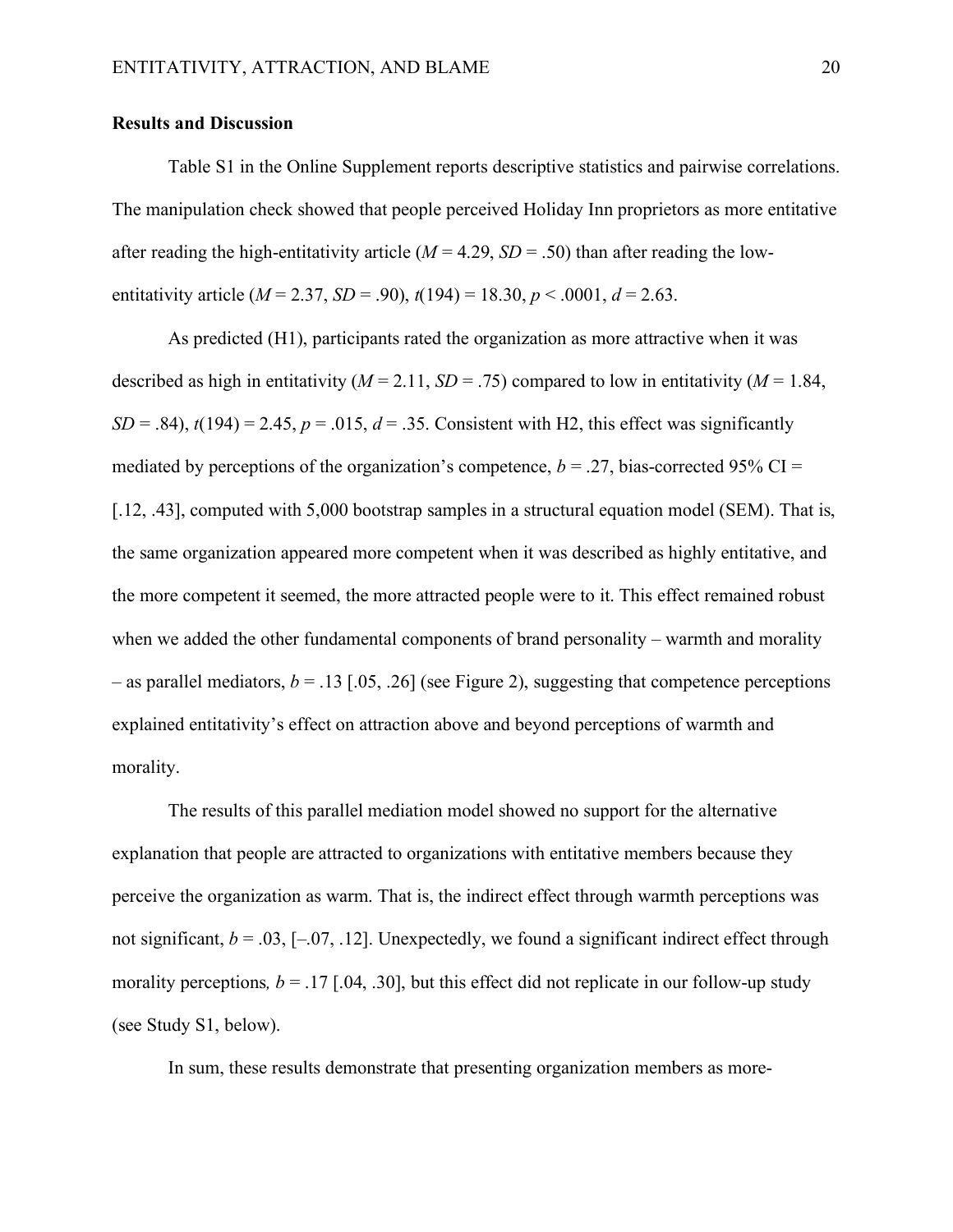### Results and Discussion

Table S1 in the Online Supplement reports descriptive statistics and pairwise correlations. The manipulation check showed that people perceived Holiday Inn proprietors as more entitative after reading the high-entitativity article ($M = 4.29$, $SD = .50$) than after reading the low-entitativity article ($M = 2.37$, $SD = .90$), $t(194) = 18.30$, $p < .0001$, $d = 2.63$.

As predicted (H1), participants rated the organization as more attractive when it was described as high in entitativity ($M = 2.11$, $SD = .75$) compared to low in entitativity ($M = 1.84$, $SD = .84$), $t(194) = 2.45$, $p = .015$, $d = .35$. Consistent with H2, this effect was significantly mediated by perceptions of the organization's competence, $b = .27$, bias-corrected 95% CI = [.12, .43], computed with 5,000 bootstrap samples in a structural equation model (SEM). That is, the same organization appeared more competent when it was described as highly entitative, and the more competent it seemed, the more attracted people were to it. This effect remained robust when we added the other fundamental components of brand personality – warmth and morality – as parallel mediators, $b = .13$ [.05, .26] (see Figure 2), suggesting that competence perceptions explained entitativity's effect on attraction above and beyond perceptions of warmth and morality.

The results of this parallel mediation model showed no support for the alternative explanation that people are attracted to organizations with entitative members because they perceive the organization as warm. That is, the indirect effect through warmth perceptions was not significant, $b = .03$, [–.07, .12]. Unexpectedly, we found a significant indirect effect through morality perceptions*,* $b = .17$ [.04, .30], but this effect did not replicate in our follow-up study (see Study S1, below).

In sum, these results demonstrate that presenting organization members as more-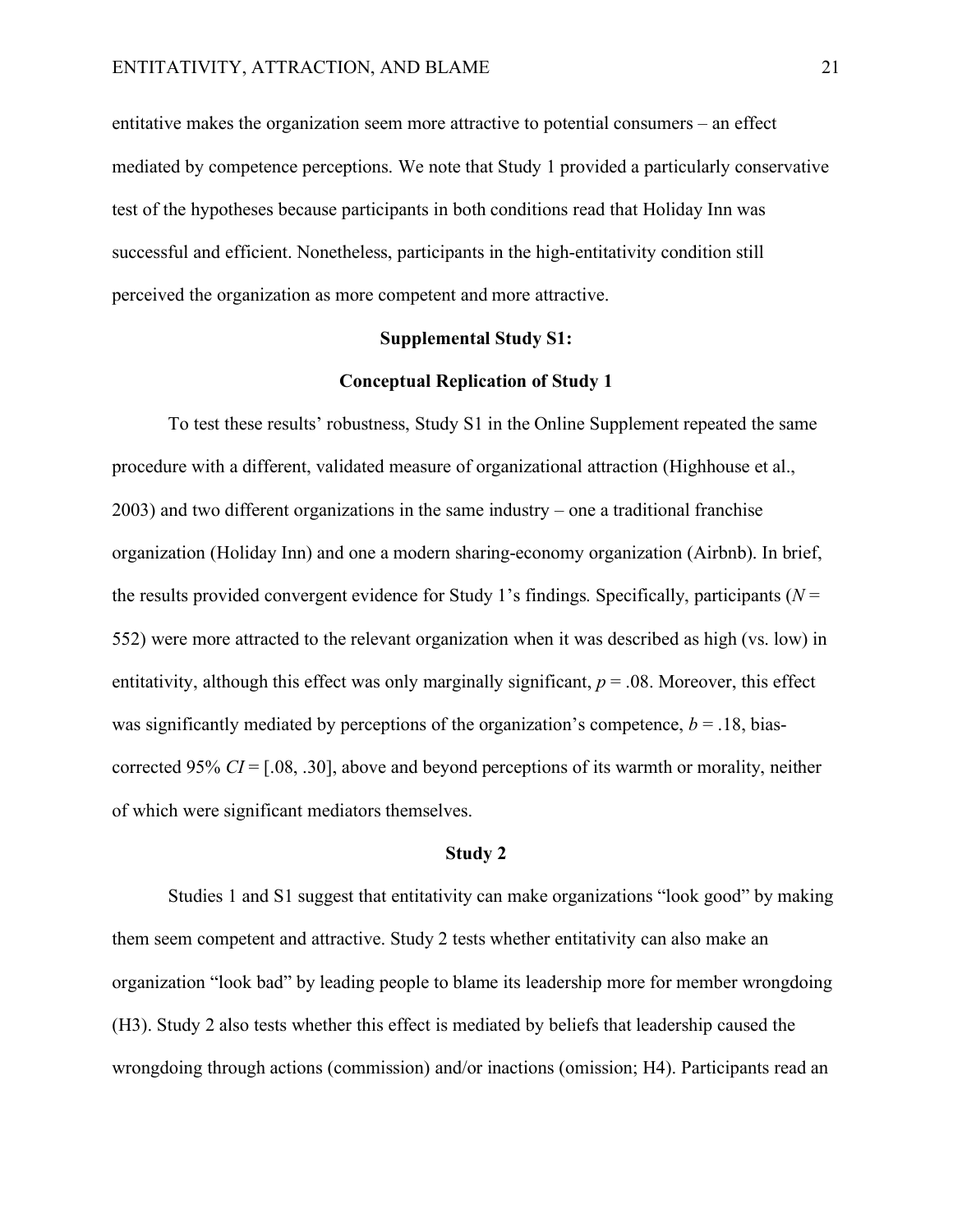entitative makes the organization seem more attractive to potential consumers – an effect mediated by competence perceptions. We note that Study 1 provided a particularly conservative test of the hypotheses because participants in both conditions read that Holiday Inn was successful and efficient. Nonetheless, participants in the high-entitativity condition still perceived the organization as more competent and more attractive.

## Supplemental Study S1:

## Conceptual Replication of Study 1

To test these results' robustness, Study S1 in the Online Supplement repeated the same procedure with a different, validated measure of organizational attraction (Highhouse et al., 2003) and two different organizations in the same industry – one a traditional franchise organization (Holiday Inn) and one a modern sharing-economy organization (Airbnb). In brief, the results provided convergent evidence for Study 1's findings. Specifically, participants ($N$ = 552) were more attracted to the relevant organization when it was described as high (vs. low) in entitativity, although this effect was only marginally significant, $p = .08$. Moreover, this effect was significantly mediated by perceptions of the organization's competence, $b = .18$, bias-corrected 95% $CI$ = [.08, .30], above and beyond perceptions of its warmth or morality, neither of which were significant mediators themselves.

## Study 2

Studies 1 and S1 suggest that entitativity can make organizations "look good" by making them seem competent and attractive. Study 2 tests whether entitativity can also make an organization "look bad" by leading people to blame its leadership more for member wrongdoing (H3). Study 2 also tests whether this effect is mediated by beliefs that leadership caused the wrongdoing through actions (commission) and/or inactions (omission; H4). Participants read an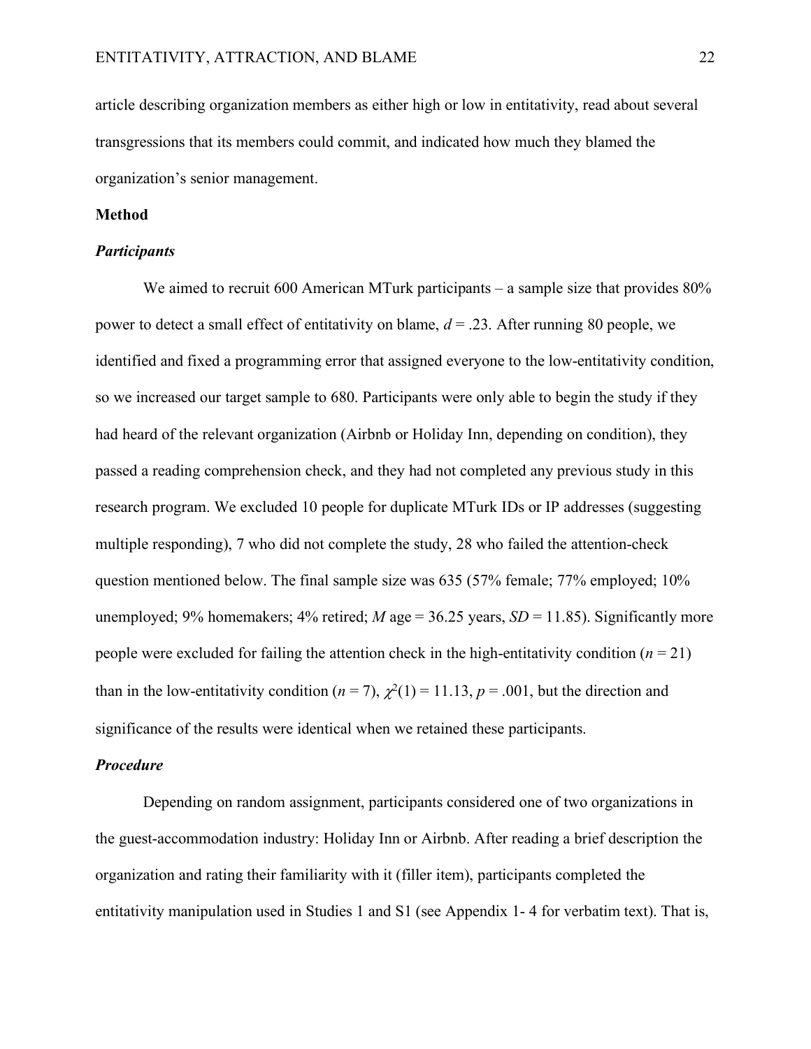article describing organization members as either high or low in entitativity, read about several transgressions that its members could commit, and indicated how much they blamed the organization's senior management.

## Method

### *Participants*

We aimed to recruit 600 American MTurk participants – a sample size that provides 80% power to detect a small effect of entitativity on blame, $d = .23$. After running 80 people, we identified and fixed a programming error that assigned everyone to the low-entitativity condition, so we increased our target sample to 680. Participants were only able to begin the study if they had heard of the relevant organization (Airbnb or Holiday Inn, depending on condition), they passed a reading comprehension check, and they had not completed any previous study in this research program. We excluded 10 people for duplicate MTurk IDs or IP addresses (suggesting multiple responding), 7 who did not complete the study, 28 who failed the attention-check question mentioned below. The final sample size was 635 (57% female; 77% employed; 10% unemployed; 9% homemakers; 4% retired; *M* age = 36.25 years, *SD* = 11.85). Significantly more people were excluded for failing the attention check in the high-entitativity condition ($n = 21$) than in the low-entitativity condition ($n = 7$), $\chi^2(1) = 11.13$, $p = .001$, but the direction and significance of the results were identical when we retained these participants.

### *Procedure*

Depending on random assignment, participants considered one of two organizations in the guest-accommodation industry: Holiday Inn or Airbnb. After reading a brief description the organization and rating their familiarity with it (filler item), participants completed the entitativity manipulation used in Studies 1 and S1 (see Appendix 1- 4 for verbatim text). That is,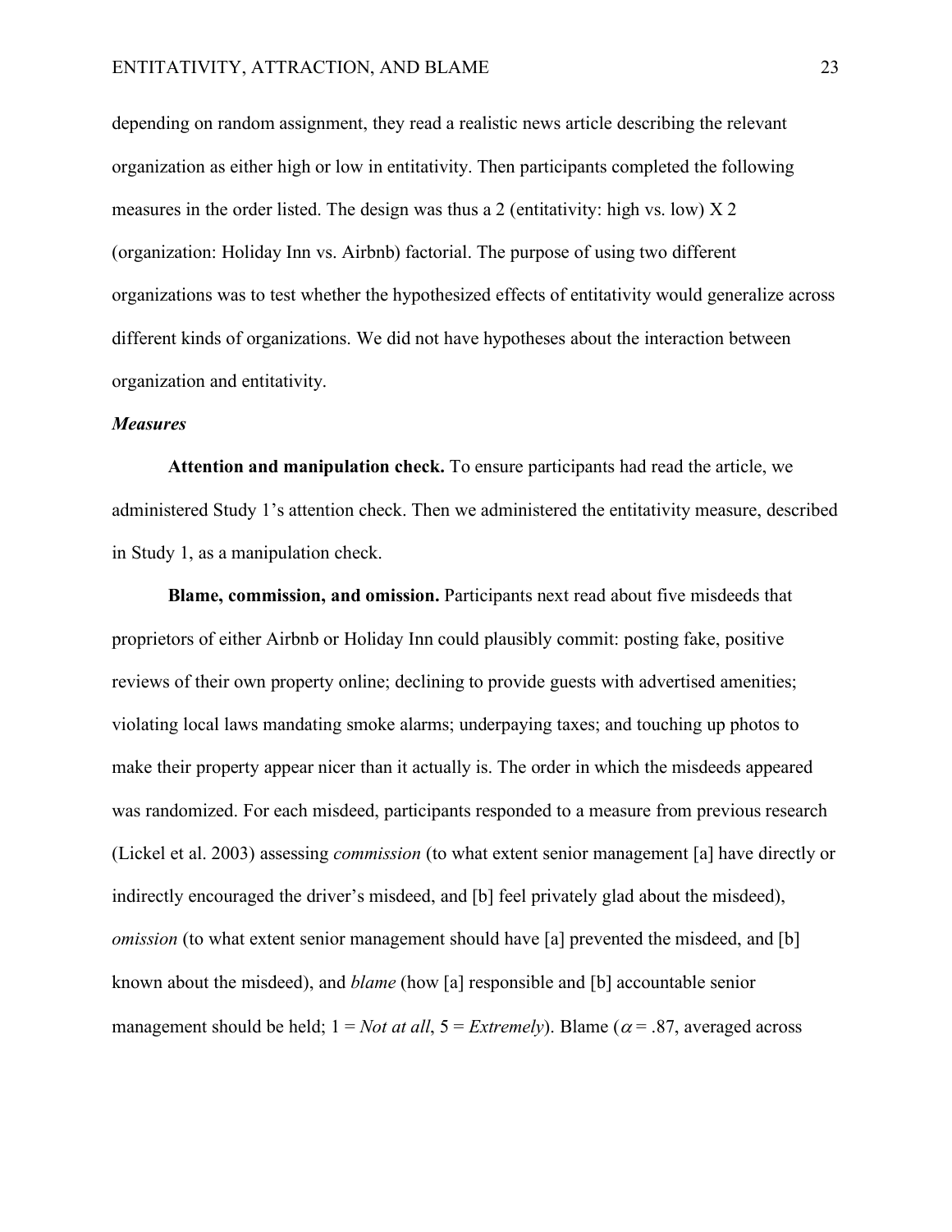depending on random assignment, they read a realistic news article describing the relevant organization as either high or low in entitativity. Then participants completed the following measures in the order listed. The design was thus a 2 (entitativity: high vs. low) X 2 (organization: Holiday Inn vs. Airbnb) factorial. The purpose of using two different organizations was to test whether the hypothesized effects of entitativity would generalize across different kinds of organizations. We did not have hypotheses about the interaction between organization and entitativity.

### *Measures*

**Attention and manipulation check.** To ensure participants had read the article, we administered Study 1's attention check. Then we administered the entitativity measure, described in Study 1, as a manipulation check.

**Blame, commission, and omission.** Participants next read about five misdeeds that proprietors of either Airbnb or Holiday Inn could plausibly commit: posting fake, positive reviews of their own property online; declining to provide guests with advertised amenities; violating local laws mandating smoke alarms; underpaying taxes; and touching up photos to make their property appear nicer than it actually is. The order in which the misdeeds appeared was randomized. For each misdeed, participants responded to a measure from previous research (Lickel et al. 2003) assessing *commission* (to what extent senior management [a] have directly or indirectly encouraged the driver's misdeed, and [b] feel privately glad about the misdeed), *omission* (to what extent senior management should have [a] prevented the misdeed, and [b] known about the misdeed), and *blame* (how [a] responsible and [b] accountable senior management should be held; 1 = *Not at all*, 5 = *Extremely*). Blame ($\alpha$ = .87, averaged across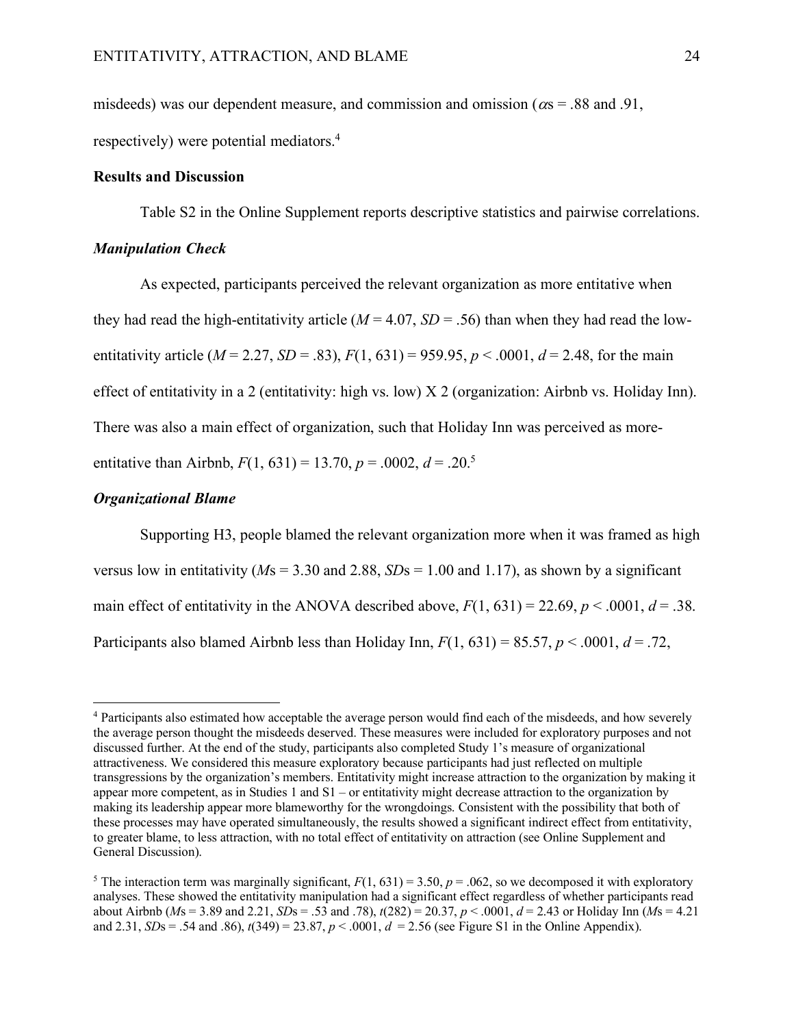misdeeds) was our dependent measure, and commission and omission ($\alpha$s = .88 and .91, respectively) were potential mediators.[4]

## Results and Discussion

Table S2 in the Online Supplement reports descriptive statistics and pairwise correlations.

### *Manipulation Check*

As expected, participants perceived the relevant organization as more entitative when they had read the high-entitativity article ($M = 4.07$, $SD = .56$) than when they had read the low-entitativity article ($M = 2.27$, $SD = .83$), $F(1, 631) = 959.95$, $p < .0001$, $d = 2.48$, for the main effect of entitativity in a 2 (entitativity: high vs. low) X 2 (organization: Airbnb vs. Holiday Inn). There was also a main effect of organization, such that Holiday Inn was perceived as more-entitative than Airbnb, $F(1, 631) = 13.70$, $p = .0002$, $d = .20$.[5]

### *Organizational Blame*

Supporting H3, people blamed the relevant organization more when it was framed as high versus low in entitativity ($M$s = 3.30 and 2.88, $SD$s = 1.00 and 1.17), as shown by a significant main effect of entitativity in the ANOVA described above, $F(1, 631) = 22.69$, $p < .0001$, $d = .38$. Participants also blamed Airbnb less than Holiday Inn, $F(1, 631) = 85.57$, $p < .0001$, $d = .72$,

---

[4] Participants also estimated how acceptable the average person would find each of the misdeeds, and how severely the average person thought the misdeeds deserved. These measures were included for exploratory purposes and not discussed further. At the end of the study, participants also completed Study 1's measure of organizational attractiveness. We considered this measure exploratory because participants had just reflected on multiple transgressions by the organization's members. Entitativity might increase attraction to the organization by making it appear more competent, as in Studies 1 and S1 – or entitativity might decrease attraction to the organization by making its leadership appear more blameworthy for the wrongdoings. Consistent with the possibility that both of these processes may have operated simultaneously, the results showed a significant indirect effect from entitativity, to greater blame, to less attraction, with no total effect of entitativity on attraction (see Online Supplement and General Discussion).

[5] The interaction term was marginally significant, $F(1, 631) = 3.50$, $p = .062$, so we decomposed it with exploratory analyses. These showed the entitativity manipulation had a significant effect regardless of whether participants read about Airbnb ($M$s = 3.89 and 2.21, $SD$s = .53 and .78), $t(282) = 20.37$, $p < .0001$, $d = 2.43$ or Holiday Inn ($M$s = 4.21 and 2.31, $SD$s = .54 and .86), $t(349) = 23.87$, $p < .0001$, $d = 2.56$ (see Figure S1 in the Online Appendix).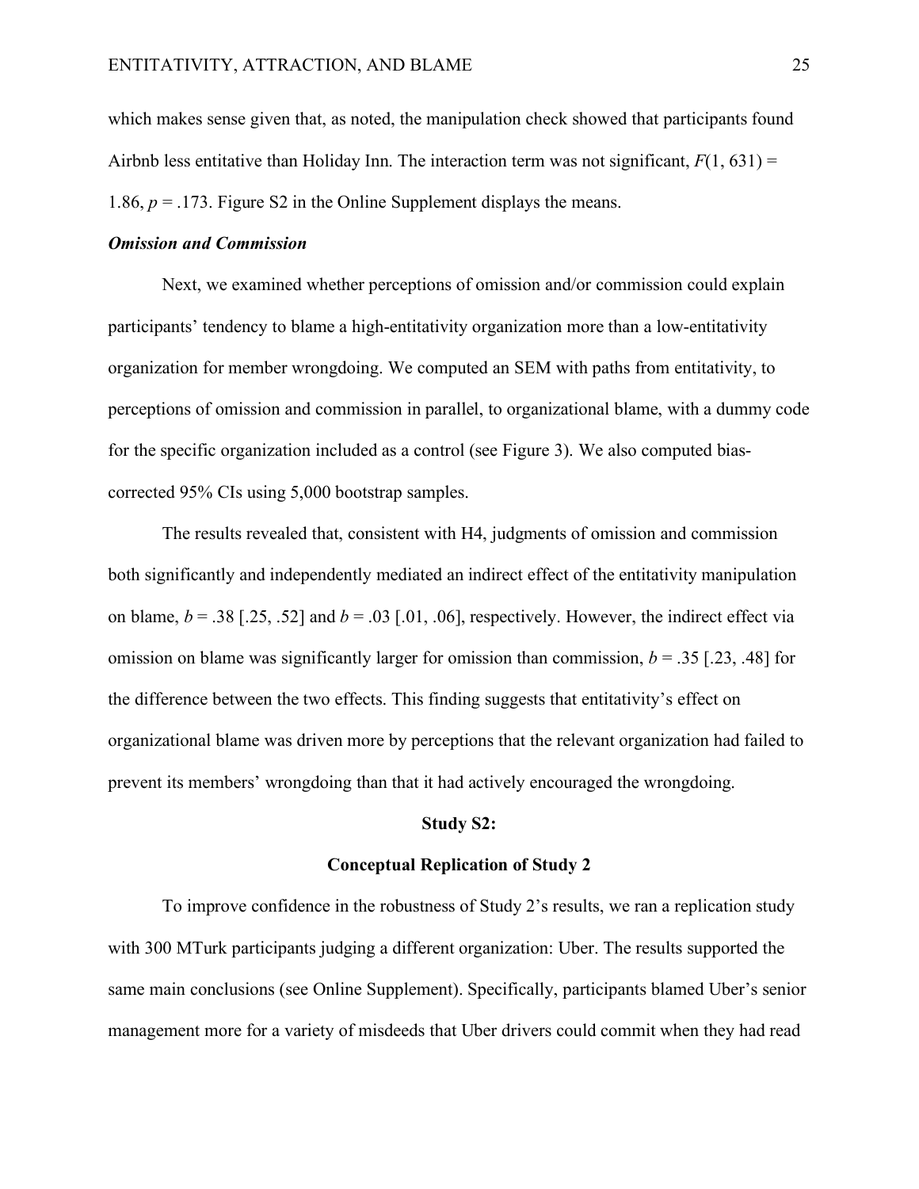which makes sense given that, as noted, the manipulation check showed that participants found Airbnb less entitative than Holiday Inn. The interaction term was not significant, $F(1, 631) = 1.86$, $p = .173$. Figure S2 in the Online Supplement displays the means.

### ***Omission and Commission***

Next, we examined whether perceptions of omission and/or commission could explain participants' tendency to blame a high-entitativity organization more than a low-entitativity organization for member wrongdoing. We computed an SEM with paths from entitativity, to perceptions of omission and commission in parallel, to organizational blame, with a dummy code for the specific organization included as a control (see Figure 3). We also computed bias-corrected 95% CIs using 5,000 bootstrap samples.

The results revealed that, consistent with H4, judgments of omission and commission both significantly and independently mediated an indirect effect of the entitativity manipulation on blame, $b = .38$ [.25, .52] and $b = .03$ [.01, .06], respectively. However, the indirect effect via omission on blame was significantly larger for omission than commission, $b = .35$ [.23, .48] for the difference between the two effects. This finding suggests that entitativity's effect on organizational blame was driven more by perceptions that the relevant organization had failed to prevent its members' wrongdoing than that it had actively encouraged the wrongdoing.

## **Study S2:**

## **Conceptual Replication of Study 2**

To improve confidence in the robustness of Study 2's results, we ran a replication study with 300 MTurk participants judging a different organization: Uber. The results supported the same main conclusions (see Online Supplement). Specifically, participants blamed Uber's senior management more for a variety of misdeeds that Uber drivers could commit when they had read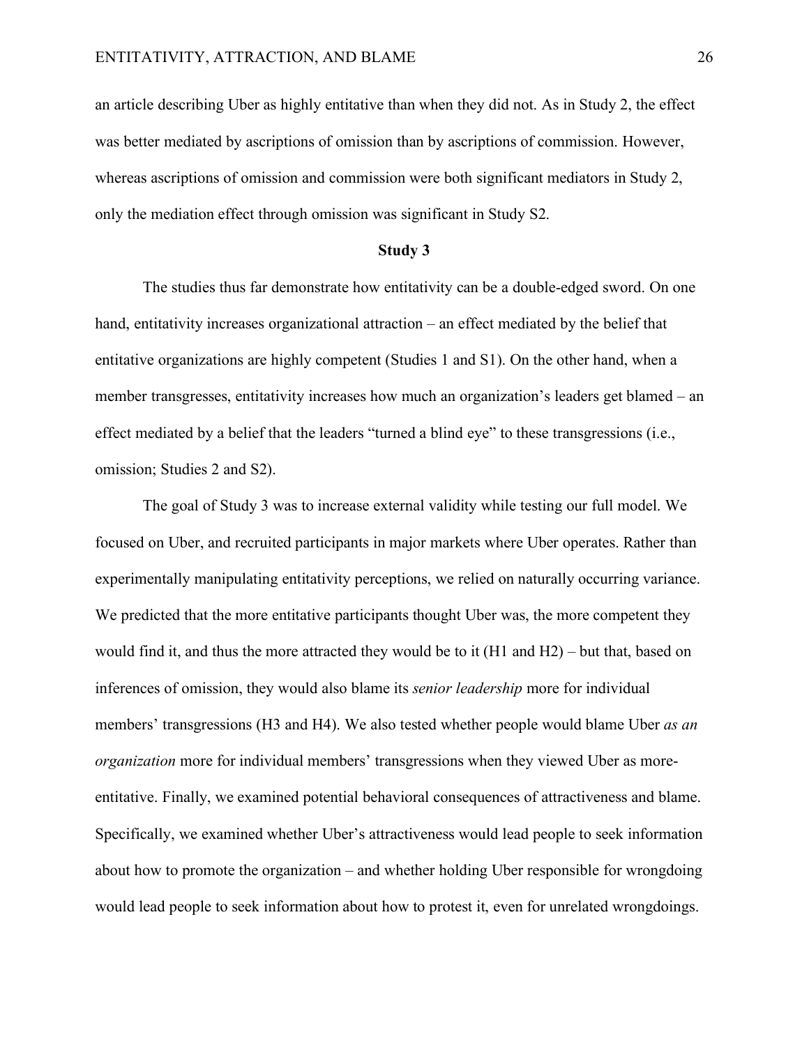an article describing Uber as highly entitative than when they did not. As in Study 2, the effect was better mediated by ascriptions of omission than by ascriptions of commission. However, whereas ascriptions of omission and commission were both significant mediators in Study 2, only the mediation effect through omission was significant in Study S2.

## Study 3

The studies thus far demonstrate how entitativity can be a double-edged sword. On one hand, entitativity increases organizational attraction – an effect mediated by the belief that entitative organizations are highly competent (Studies 1 and S1). On the other hand, when a member transgresses, entitativity increases how much an organization's leaders get blamed – an effect mediated by a belief that the leaders "turned a blind eye" to these transgressions (i.e., omission; Studies 2 and S2).

The goal of Study 3 was to increase external validity while testing our full model. We focused on Uber, and recruited participants in major markets where Uber operates. Rather than experimentally manipulating entitativity perceptions, we relied on naturally occurring variance. We predicted that the more entitative participants thought Uber was, the more competent they would find it, and thus the more attracted they would be to it (H1 and H2) – but that, based on inferences of omission, they would also blame its *senior leadership* more for individual members' transgressions (H3 and H4). We also tested whether people would blame Uber *as an organization* more for individual members' transgressions when they viewed Uber as more-entitative. Finally, we examined potential behavioral consequences of attractiveness and blame. Specifically, we examined whether Uber's attractiveness would lead people to seek information about how to promote the organization – and whether holding Uber responsible for wrongdoing would lead people to seek information about how to protest it, even for unrelated wrongdoings.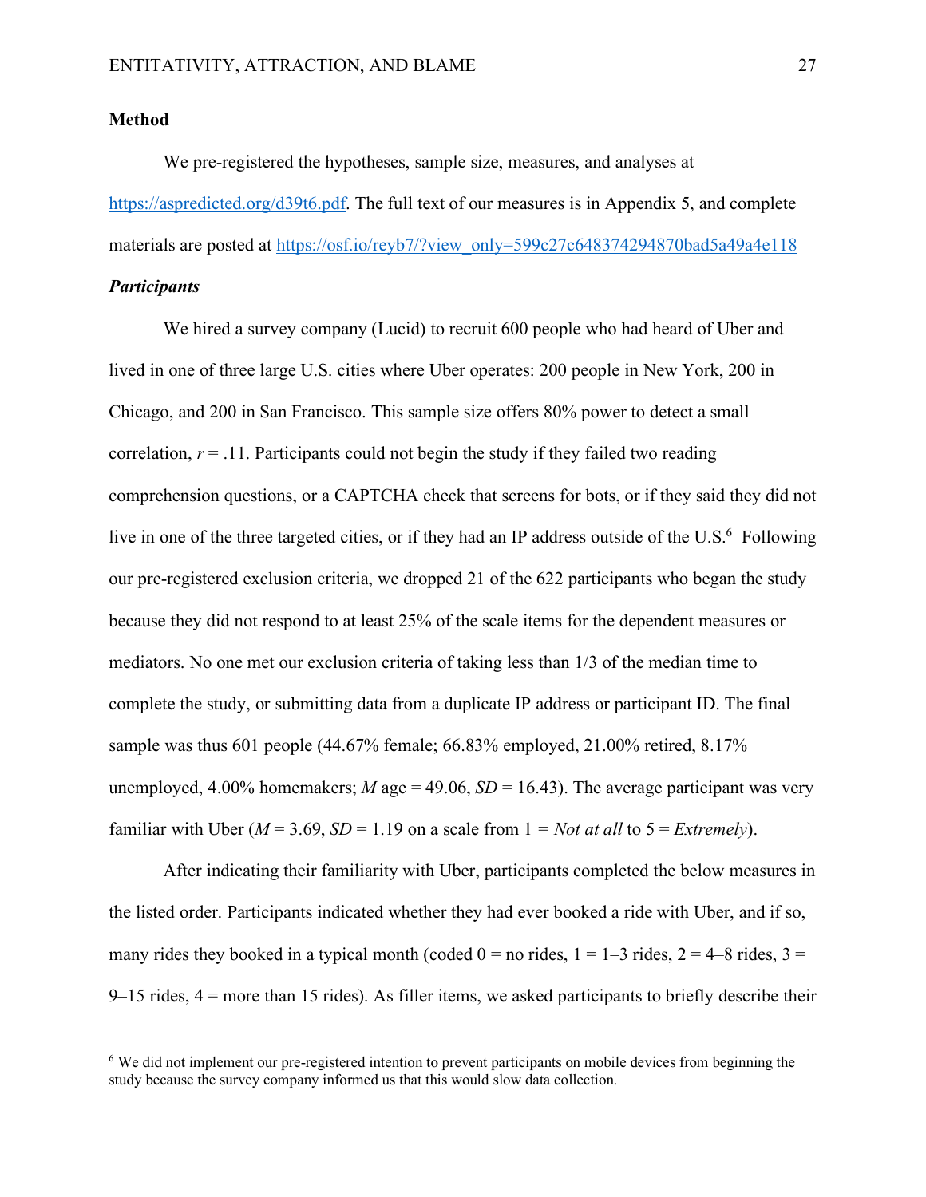## Method

We pre-registered the hypotheses, sample size, measures, and analyses at https://aspredicted.org/d39t6.pdf. The full text of our measures is in Appendix 5, and complete materials are posted at https://osf.io/reyb7/?view_only=599c27c648374294870bad5a49a4e118

### *Participants*

We hired a survey company (Lucid) to recruit 600 people who had heard of Uber and lived in one of three large U.S. cities where Uber operates: 200 people in New York, 200 in Chicago, and 200 in San Francisco. This sample size offers 80% power to detect a small correlation, $r = .11$. Participants could not begin the study if they failed two reading comprehension questions, or a CAPTCHA check that screens for bots, or if they said they did not live in one of the three targeted cities, or if they had an IP address outside of the U.S.[6] Following our pre-registered exclusion criteria, we dropped 21 of the 622 participants who began the study because they did not respond to at least 25% of the scale items for the dependent measures or mediators. No one met our exclusion criteria of taking less than 1/3 of the median time to complete the study, or submitting data from a duplicate IP address or participant ID. The final sample was thus 601 people (44.67% female; 66.83% employed, 21.00% retired, 8.17% unemployed, 4.00% homemakers; $M$ age = 49.06, $SD$ = 16.43). The average participant was very familiar with Uber ($M$ = 3.69, $SD$ = 1.19 on a scale from 1 = *Not at all* to 5 = *Extremely*).

After indicating their familiarity with Uber, participants completed the below measures in the listed order. Participants indicated whether they had ever booked a ride with Uber, and if so, many rides they booked in a typical month (coded 0 = no rides, 1 = 1–3 rides, 2 = 4–8 rides, 3 = 9–15 rides, 4 = more than 15 rides). As filler items, we asked participants to briefly describe their

[6] We did not implement our pre-registered intention to prevent participants on mobile devices from beginning the study because the survey company informed us that this would slow data collection.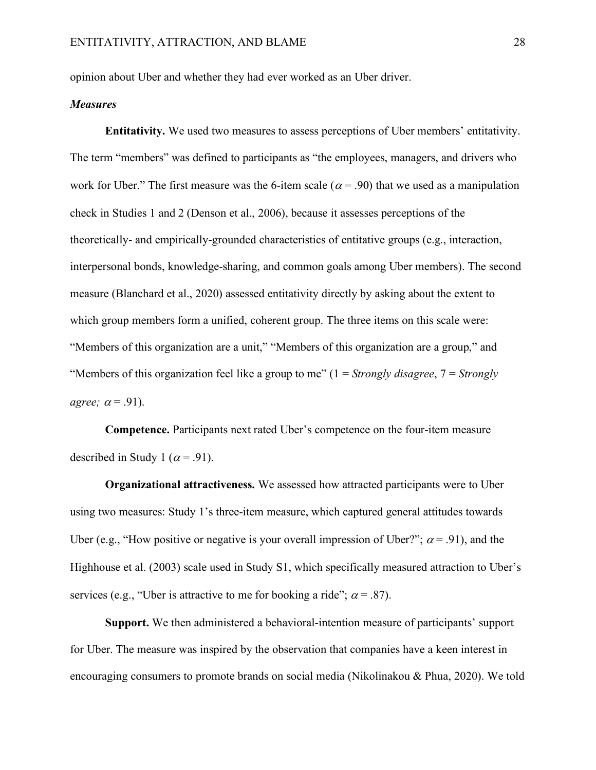opinion about Uber and whether they had ever worked as an Uber driver.

### *Measures*

**Entitativity.** We used two measures to assess perceptions of Uber members' entitativity. The term "members" was defined to participants as "the employees, managers, and drivers who work for Uber." The first measure was the 6-item scale ($\alpha = .90$) that we used as a manipulation check in Studies 1 and 2 (Denson et al., 2006), because it assesses perceptions of the theoretically- and empirically-grounded characteristics of entitative groups (e.g., interaction, interpersonal bonds, knowledge-sharing, and common goals among Uber members). The second measure (Blanchard et al., 2020) assessed entitativity directly by asking about the extent to which group members form a unified, coherent group. The three items on this scale were: "Members of this organization are a unit," "Members of this organization are a group," and "Members of this organization feel like a group to me" (1 = *Strongly disagree*, 7 = *Strongly agree;* $\alpha = .91$).

**Competence.** Participants next rated Uber's competence on the four-item measure described in Study 1 ($\alpha = .91$).

**Organizational attractiveness.** We assessed how attracted participants were to Uber using two measures: Study 1's three-item measure, which captured general attitudes towards Uber (e.g., "How positive or negative is your overall impression of Uber?"; $\alpha = .91$), and the Highhouse et al. (2003) scale used in Study S1, which specifically measured attraction to Uber's services (e.g., "Uber is attractive to me for booking a ride"; $\alpha = .87$).

**Support.** We then administered a behavioral-intention measure of participants' support for Uber. The measure was inspired by the observation that companies have a keen interest in encouraging consumers to promote brands on social media (Nikolinakou & Phua, 2020). We told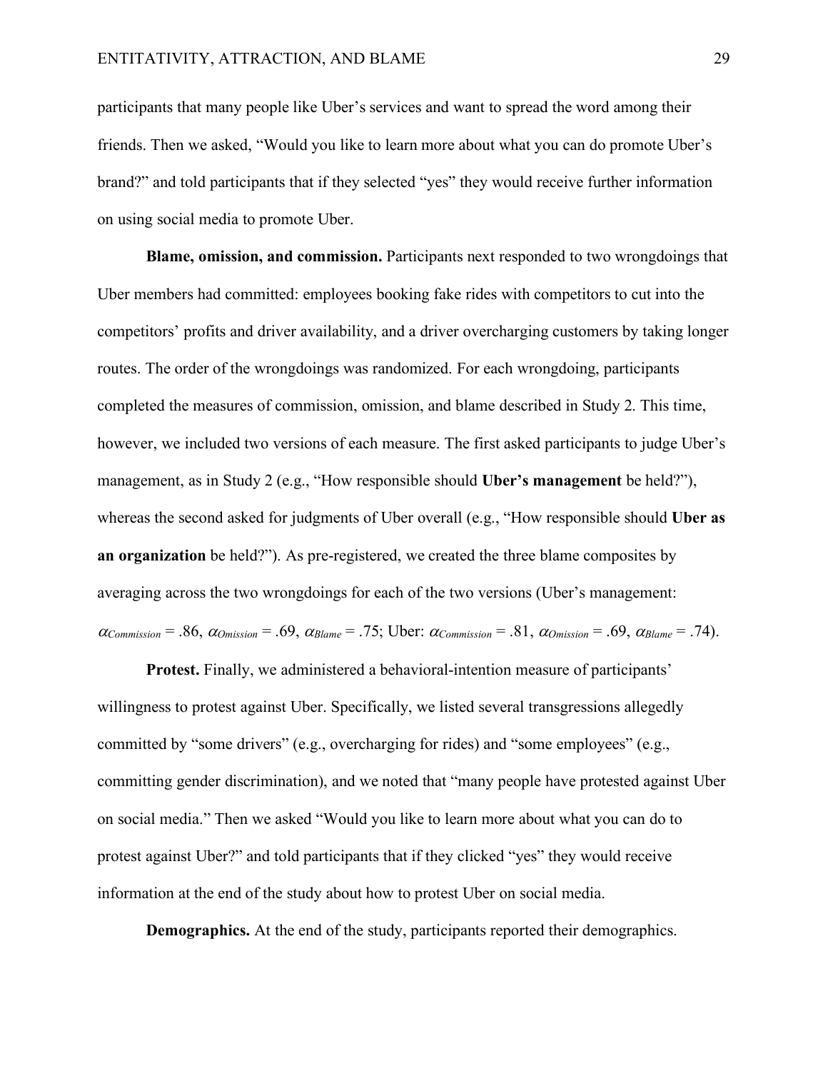participants that many people like Uber's services and want to spread the word among their friends. Then we asked, "Would you like to learn more about what you can do promote Uber's brand?" and told participants that if they selected "yes" they would receive further information on using social media to promote Uber.

**Blame, omission, and commission.** Participants next responded to two wrongdoings that Uber members had committed: employees booking fake rides with competitors to cut into the competitors' profits and driver availability, and a driver overcharging customers by taking longer routes. The order of the wrongdoings was randomized. For each wrongdoing, participants completed the measures of commission, omission, and blame described in Study 2. This time, however, we included two versions of each measure. The first asked participants to judge Uber's management, as in Study 2 (e.g., "How responsible should **Uber's management** be held?"), whereas the second asked for judgments of Uber overall (e.g., "How responsible should **Uber as an organization** be held?"). As pre-registered, we created the three blame composites by averaging across the two wrongdoings for each of the two versions (Uber's management: $\alpha_{Commission} = .86$, $\alpha_{Omission} = .69$, $\alpha_{Blame} = .75$; Uber: $\alpha_{Commission} = .81$, $\alpha_{Omission} = .69$, $\alpha_{Blame} = .74$).

**Protest.** Finally, we administered a behavioral-intention measure of participants' willingness to protest against Uber. Specifically, we listed several transgressions allegedly committed by "some drivers" (e.g., overcharging for rides) and "some employees" (e.g., committing gender discrimination), and we noted that "many people have protested against Uber on social media." Then we asked "Would you like to learn more about what you can do to protest against Uber?" and told participants that if they clicked "yes" they would receive information at the end of the study about how to protest Uber on social media.

**Demographics.** At the end of the study, participants reported their demographics.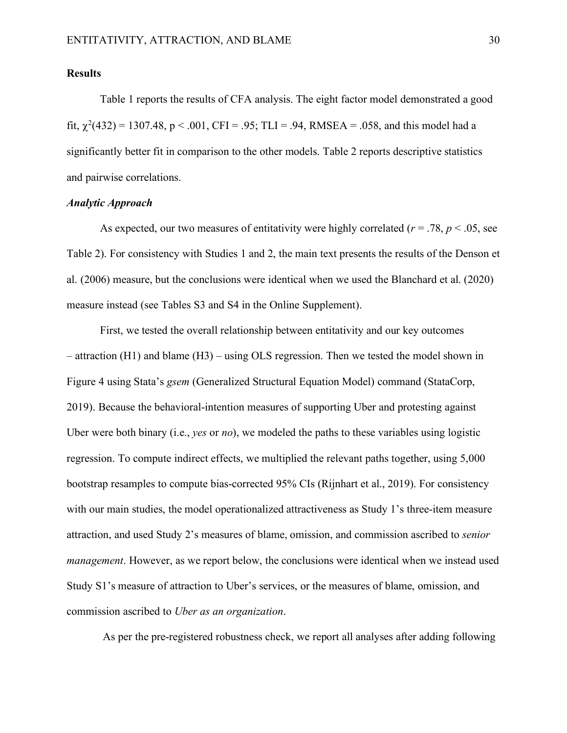**Results**

Table 1 reports the results of CFA analysis. The eight factor model demonstrated a good fit, $\chi^2(432) = 1307.48$, $p < .001$, CFI = .95; TLI = .94, RMSEA = .058, and this model had a significantly better fit in comparison to the other models. Table 2 reports descriptive statistics and pairwise correlations.

***Analytic Approach***

As expected, our two measures of entitativity were highly correlated ($r = .78$, $p < .05$, see Table 2). For consistency with Studies 1 and 2, the main text presents the results of the Denson et al. (2006) measure, but the conclusions were identical when we used the Blanchard et al. (2020) measure instead (see Tables S3 and S4 in the Online Supplement).

First, we tested the overall relationship between entitativity and our key outcomes – attraction (H1) and blame (H3) – using OLS regression. Then we tested the model shown in Figure 4 using Stata's *gsem* (Generalized Structural Equation Model) command (StataCorp, 2019). Because the behavioral-intention measures of supporting Uber and protesting against Uber were both binary (i.e., *yes* or *no*), we modeled the paths to these variables using logistic regression. To compute indirect effects, we multiplied the relevant paths together, using 5,000 bootstrap resamples to compute bias-corrected 95% CIs (Rijnhart et al., 2019). For consistency with our main studies, the model operationalized attractiveness as Study 1's three-item measure attraction, and used Study 2's measures of blame, omission, and commission ascribed to *senior management*. However, as we report below, the conclusions were identical when we instead used Study S1's measure of attraction to Uber's services, or the measures of blame, omission, and commission ascribed to *Uber as an organization*.

As per the pre-registered robustness check, we report all analyses after adding following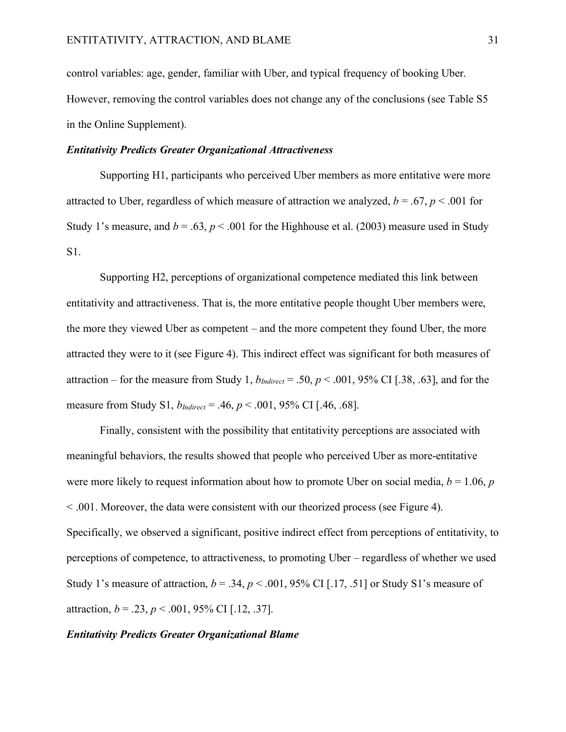control variables: age, gender, familiar with Uber, and typical frequency of booking Uber. However, removing the control variables does not change any of the conclusions (see Table S5 in the Online Supplement).

### ***Entitativity Predicts Greater Organizational Attractiveness***

Supporting H1, participants who perceived Uber members as more entitative were more attracted to Uber, regardless of which measure of attraction we analyzed, $b = .67$, $p < .001$ for Study 1's measure, and $b = .63$, $p < .001$ for the Highhouse et al. (2003) measure used in Study S1.

Supporting H2, perceptions of organizational competence mediated this link between entitativity and attractiveness. That is, the more entitative people thought Uber members were, the more they viewed Uber as competent – and the more competent they found Uber, the more attracted they were to it (see Figure 4). This indirect effect was significant for both measures of attraction – for the measure from Study 1, $b_{Indirect} = .50$, $p < .001$, 95% CI [.38, .63], and for the measure from Study S1, $b_{Indirect} = .46$, $p < .001$, 95% CI [.46, .68].

Finally, consistent with the possibility that entitativity perceptions are associated with meaningful behaviors, the results showed that people who perceived Uber as more-entitative were more likely to request information about how to promote Uber on social media, $b = 1.06$, $p < .001$. Moreover, the data were consistent with our theorized process (see Figure 4). Specifically, we observed a significant, positive indirect effect from perceptions of entitativity, to perceptions of competence, to attractiveness, to promoting Uber – regardless of whether we used Study 1's measure of attraction, $b = .34$, $p < .001$, 95% CI [.17, .51] or Study S1's measure of attraction, $b = .23$, $p < .001$, 95% CI [.12, .37].

### ***Entitativity Predicts Greater Organizational Blame***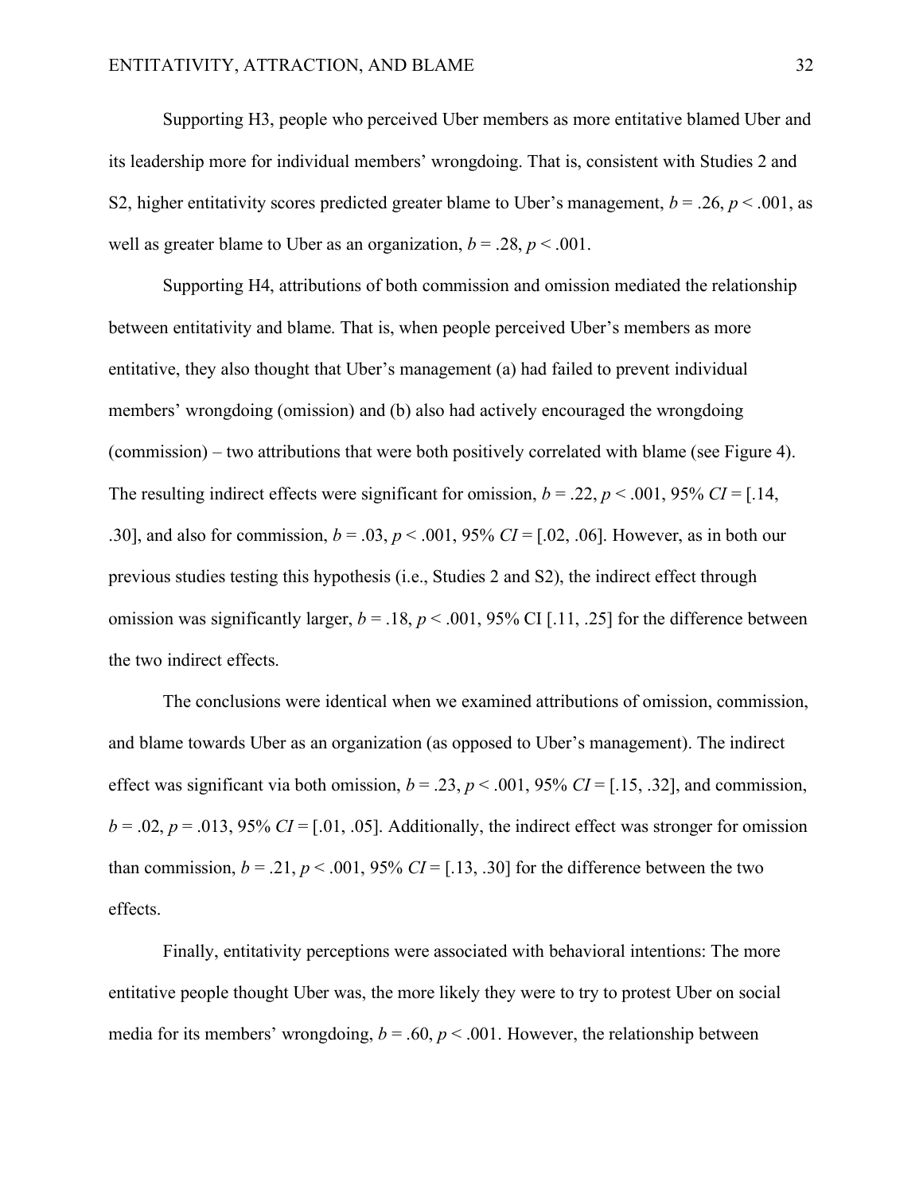Supporting H3, people who perceived Uber members as more entitative blamed Uber and its leadership more for individual members' wrongdoing. That is, consistent with Studies 2 and S2, higher entitativity scores predicted greater blame to Uber's management, $b = .26$, $p < .001$, as well as greater blame to Uber as an organization, $b = .28$, $p < .001$.

Supporting H4, attributions of both commission and omission mediated the relationship between entitativity and blame. That is, when people perceived Uber's members as more entitative, they also thought that Uber's management (a) had failed to prevent individual members' wrongdoing (omission) and (b) also had actively encouraged the wrongdoing (commission) – two attributions that were both positively correlated with blame (see Figure 4). The resulting indirect effects were significant for omission, $b = .22$, $p < .001$, 95% $CI$ = [.14, .30], and also for commission, $b = .03$, $p < .001$, 95% $CI$ = [.02, .06]. However, as in both our previous studies testing this hypothesis (i.e., Studies 2 and S2), the indirect effect through omission was significantly larger, $b = .18$, $p < .001$, 95% CI [.11, .25] for the difference between the two indirect effects.

The conclusions were identical when we examined attributions of omission, commission, and blame towards Uber as an organization (as opposed to Uber's management). The indirect effect was significant via both omission, $b = .23$, $p < .001$, 95% $CI$ = [.15, .32], and commission, $b = .02$, $p = .013$, 95% $CI$ = [.01, .05]. Additionally, the indirect effect was stronger for omission than commission, $b = .21$, $p < .001$, 95% $CI$ = [.13, .30] for the difference between the two effects.

Finally, entitativity perceptions were associated with behavioral intentions: The more entitative people thought Uber was, the more likely they were to try to protest Uber on social media for its members' wrongdoing, $b = .60$, $p < .001$. However, the relationship between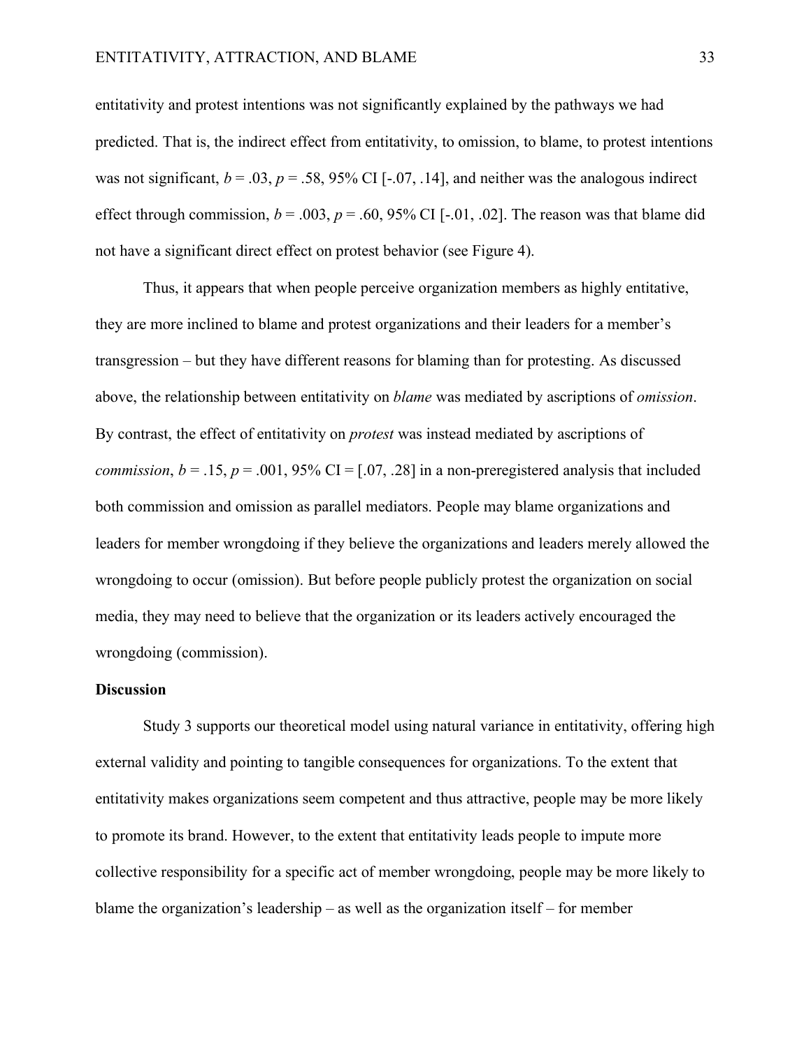entitativity and protest intentions was not significantly explained by the pathways we had predicted. That is, the indirect effect from entitativity, to omission, to blame, to protest intentions was not significant, $b = .03$, $p = .58$, 95% CI [-.07, .14], and neither was the analogous indirect effect through commission, $b = .003$, $p = .60$, 95% CI [-.01, .02]. The reason was that blame did not have a significant direct effect on protest behavior (see Figure 4).

Thus, it appears that when people perceive organization members as highly entitative, they are more inclined to blame and protest organizations and their leaders for a member's transgression – but they have different reasons for blaming than for protesting. As discussed above, the relationship between entitativity on *blame* was mediated by ascriptions of *omission*. By contrast, the effect of entitativity on *protest* was instead mediated by ascriptions of *commission*, $b = .15$, $p = .001$, 95% CI = [.07, .28] in a non-preregistered analysis that included both commission and omission as parallel mediators. People may blame organizations and leaders for member wrongdoing if they believe the organizations and leaders merely allowed the wrongdoing to occur (omission). But before people publicly protest the organization on social media, they may need to believe that the organization or its leaders actively encouraged the wrongdoing (commission).

**Discussion**

Study 3 supports our theoretical model using natural variance in entitativity, offering high external validity and pointing to tangible consequences for organizations. To the extent that entitativity makes organizations seem competent and thus attractive, people may be more likely to promote its brand. However, to the extent that entitativity leads people to impute more collective responsibility for a specific act of member wrongdoing, people may be more likely to blame the organization's leadership – as well as the organization itself – for member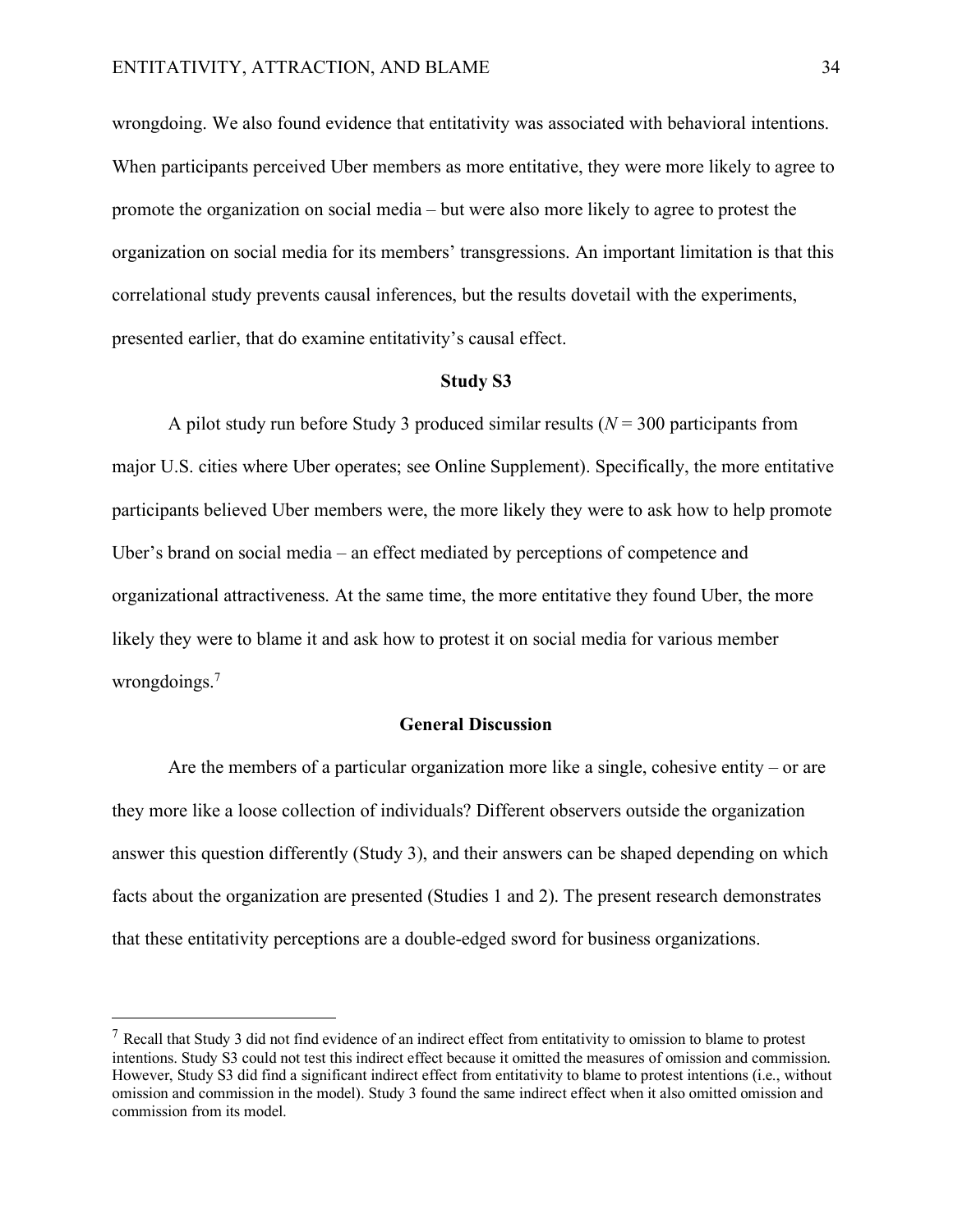wrongdoing. We also found evidence that entitativity was associated with behavioral intentions. When participants perceived Uber members as more entitative, they were more likely to agree to promote the organization on social media – but were also more likely to agree to protest the organization on social media for its members' transgressions. An important limitation is that this correlational study prevents causal inferences, but the results dovetail with the experiments, presented earlier, that do examine entitativity's causal effect.

## Study S3

A pilot study run before Study 3 produced similar results ($N$ = 300 participants from major U.S. cities where Uber operates; see Online Supplement). Specifically, the more entitative participants believed Uber members were, the more likely they were to ask how to help promote Uber's brand on social media – an effect mediated by perceptions of competence and organizational attractiveness. At the same time, the more entitative they found Uber, the more likely they were to blame it and ask how to protest it on social media for various member wrongdoings.[7]

## General Discussion

Are the members of a particular organization more like a single, cohesive entity – or are they more like a loose collection of individuals? Different observers outside the organization answer this question differently (Study 3), and their answers can be shaped depending on which facts about the organization are presented (Studies 1 and 2). The present research demonstrates that these entitativity perceptions are a double-edged sword for business organizations.

---

[7] Recall that Study 3 did not find evidence of an indirect effect from entitativity to omission to blame to protest intentions. Study S3 could not test this indirect effect because it omitted the measures of omission and commission. However, Study S3 did find a significant indirect effect from entitativity to blame to protest intentions (i.e., without omission and commission in the model). Study 3 found the same indirect effect when it also omitted omission and commission from its model.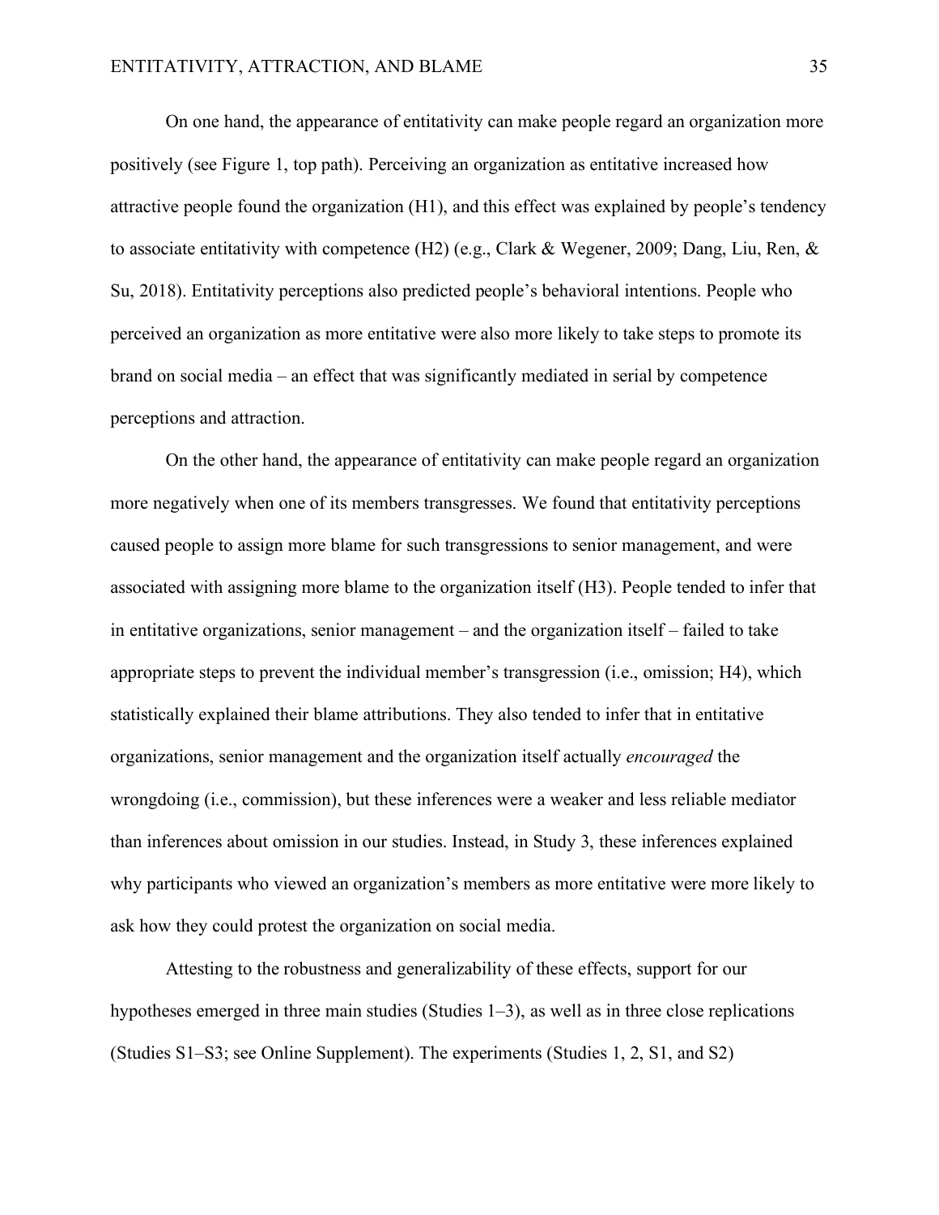On one hand, the appearance of entitativity can make people regard an organization more positively (see Figure 1, top path). Perceiving an organization as entitative increased how attractive people found the organization (H1), and this effect was explained by people's tendency to associate entitativity with competence (H2) (e.g., Clark & Wegener, 2009; Dang, Liu, Ren, & Su, 2018). Entitativity perceptions also predicted people's behavioral intentions. People who perceived an organization as more entitative were also more likely to take steps to promote its brand on social media – an effect that was significantly mediated in serial by competence perceptions and attraction.

On the other hand, the appearance of entitativity can make people regard an organization more negatively when one of its members transgresses. We found that entitativity perceptions caused people to assign more blame for such transgressions to senior management, and were associated with assigning more blame to the organization itself (H3). People tended to infer that in entitative organizations, senior management – and the organization itself – failed to take appropriate steps to prevent the individual member's transgression (i.e., omission; H4), which statistically explained their blame attributions. They also tended to infer that in entitative organizations, senior management and the organization itself actually *encouraged* the wrongdoing (i.e., commission), but these inferences were a weaker and less reliable mediator than inferences about omission in our studies. Instead, in Study 3, these inferences explained why participants who viewed an organization's members as more entitative were more likely to ask how they could protest the organization on social media.

Attesting to the robustness and generalizability of these effects, support for our hypotheses emerged in three main studies (Studies 1–3), as well as in three close replications (Studies S1–S3; see Online Supplement). The experiments (Studies 1, 2, S1, and S2)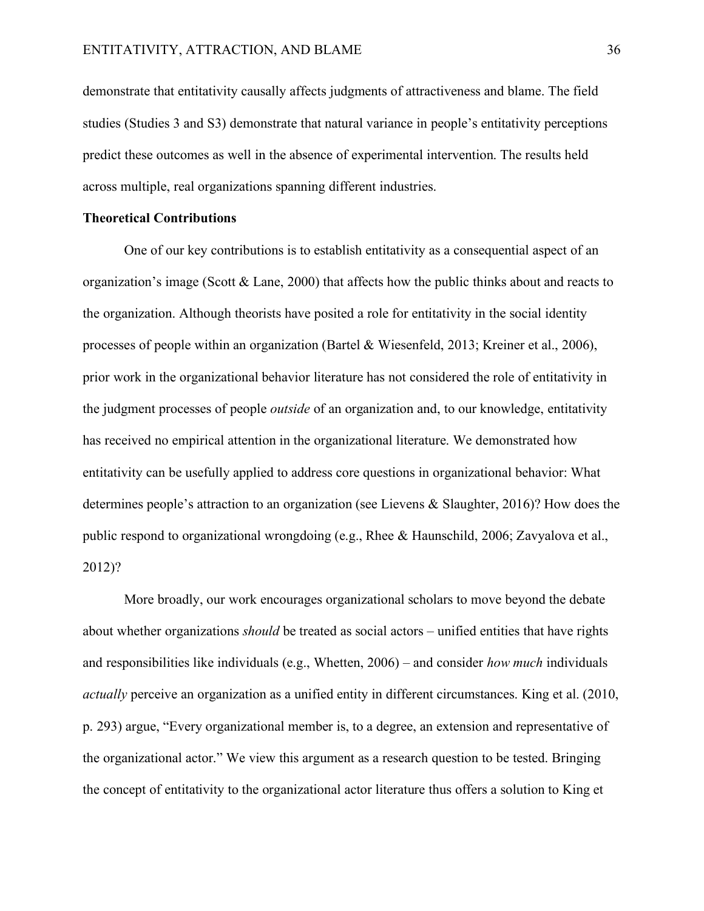demonstrate that entitativity causally affects judgments of attractiveness and blame. The field studies (Studies 3 and S3) demonstrate that natural variance in people's entitativity perceptions predict these outcomes as well in the absence of experimental intervention. The results held across multiple, real organizations spanning different industries.

**Theoretical Contributions**

One of our key contributions is to establish entitativity as a consequential aspect of an organization's image (Scott & Lane, 2000) that affects how the public thinks about and reacts to the organization. Although theorists have posited a role for entitativity in the social identity processes of people within an organization (Bartel & Wiesenfeld, 2013; Kreiner et al., 2006), prior work in the organizational behavior literature has not considered the role of entitativity in the judgment processes of people *outside* of an organization and, to our knowledge, entitativity has received no empirical attention in the organizational literature. We demonstrated how entitativity can be usefully applied to address core questions in organizational behavior: What determines people's attraction to an organization (see Lievens & Slaughter, 2016)? How does the public respond to organizational wrongdoing (e.g., Rhee & Haunschild, 2006; Zavyalova et al., 2012)?

More broadly, our work encourages organizational scholars to move beyond the debate about whether organizations *should* be treated as social actors – unified entities that have rights and responsibilities like individuals (e.g., Whetten, 2006) – and consider *how much* individuals *actually* perceive an organization as a unified entity in different circumstances. King et al. (2010, p. 293) argue, "Every organizational member is, to a degree, an extension and representative of the organizational actor." We view this argument as a research question to be tested. Bringing the concept of entitativity to the organizational actor literature thus offers a solution to King et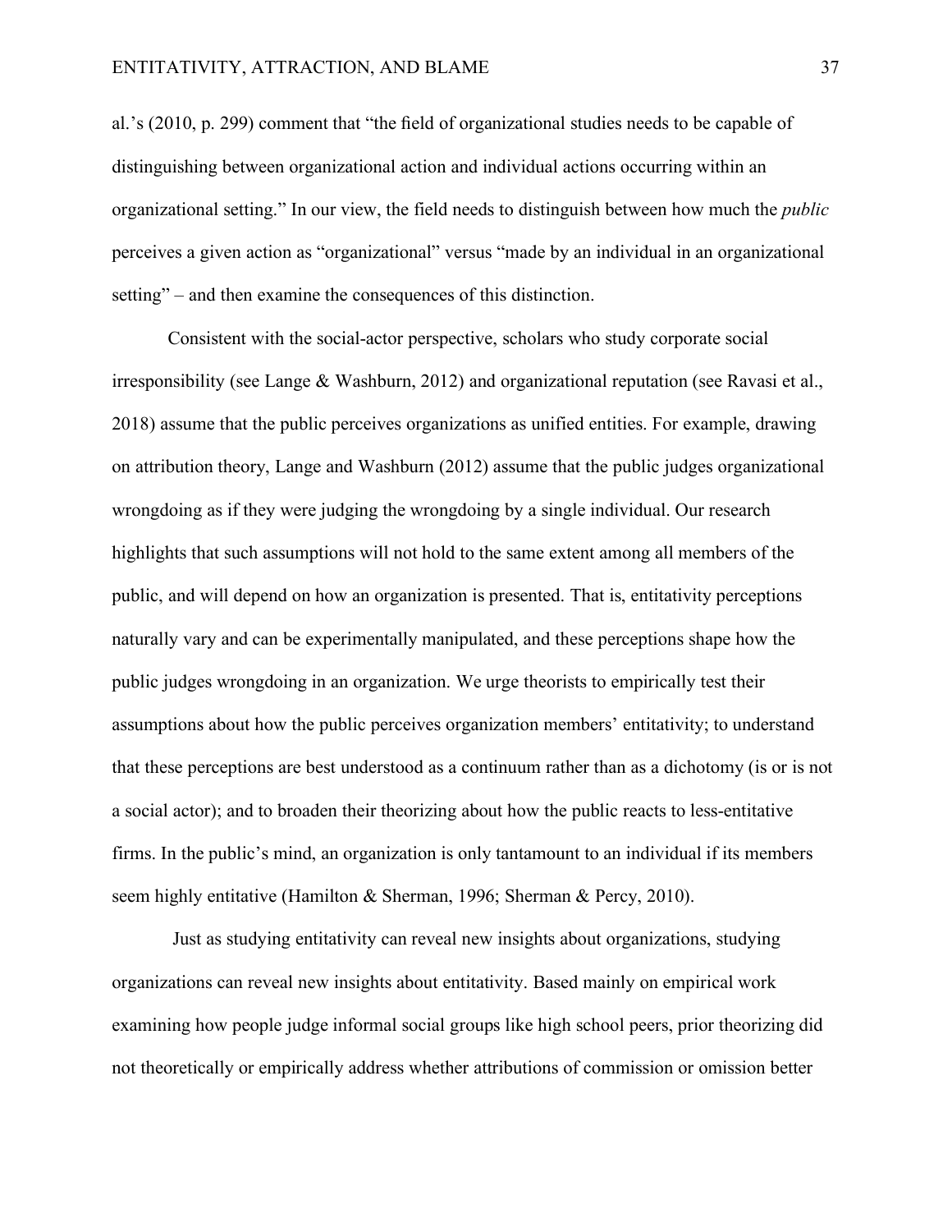al.'s (2010, p. 299) comment that "the field of organizational studies needs to be capable of distinguishing between organizational action and individual actions occurring within an organizational setting." In our view, the field needs to distinguish between how much the *public* perceives a given action as "organizational" versus "made by an individual in an organizational setting" – and then examine the consequences of this distinction.

Consistent with the social-actor perspective, scholars who study corporate social irresponsibility (see Lange & Washburn, 2012) and organizational reputation (see Ravasi et al., 2018) assume that the public perceives organizations as unified entities. For example, drawing on attribution theory, Lange and Washburn (2012) assume that the public judges organizational wrongdoing as if they were judging the wrongdoing by a single individual. Our research highlights that such assumptions will not hold to the same extent among all members of the public, and will depend on how an organization is presented. That is, entitativity perceptions naturally vary and can be experimentally manipulated, and these perceptions shape how the public judges wrongdoing in an organization. We urge theorists to empirically test their assumptions about how the public perceives organization members' entitativity; to understand that these perceptions are best understood as a continuum rather than as a dichotomy (is or is not a social actor); and to broaden their theorizing about how the public reacts to less-entitative firms. In the public's mind, an organization is only tantamount to an individual if its members seem highly entitative (Hamilton & Sherman, 1996; Sherman & Percy, 2010).

Just as studying entitativity can reveal new insights about organizations, studying organizations can reveal new insights about entitativity. Based mainly on empirical work examining how people judge informal social groups like high school peers, prior theorizing did not theoretically or empirically address whether attributions of commission or omission better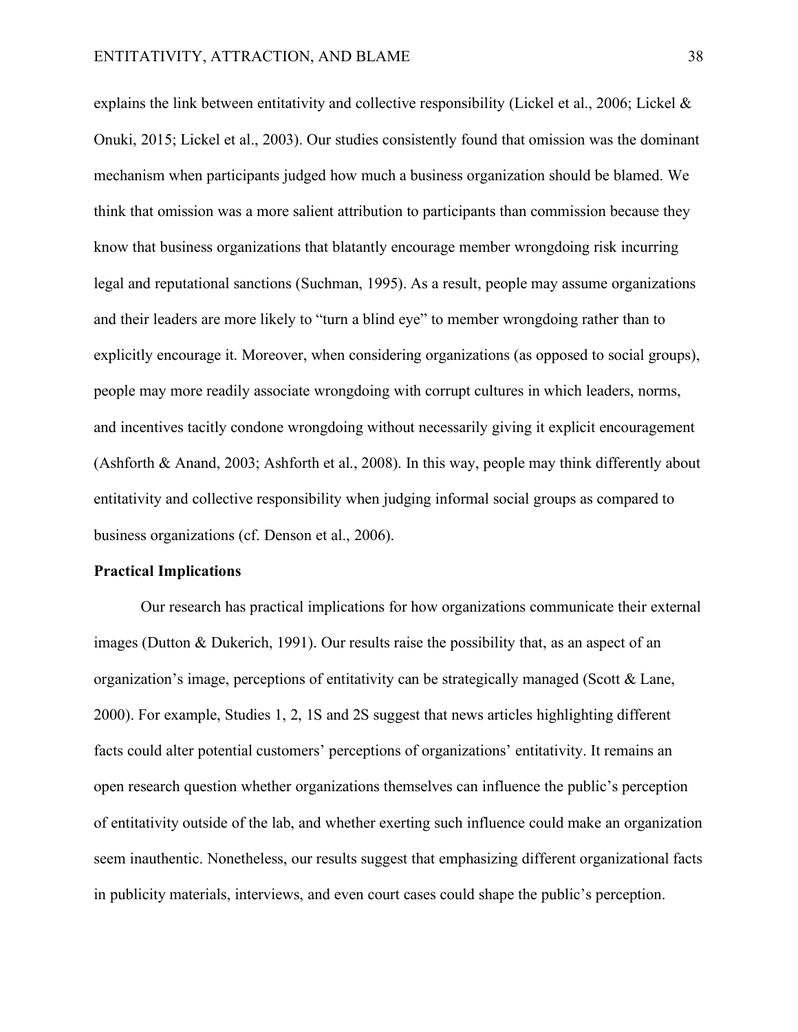explains the link between entitativity and collective responsibility (Lickel et al., 2006; Lickel & Onuki, 2015; Lickel et al., 2003). Our studies consistently found that omission was the dominant mechanism when participants judged how much a business organization should be blamed. We think that omission was a more salient attribution to participants than commission because they know that business organizations that blatantly encourage member wrongdoing risk incurring legal and reputational sanctions (Suchman, 1995). As a result, people may assume organizations and their leaders are more likely to "turn a blind eye" to member wrongdoing rather than to explicitly encourage it. Moreover, when considering organizations (as opposed to social groups), people may more readily associate wrongdoing with corrupt cultures in which leaders, norms, and incentives tacitly condone wrongdoing without necessarily giving it explicit encouragement (Ashforth & Anand, 2003; Ashforth et al., 2008). In this way, people may think differently about entitativity and collective responsibility when judging informal social groups as compared to business organizations (cf. Denson et al., 2006).

## Practical Implications

Our research has practical implications for how organizations communicate their external images (Dutton & Dukerich, 1991). Our results raise the possibility that, as an aspect of an organization's image, perceptions of entitativity can be strategically managed (Scott & Lane, 2000). For example, Studies 1, 2, 1S and 2S suggest that news articles highlighting different facts could alter potential customers' perceptions of organizations' entitativity. It remains an open research question whether organizations themselves can influence the public's perception of entitativity outside of the lab, and whether exerting such influence could make an organization seem inauthentic. Nonetheless, our results suggest that emphasizing different organizational facts in publicity materials, interviews, and even court cases could shape the public's perception.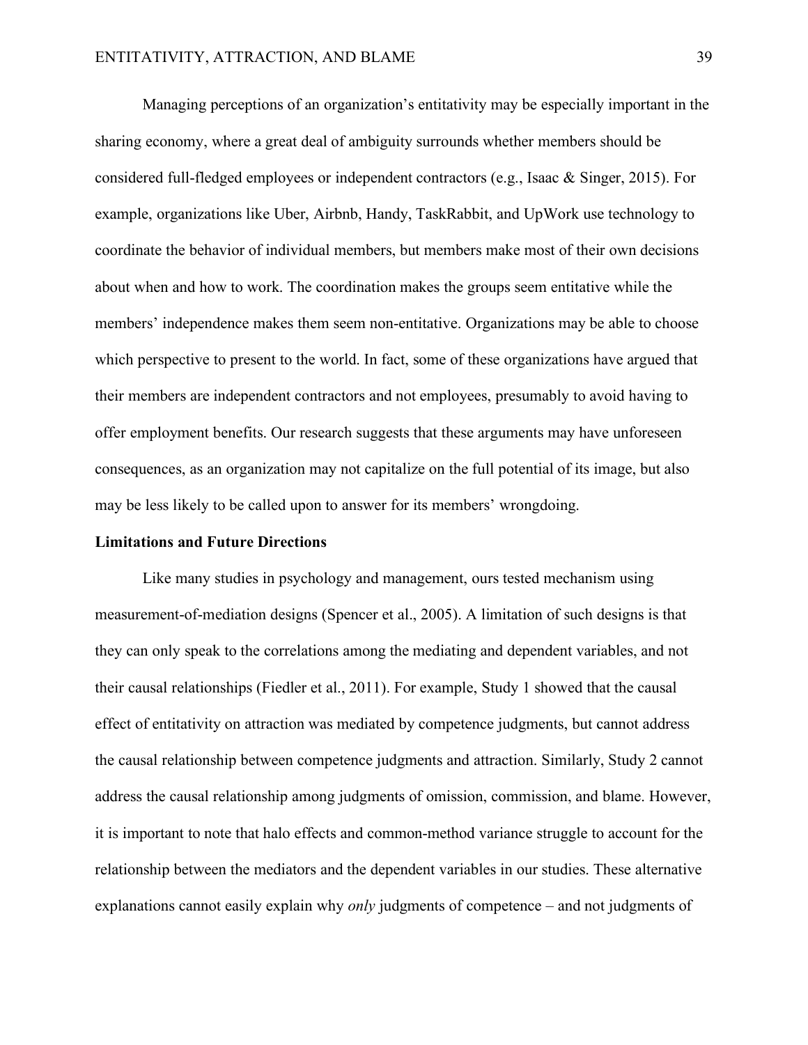Managing perceptions of an organization's entitativity may be especially important in the sharing economy, where a great deal of ambiguity surrounds whether members should be considered full-fledged employees or independent contractors (e.g., Isaac & Singer, 2015). For example, organizations like Uber, Airbnb, Handy, TaskRabbit, and UpWork use technology to coordinate the behavior of individual members, but members make most of their own decisions about when and how to work. The coordination makes the groups seem entitative while the members' independence makes them seem non-entitative. Organizations may be able to choose which perspective to present to the world. In fact, some of these organizations have argued that their members are independent contractors and not employees, presumably to avoid having to offer employment benefits. Our research suggests that these arguments may have unforeseen consequences, as an organization may not capitalize on the full potential of its image, but also may be less likely to be called upon to answer for its members' wrongdoing.

**Limitations and Future Directions**

Like many studies in psychology and management, ours tested mechanism using measurement-of-mediation designs (Spencer et al., 2005). A limitation of such designs is that they can only speak to the correlations among the mediating and dependent variables, and not their causal relationships (Fiedler et al., 2011). For example, Study 1 showed that the causal effect of entitativity on attraction was mediated by competence judgments, but cannot address the causal relationship between competence judgments and attraction. Similarly, Study 2 cannot address the causal relationship among judgments of omission, commission, and blame. However, it is important to note that halo effects and common-method variance struggle to account for the relationship between the mediators and the dependent variables in our studies. These alternative explanations cannot easily explain why *only* judgments of competence – and not judgments of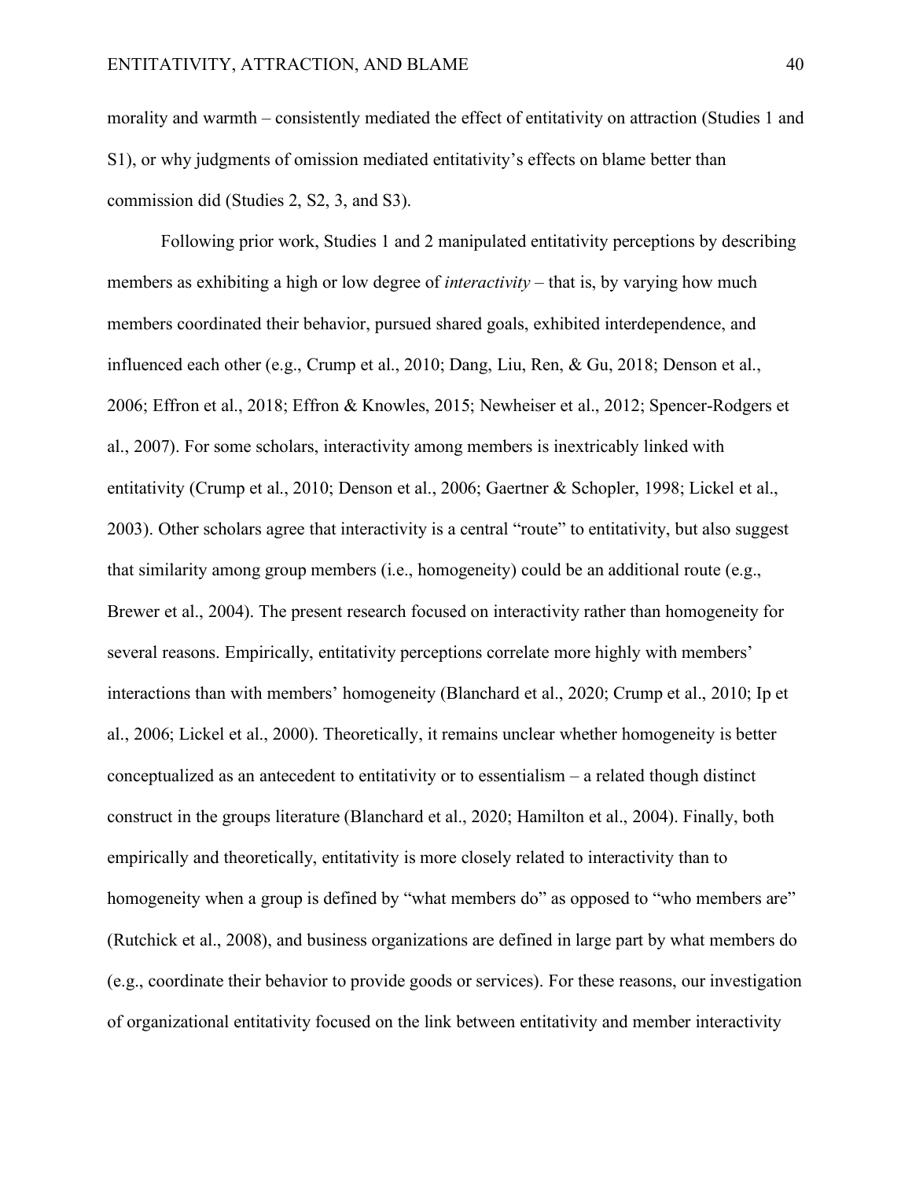morality and warmth – consistently mediated the effect of entitativity on attraction (Studies 1 and S1), or why judgments of omission mediated entitativity's effects on blame better than commission did (Studies 2, S2, 3, and S3).

Following prior work, Studies 1 and 2 manipulated entitativity perceptions by describing members as exhibiting a high or low degree of *interactivity* – that is, by varying how much members coordinated their behavior, pursued shared goals, exhibited interdependence, and influenced each other (e.g., Crump et al., 2010; Dang, Liu, Ren, & Gu, 2018; Denson et al., 2006; Effron et al., 2018; Effron & Knowles, 2015; Newheiser et al., 2012; Spencer-Rodgers et al., 2007). For some scholars, interactivity among members is inextricably linked with entitativity (Crump et al., 2010; Denson et al., 2006; Gaertner & Schopler, 1998; Lickel et al., 2003). Other scholars agree that interactivity is a central "route" to entitativity, but also suggest that similarity among group members (i.e., homogeneity) could be an additional route (e.g., Brewer et al., 2004). The present research focused on interactivity rather than homogeneity for several reasons. Empirically, entitativity perceptions correlate more highly with members' interactions than with members' homogeneity (Blanchard et al., 2020; Crump et al., 2010; Ip et al., 2006; Lickel et al., 2000). Theoretically, it remains unclear whether homogeneity is better conceptualized as an antecedent to entitativity or to essentialism – a related though distinct construct in the groups literature (Blanchard et al., 2020; Hamilton et al., 2004). Finally, both empirically and theoretically, entitativity is more closely related to interactivity than to homogeneity when a group is defined by "what members do" as opposed to "who members are" (Rutchick et al., 2008), and business organizations are defined in large part by what members do (e.g., coordinate their behavior to provide goods or services). For these reasons, our investigation of organizational entitativity focused on the link between entitativity and member interactivity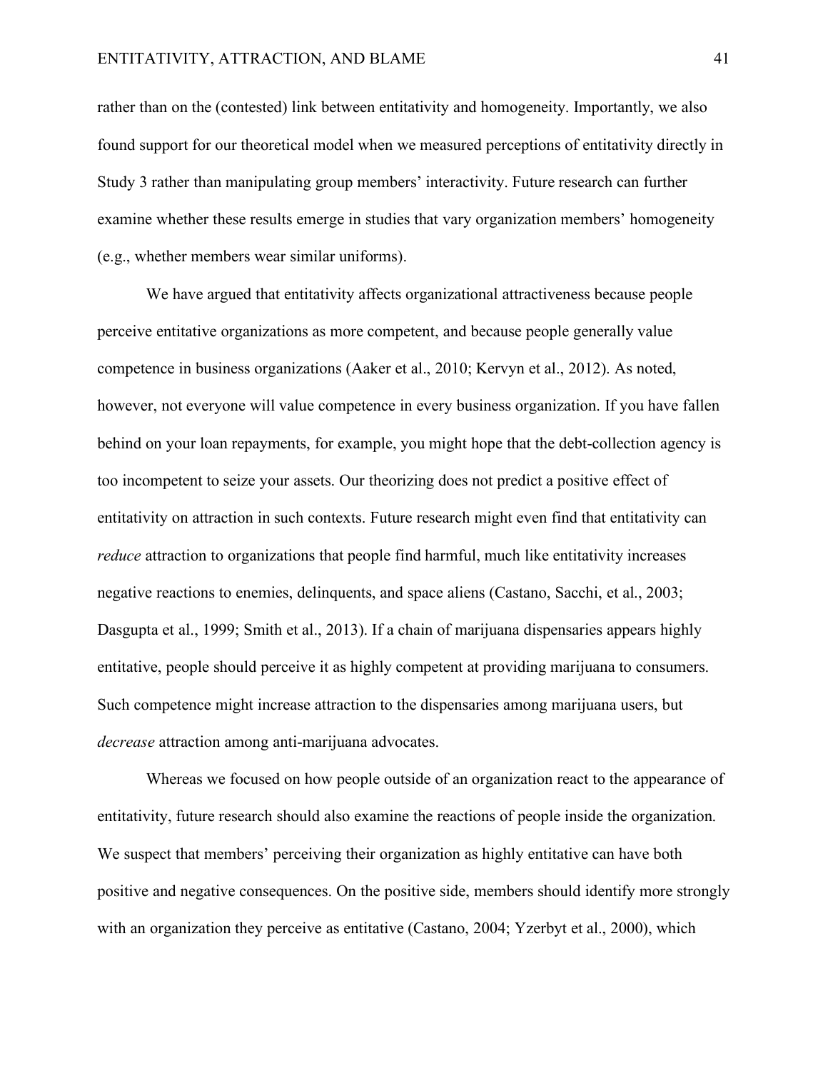rather than on the (contested) link between entitativity and homogeneity. Importantly, we also found support for our theoretical model when we measured perceptions of entitativity directly in Study 3 rather than manipulating group members' interactivity. Future research can further examine whether these results emerge in studies that vary organization members' homogeneity (e.g., whether members wear similar uniforms).

We have argued that entitativity affects organizational attractiveness because people perceive entitative organizations as more competent, and because people generally value competence in business organizations (Aaker et al., 2010; Kervyn et al., 2012). As noted, however, not everyone will value competence in every business organization. If you have fallen behind on your loan repayments, for example, you might hope that the debt-collection agency is too incompetent to seize your assets. Our theorizing does not predict a positive effect of entitativity on attraction in such contexts. Future research might even find that entitativity can *reduce* attraction to organizations that people find harmful, much like entitativity increases negative reactions to enemies, delinquents, and space aliens (Castano, Sacchi, et al., 2003; Dasgupta et al., 1999; Smith et al., 2013). If a chain of marijuana dispensaries appears highly entitative, people should perceive it as highly competent at providing marijuana to consumers. Such competence might increase attraction to the dispensaries among marijuana users, but *decrease* attraction among anti-marijuana advocates.

Whereas we focused on how people outside of an organization react to the appearance of entitativity, future research should also examine the reactions of people inside the organization. We suspect that members' perceiving their organization as highly entitative can have both positive and negative consequences. On the positive side, members should identify more strongly with an organization they perceive as entitative (Castano, 2004; Yzerbyt et al., 2000), which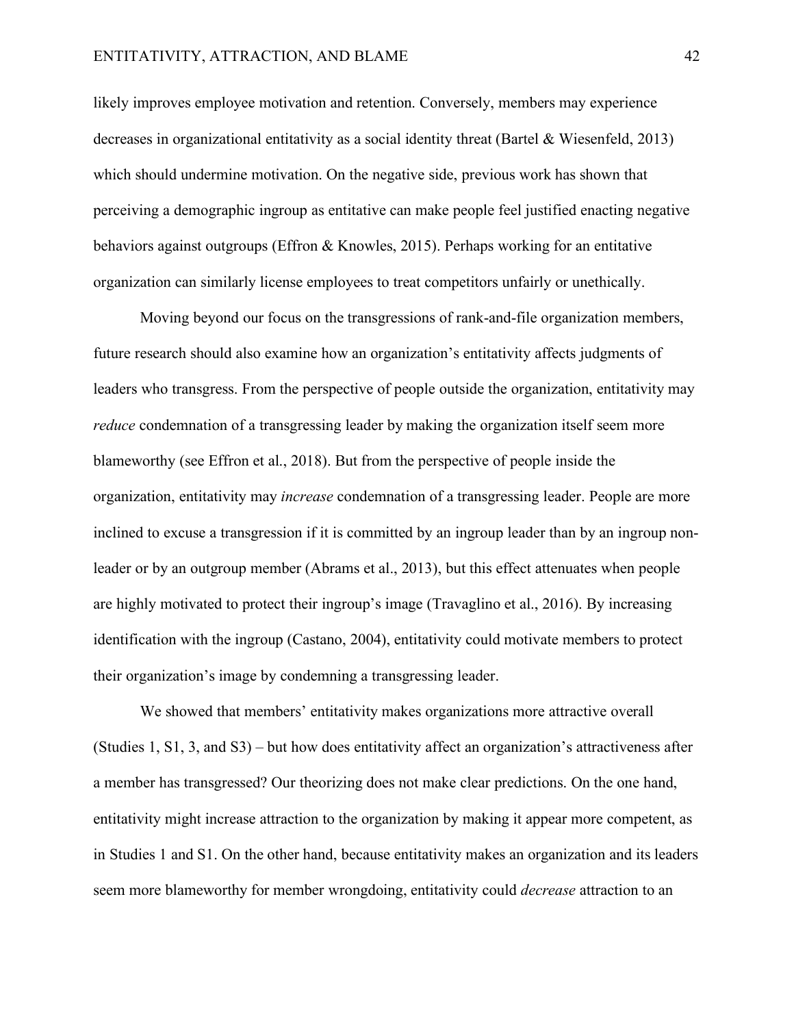likely improves employee motivation and retention. Conversely, members may experience decreases in organizational entitativity as a social identity threat (Bartel & Wiesenfeld, 2013) which should undermine motivation. On the negative side, previous work has shown that perceiving a demographic ingroup as entitative can make people feel justified enacting negative behaviors against outgroups (Effron & Knowles, 2015). Perhaps working for an entitative organization can similarly license employees to treat competitors unfairly or unethically.

Moving beyond our focus on the transgressions of rank-and-file organization members, future research should also examine how an organization's entitativity affects judgments of leaders who transgress. From the perspective of people outside the organization, entitativity may *reduce* condemnation of a transgressing leader by making the organization itself seem more blameworthy (see Effron et al., 2018). But from the perspective of people inside the organization, entitativity may *increase* condemnation of a transgressing leader. People are more inclined to excuse a transgression if it is committed by an ingroup leader than by an ingroup non-leader or by an outgroup member (Abrams et al., 2013), but this effect attenuates when people are highly motivated to protect their ingroup's image (Travaglino et al., 2016). By increasing identification with the ingroup (Castano, 2004), entitativity could motivate members to protect their organization's image by condemning a transgressing leader.

We showed that members' entitativity makes organizations more attractive overall (Studies 1, S1, 3, and S3) – but how does entitativity affect an organization's attractiveness after a member has transgressed? Our theorizing does not make clear predictions. On the one hand, entitativity might increase attraction to the organization by making it appear more competent, as in Studies 1 and S1. On the other hand, because entitativity makes an organization and its leaders seem more blameworthy for member wrongdoing, entitativity could *decrease* attraction to an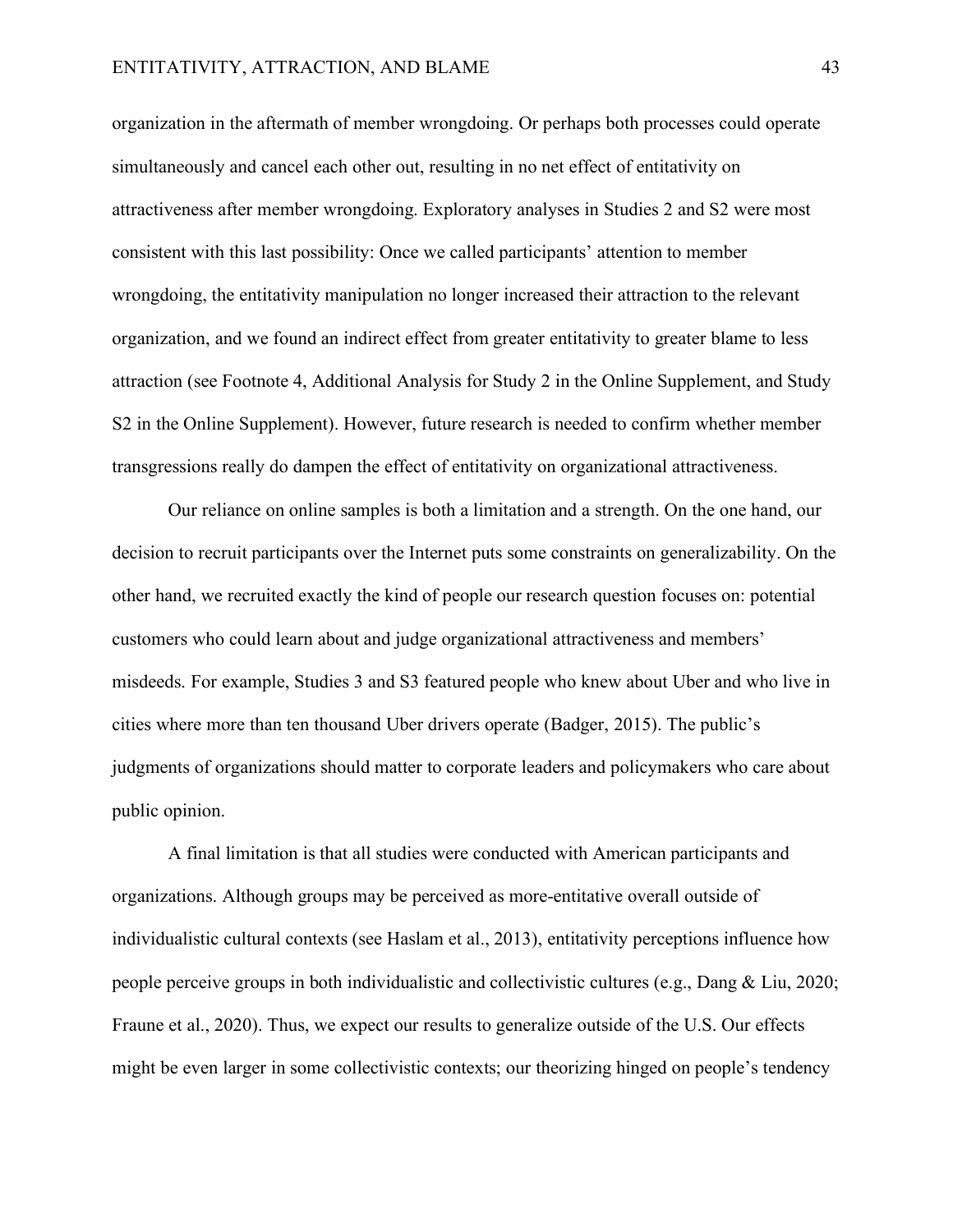organization in the aftermath of member wrongdoing. Or perhaps both processes could operate simultaneously and cancel each other out, resulting in no net effect of entitativity on attractiveness after member wrongdoing. Exploratory analyses in Studies 2 and S2 were most consistent with this last possibility: Once we called participants' attention to member wrongdoing, the entitativity manipulation no longer increased their attraction to the relevant organization, and we found an indirect effect from greater entitativity to greater blame to less attraction (see Footnote 4, Additional Analysis for Study 2 in the Online Supplement, and Study S2 in the Online Supplement). However, future research is needed to confirm whether member transgressions really do dampen the effect of entitativity on organizational attractiveness.

Our reliance on online samples is both a limitation and a strength. On the one hand, our decision to recruit participants over the Internet puts some constraints on generalizability. On the other hand, we recruited exactly the kind of people our research question focuses on: potential customers who could learn about and judge organizational attractiveness and members' misdeeds. For example, Studies 3 and S3 featured people who knew about Uber and who live in cities where more than ten thousand Uber drivers operate (Badger, 2015). The public's judgments of organizations should matter to corporate leaders and policymakers who care about public opinion.

A final limitation is that all studies were conducted with American participants and organizations. Although groups may be perceived as more-entitative overall outside of individualistic cultural contexts (see Haslam et al., 2013), entitativity perceptions influence how people perceive groups in both individualistic and collectivistic cultures (e.g., Dang & Liu, 2020; Fraune et al., 2020). Thus, we expect our results to generalize outside of the U.S. Our effects might be even larger in some collectivistic contexts; our theorizing hinged on people's tendency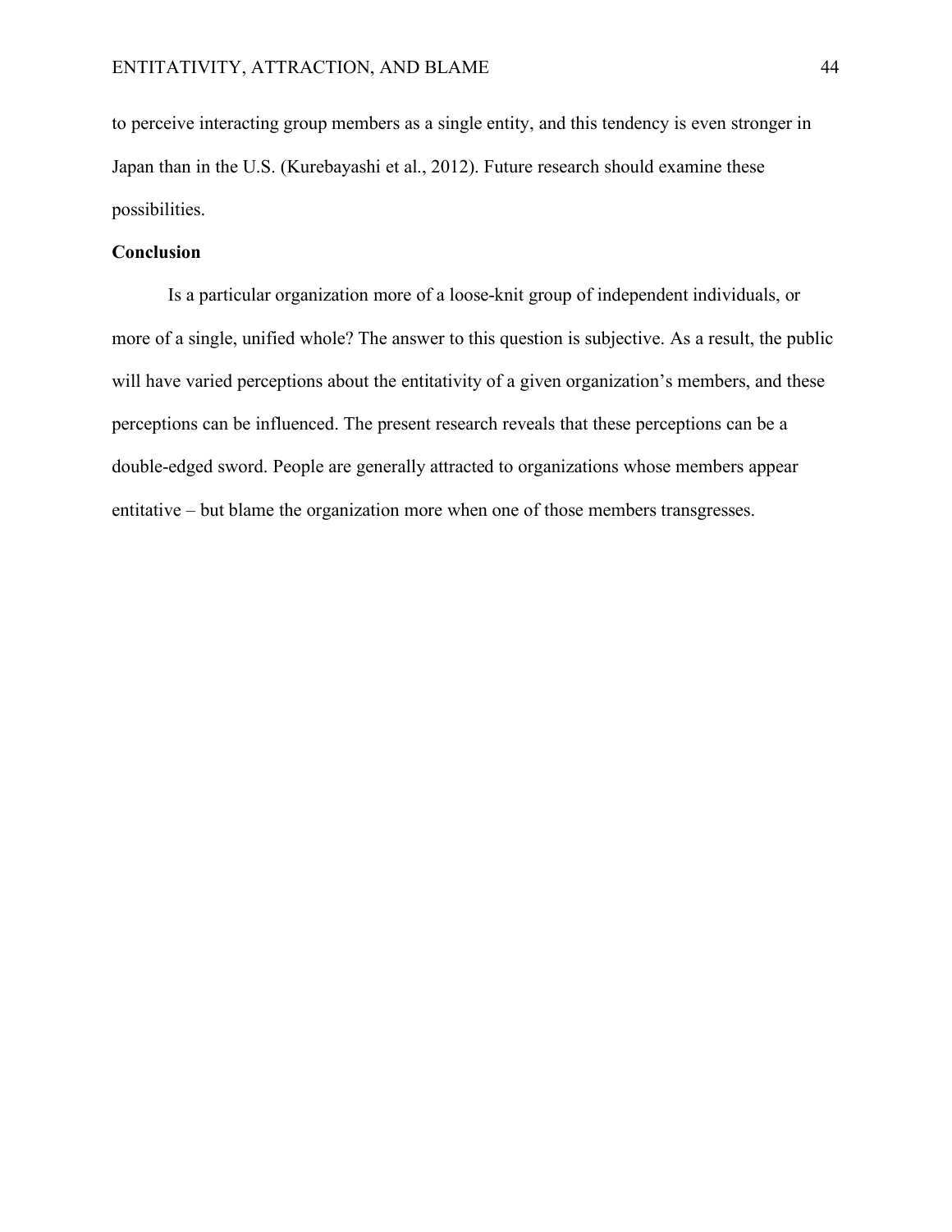to perceive interacting group members as a single entity, and this tendency is even stronger in Japan than in the U.S. (Kurebayashi et al., 2012). Future research should examine these possibilities.

## Conclusion

Is a particular organization more of a loose-knit group of independent individuals, or more of a single, unified whole? The answer to this question is subjective. As a result, the public will have varied perceptions about the entitativity of a given organization's members, and these perceptions can be influenced. The present research reveals that these perceptions can be a double-edged sword. People are generally attracted to organizations whose members appear entitative – but blame the organization more when one of those members transgresses.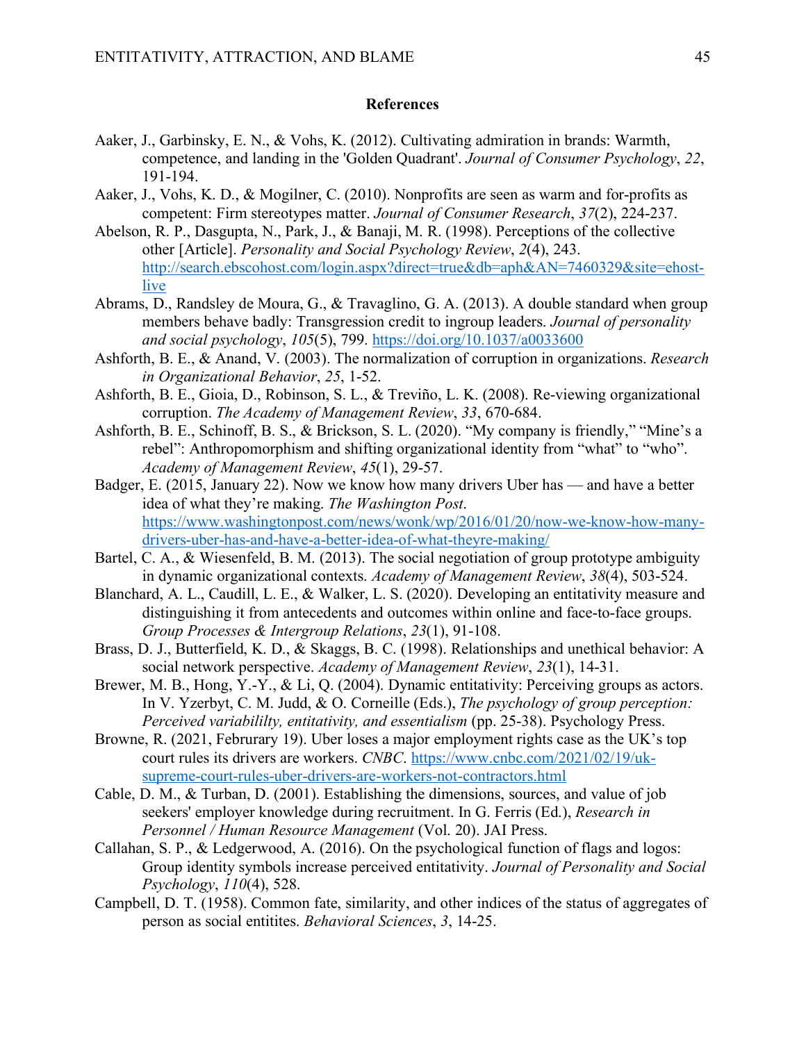## References

Aaker, J., Garbinsky, E. N., & Vohs, K. (2012). Cultivating admiration in brands: Warmth, competence, and landing in the 'Golden Quadrant'. *Journal of Consumer Psychology*, *22*, 191-194.

Aaker, J., Vohs, K. D., & Mogilner, C. (2010). Nonprofits are seen as warm and for-profits as competent: Firm stereotypes matter. *Journal of Consumer Research*, *37*(2), 224-237.

Abelson, R. P., Dasgupta, N., Park, J., & Banaji, M. R. (1998). Perceptions of the collective other [Article]. *Personality and Social Psychology Review*, *2*(4), 243. http://search.ebscohost.com/login.aspx?direct=true&db=aph&AN=7460329&site=ehost-live

Abrams, D., Randsley de Moura, G., & Travaglino, G. A. (2013). A double standard when group members behave badly: Transgression credit to ingroup leaders. *Journal of personality and social psychology*, *105*(5), 799. https://doi.org/10.1037/a0033600

Ashforth, B. E., & Anand, V. (2003). The normalization of corruption in organizations. *Research in Organizational Behavior*, *25*, 1-52.

Ashforth, B. E., Gioia, D., Robinson, S. L., & Treviño, L. K. (2008). Re-viewing organizational corruption. *The Academy of Management Review*, *33*, 670-684.

Ashforth, B. E., Schinoff, B. S., & Brickson, S. L. (2020). "My company is friendly," "Mine's a rebel": Anthropomorphism and shifting organizational identity from "what" to "who". *Academy of Management Review*, *45*(1), 29-57.

Badger, E. (2015, January 22). Now we know how many drivers Uber has — and have a better idea of what they're making. *The Washington Post*. https://www.washingtonpost.com/news/wonk/wp/2016/01/20/now-we-know-how-many-drivers-uber-has-and-have-a-better-idea-of-what-theyre-making/

Bartel, C. A., & Wiesenfeld, B. M. (2013). The social negotiation of group prototype ambiguity in dynamic organizational contexts. *Academy of Management Review*, *38*(4), 503-524.

Blanchard, A. L., Caudill, L. E., & Walker, L. S. (2020). Developing an entitativity measure and distinguishing it from antecedents and outcomes within online and face-to-face groups. *Group Processes & Intergroup Relations*, *23*(1), 91-108.

Brass, D. J., Butterfield, K. D., & Skaggs, B. C. (1998). Relationships and unethical behavior: A social network perspective. *Academy of Management Review*, *23*(1), 14-31.

Brewer, M. B., Hong, Y.-Y., & Li, Q. (2004). Dynamic entitativity: Perceiving groups as actors. In V. Yzerbyt, C. M. Judd, & O. Corneille (Eds.), *The psychology of group perception: Perceived variabililty, entitativity, and essentialism* (pp. 25-38). Psychology Press.

Browne, R. (2021, Februrary 19). Uber loses a major employment rights case as the UK's top court rules its drivers are workers. *CNBC*. https://www.cnbc.com/2021/02/19/uk-supreme-court-rules-uber-drivers-are-workers-not-contractors.html

Cable, D. M., & Turban, D. (2001). Establishing the dimensions, sources, and value of job seekers' employer knowledge during recruitment. In G. Ferris (Ed.), *Research in Personnel / Human Resource Management* (Vol. 20). JAI Press.

Callahan, S. P., & Ledgerwood, A. (2016). On the psychological function of flags and logos: Group identity symbols increase perceived entitativity. *Journal of Personality and Social Psychology*, *110*(4), 528.

Campbell, D. T. (1958). Common fate, similarity, and other indices of the status of aggregates of person as social entitites. *Behavioral Sciences*, *3*, 14-25.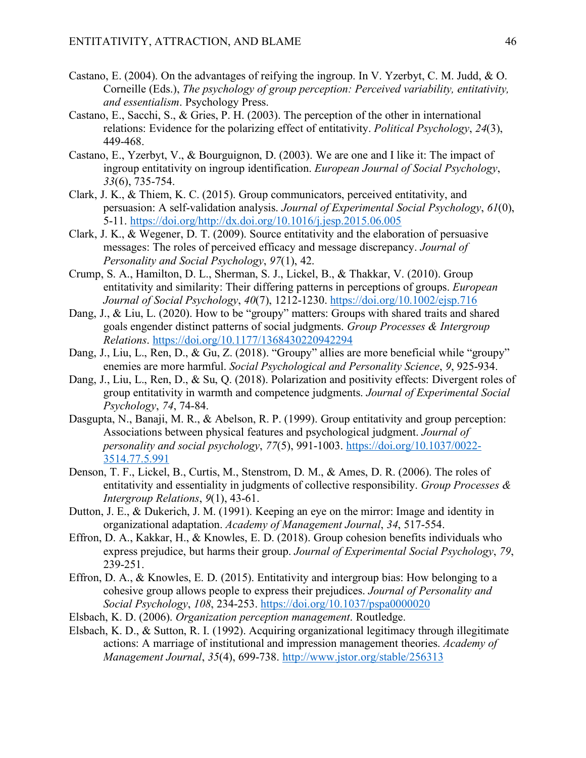Castano, E. (2004). On the advantages of reifying the ingroup. In V. Yzerbyt, C. M. Judd, & O. Corneille (Eds.), *The psychology of group perception: Perceived variability, entitativity, and essentialism*. Psychology Press.

Castano, E., Sacchi, S., & Gries, P. H. (2003). The perception of the other in international relations: Evidence for the polarizing effect of entitativity. *Political Psychology*, *24*(3), 449-468.

Castano, E., Yzerbyt, V., & Bourguignon, D. (2003). We are one and I like it: The impact of ingroup entitativity on ingroup identification. *European Journal of Social Psychology*, *33*(6), 735-754.

Clark, J. K., & Thiem, K. C. (2015). Group communicators, perceived entitativity, and persuasion: A self-validation analysis. *Journal of Experimental Social Psychology*, *61*(0), 5-11. https://doi.org/http://dx.doi.org/10.1016/j.jesp.2015.06.005

Clark, J. K., & Wegener, D. T. (2009). Source entitativity and the elaboration of persuasive messages: The roles of perceived efficacy and message discrepancy. *Journal of Personality and Social Psychology*, *97*(1), 42.

Crump, S. A., Hamilton, D. L., Sherman, S. J., Lickel, B., & Thakkar, V. (2010). Group entitativity and similarity: Their differing patterns in perceptions of groups. *European Journal of Social Psychology*, *40*(7), 1212-1230. https://doi.org/10.1002/ejsp.716

Dang, J., & Liu, L. (2020). How to be "groupy" matters: Groups with shared traits and shared goals engender distinct patterns of social judgments. *Group Processes & Intergroup Relations*. https://doi.org/10.1177/1368430220942294

Dang, J., Liu, L., Ren, D., & Gu, Z. (2018). "Groupy" allies are more beneficial while "groupy" enemies are more harmful. *Social Psychological and Personality Science*, *9*, 925-934.

Dang, J., Liu, L., Ren, D., & Su, Q. (2018). Polarization and positivity effects: Divergent roles of group entitativity in warmth and competence judgments. *Journal of Experimental Social Psychology*, *74*, 74-84.

Dasgupta, N., Banaji, M. R., & Abelson, R. P. (1999). Group entitativity and group perception: Associations between physical features and psychological judgment. *Journal of personality and social psychology*, *77*(5), 991-1003. https://doi.org/10.1037/0022-3514.77.5.991

Denson, T. F., Lickel, B., Curtis, M., Stenstrom, D. M., & Ames, D. R. (2006). The roles of entitativity and essentiality in judgments of collective responsibility. *Group Processes & Intergroup Relations*, *9*(1), 43-61.

Dutton, J. E., & Dukerich, J. M. (1991). Keeping an eye on the mirror: Image and identity in organizational adaptation. *Academy of Management Journal*, *34*, 517-554.

Effron, D. A., Kakkar, H., & Knowles, E. D. (2018). Group cohesion benefits individuals who express prejudice, but harms their group. *Journal of Experimental Social Psychology*, *79*, 239-251.

Effron, D. A., & Knowles, E. D. (2015). Entitativity and intergroup bias: How belonging to a cohesive group allows people to express their prejudices. *Journal of Personality and Social Psychology*, *108*, 234-253. https://doi.org/10.1037/pspa0000020

Elsbach, K. D. (2006). *Organization perception management*. Routledge.

Elsbach, K. D., & Sutton, R. I. (1992). Acquiring organizational legitimacy through illegitimate actions: A marriage of institutional and impression management theories. *Academy of Management Journal*, *35*(4), 699-738. http://www.jstor.org/stable/256313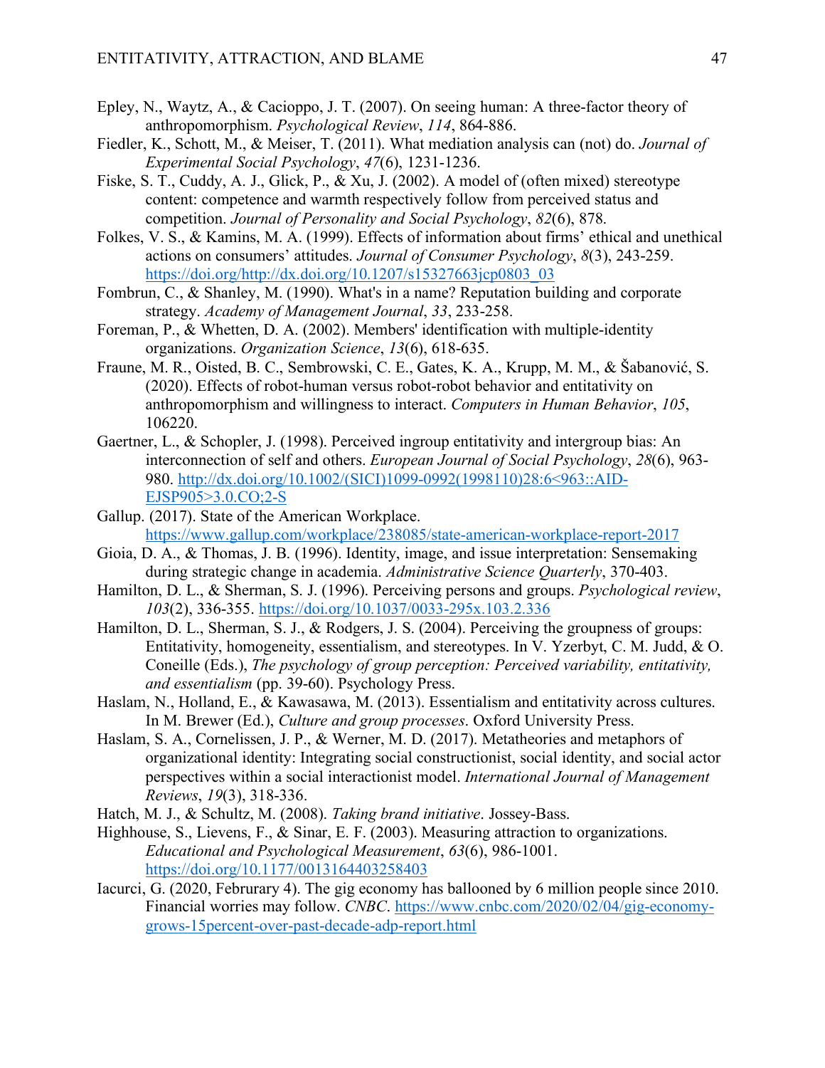Epley, N., Waytz, A., & Cacioppo, J. T. (2007). On seeing human: A three-factor theory of anthropomorphism. *Psychological Review*, *114*, 864-886.

Fiedler, K., Schott, M., & Meiser, T. (2011). What mediation analysis can (not) do. *Journal of Experimental Social Psychology*, *47*(6), 1231-1236.

Fiske, S. T., Cuddy, A. J., Glick, P., & Xu, J. (2002). A model of (often mixed) stereotype content: competence and warmth respectively follow from perceived status and competition. *Journal of Personality and Social Psychology*, *82*(6), 878.

Folkes, V. S., & Kamins, M. A. (1999). Effects of information about firms' ethical and unethical actions on consumers' attitudes. *Journal of Consumer Psychology*, *8*(3), 243-259. https://doi.org/http://dx.doi.org/10.1207/s15327663jcp0803_03

Fombrun, C., & Shanley, M. (1990). What's in a name? Reputation building and corporate strategy. *Academy of Management Journal*, *33*, 233-258.

Foreman, P., & Whetten, D. A. (2002). Members' identification with multiple-identity organizations. *Organization Science*, *13*(6), 618-635.

Fraune, M. R., Oisted, B. C., Sembrowski, C. E., Gates, K. A., Krupp, M. M., & Šabanović, S. (2020). Effects of robot-human versus robot-robot behavior and entitativity on anthropomorphism and willingness to interact. *Computers in Human Behavior*, *105*, 106220.

Gaertner, L., & Schopler, J. (1998). Perceived ingroup entitativity and intergroup bias: An interconnection of self and others. *European Journal of Social Psychology*, *28*(6), 963-980. http://dx.doi.org/10.1002/(SICI)1099-0992(1998110)28:6<963::AID-EJSP905>3.0.CO;2-S

Gallup. (2017). State of the American Workplace. https://www.gallup.com/workplace/238085/state-american-workplace-report-2017

Gioia, D. A., & Thomas, J. B. (1996). Identity, image, and issue interpretation: Sensemaking during strategic change in academia. *Administrative Science Quarterly*, 370-403.

Hamilton, D. L., & Sherman, S. J. (1996). Perceiving persons and groups. *Psychological review*, *103*(2), 336-355. https://doi.org/10.1037/0033-295x.103.2.336

Hamilton, D. L., Sherman, S. J., & Rodgers, J. S. (2004). Perceiving the groupness of groups: Entitativity, homogeneity, essentialism, and stereotypes. In V. Yzerbyt, C. M. Judd, & O. Coneille (Eds.), *The psychology of group perception: Perceived variability, entitativity, and essentialism* (pp. 39-60). Psychology Press.

Haslam, N., Holland, E., & Kawasawa, M. (2013). Essentialism and entitativity across cultures. In M. Brewer (Ed.), *Culture and group processes*. Oxford University Press.

Haslam, S. A., Cornelissen, J. P., & Werner, M. D. (2017). Metatheories and metaphors of organizational identity: Integrating social constructionist, social identity, and social actor perspectives within a social interactionist model. *International Journal of Management Reviews*, *19*(3), 318-336.

Hatch, M. J., & Schultz, M. (2008). *Taking brand initiative*. Jossey-Bass.

Highhouse, S., Lievens, F., & Sinar, E. F. (2003). Measuring attraction to organizations. *Educational and Psychological Measurement*, *63*(6), 986-1001. https://doi.org/10.1177/0013164403258403

Iacurci, G. (2020, Februrary 4). The gig economy has ballooned by 6 million people since 2010. Financial worries may follow. *CNBC*. https://www.cnbc.com/2020/02/04/gig-economy-grows-15percent-over-past-decade-adp-report.html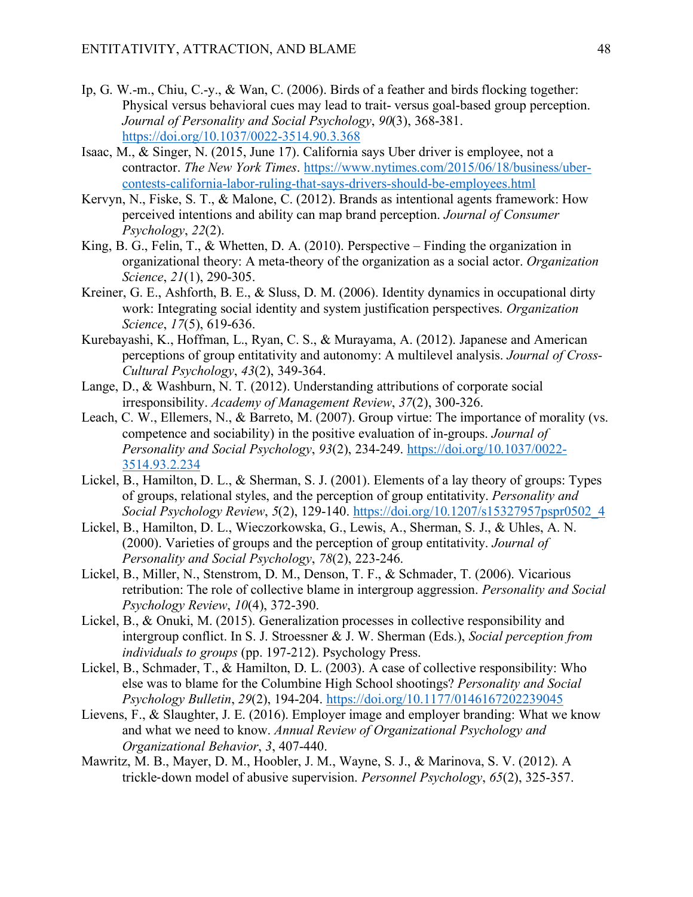Ip, G. W.-m., Chiu, C.-y., & Wan, C. (2006). Birds of a feather and birds flocking together: Physical versus behavioral cues may lead to trait- versus goal-based group perception. *Journal of Personality and Social Psychology*, *90*(3), 368-381. https://doi.org/10.1037/0022-3514.90.3.368

Isaac, M., & Singer, N. (2015, June 17). California says Uber driver is employee, not a contractor. *The New York Times*. https://www.nytimes.com/2015/06/18/business/uber-contests-california-labor-ruling-that-says-drivers-should-be-employees.html

Kervyn, N., Fiske, S. T., & Malone, C. (2012). Brands as intentional agents framework: How perceived intentions and ability can map brand perception. *Journal of Consumer Psychology*, *22*(2).

King, B. G., Felin, T., & Whetten, D. A. (2010). Perspective – Finding the organization in organizational theory: A meta-theory of the organization as a social actor. *Organization Science*, *21*(1), 290-305.

Kreiner, G. E., Ashforth, B. E., & Sluss, D. M. (2006). Identity dynamics in occupational dirty work: Integrating social identity and system justification perspectives. *Organization Science*, *17*(5), 619-636.

Kurebayashi, K., Hoffman, L., Ryan, C. S., & Murayama, A. (2012). Japanese and American perceptions of group entitativity and autonomy: A multilevel analysis. *Journal of Cross-Cultural Psychology*, *43*(2), 349-364.

Lange, D., & Washburn, N. T. (2012). Understanding attributions of corporate social irresponsibility. *Academy of Management Review*, *37*(2), 300-326.

Leach, C. W., Ellemers, N., & Barreto, M. (2007). Group virtue: The importance of morality (vs. competence and sociability) in the positive evaluation of in-groups. *Journal of Personality and Social Psychology*, *93*(2), 234-249. https://doi.org/10.1037/0022-3514.93.2.234

Lickel, B., Hamilton, D. L., & Sherman, S. J. (2001). Elements of a lay theory of groups: Types of groups, relational styles, and the perception of group entitativity. *Personality and Social Psychology Review*, *5*(2), 129-140. https://doi.org/10.1207/s15327957pspr0502_4

Lickel, B., Hamilton, D. L., Wieczorkowska, G., Lewis, A., Sherman, S. J., & Uhles, A. N. (2000). Varieties of groups and the perception of group entitativity. *Journal of Personality and Social Psychology*, *78*(2), 223-246.

Lickel, B., Miller, N., Stenstrom, D. M., Denson, T. F., & Schmader, T. (2006). Vicarious retribution: The role of collective blame in intergroup aggression. *Personality and Social Psychology Review*, *10*(4), 372-390.

Lickel, B., & Onuki, M. (2015). Generalization processes in collective responsibility and intergroup conflict. In S. J. Stroessner & J. W. Sherman (Eds.), *Social perception from individuals to groups* (pp. 197-212). Psychology Press.

Lickel, B., Schmader, T., & Hamilton, D. L. (2003). A case of collective responsibility: Who else was to blame for the Columbine High School shootings? *Personality and Social Psychology Bulletin*, *29*(2), 194-204. https://doi.org/10.1177/0146167202239045

Lievens, F., & Slaughter, J. E. (2016). Employer image and employer branding: What we know and what we need to know. *Annual Review of Organizational Psychology and Organizational Behavior*, *3*, 407-440.

Mawritz, M. B., Mayer, D. M., Hoobler, J. M., Wayne, S. J., & Marinova, S. V. (2012). A trickle-down model of abusive supervision. *Personnel Psychology*, *65*(2), 325-357.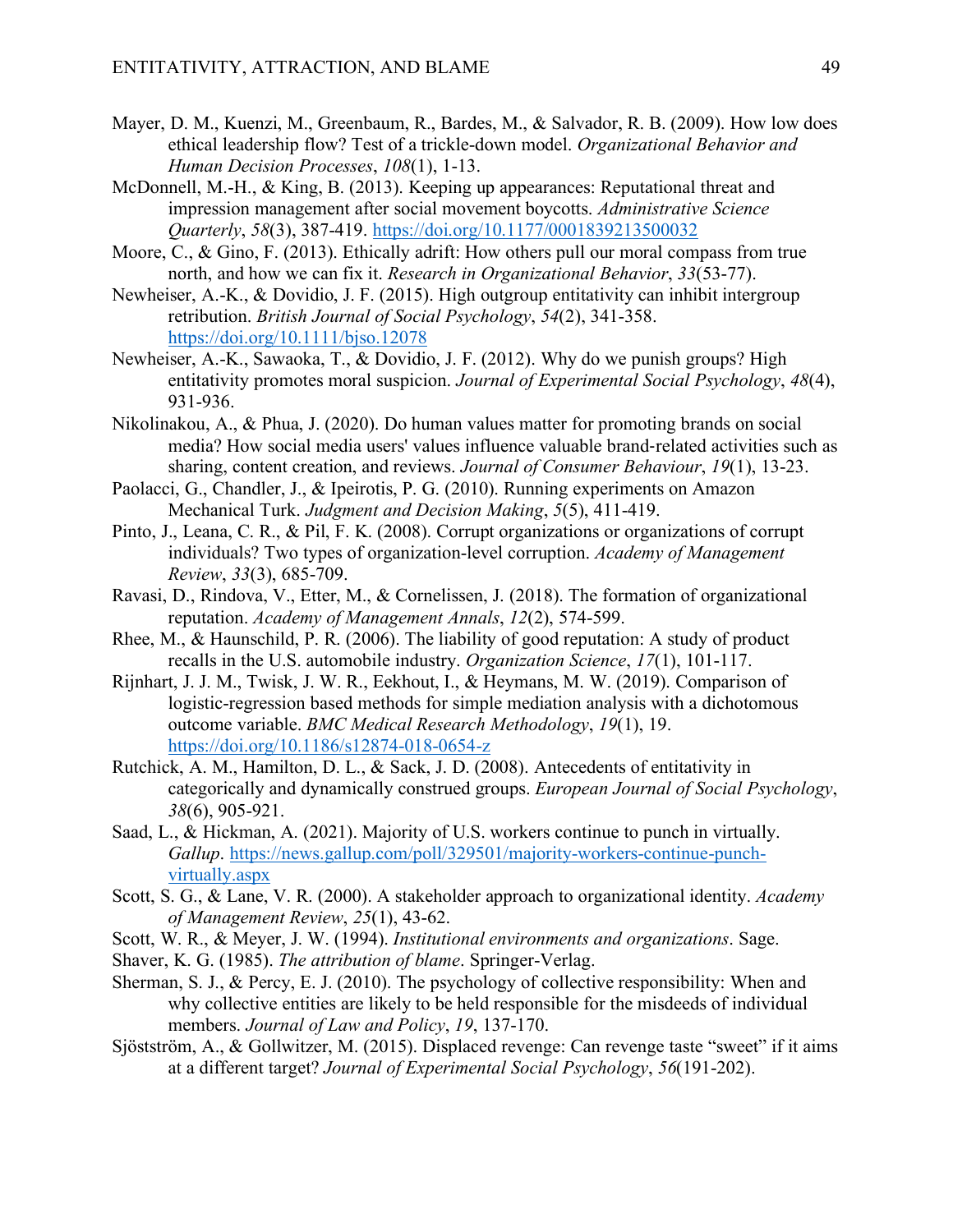Mayer, D. M., Kuenzi, M., Greenbaum, R., Bardes, M., & Salvador, R. B. (2009). How low does ethical leadership flow? Test of a trickle-down model. *Organizational Behavior and Human Decision Processes*, *108*(1), 1-13.

McDonnell, M.-H., & King, B. (2013). Keeping up appearances: Reputational threat and impression management after social movement boycotts. *Administrative Science Quarterly*, *58*(3), 387-419. https://doi.org/10.1177/0001839213500032

Moore, C., & Gino, F. (2013). Ethically adrift: How others pull our moral compass from true north, and how we can fix it. *Research in Organizational Behavior*, *33*(53-77).

Newheiser, A.-K., & Dovidio, J. F. (2015). High outgroup entitativity can inhibit intergroup retribution. *British Journal of Social Psychology*, *54*(2), 341-358. https://doi.org/10.1111/bjso.12078

Newheiser, A.-K., Sawaoka, T., & Dovidio, J. F. (2012). Why do we punish groups? High entitativity promotes moral suspicion. *Journal of Experimental Social Psychology*, *48*(4), 931-936.

Nikolinakou, A., & Phua, J. (2020). Do human values matter for promoting brands on social media? How social media users' values influence valuable brand-related activities such as sharing, content creation, and reviews. *Journal of Consumer Behaviour*, *19*(1), 13-23.

Paolacci, G., Chandler, J., & Ipeirotis, P. G. (2010). Running experiments on Amazon Mechanical Turk. *Judgment and Decision Making*, *5*(5), 411-419.

Pinto, J., Leana, C. R., & Pil, F. K. (2008). Corrupt organizations or organizations of corrupt individuals? Two types of organization-level corruption. *Academy of Management Review*, *33*(3), 685-709.

Ravasi, D., Rindova, V., Etter, M., & Cornelissen, J. (2018). The formation of organizational reputation. *Academy of Management Annals*, *12*(2), 574-599.

Rhee, M., & Haunschild, P. R. (2006). The liability of good reputation: A study of product recalls in the U.S. automobile industry. *Organization Science*, *17*(1), 101-117.

Rijnhart, J. J. M., Twisk, J. W. R., Eekhout, I., & Heymans, M. W. (2019). Comparison of logistic-regression based methods for simple mediation analysis with a dichotomous outcome variable. *BMC Medical Research Methodology*, *19*(1), 19. https://doi.org/10.1186/s12874-018-0654-z

Rutchick, A. M., Hamilton, D. L., & Sack, J. D. (2008). Antecedents of entitativity in categorically and dynamically construed groups. *European Journal of Social Psychology*, *38*(6), 905-921.

Saad, L., & Hickman, A. (2021). Majority of U.S. workers continue to punch in virtually. *Gallup*. https://news.gallup.com/poll/329501/majority-workers-continue-punch-virtually.aspx

Scott, S. G., & Lane, V. R. (2000). A stakeholder approach to organizational identity. *Academy of Management Review*, *25*(1), 43-62.

Scott, W. R., & Meyer, J. W. (1994). *Institutional environments and organizations*. Sage.

Shaver, K. G. (1985). *The attribution of blame*. Springer-Verlag.

Sherman, S. J., & Percy, E. J. (2010). The psychology of collective responsibility: When and why collective entities are likely to be held responsible for the misdeeds of individual members. *Journal of Law and Policy*, *19*, 137-170.

Sjöström, A., & Gollwitzer, M. (2015). Displaced revenge: Can revenge taste "sweet" if it aims at a different target? *Journal of Experimental Social Psychology*, *56*(191-202).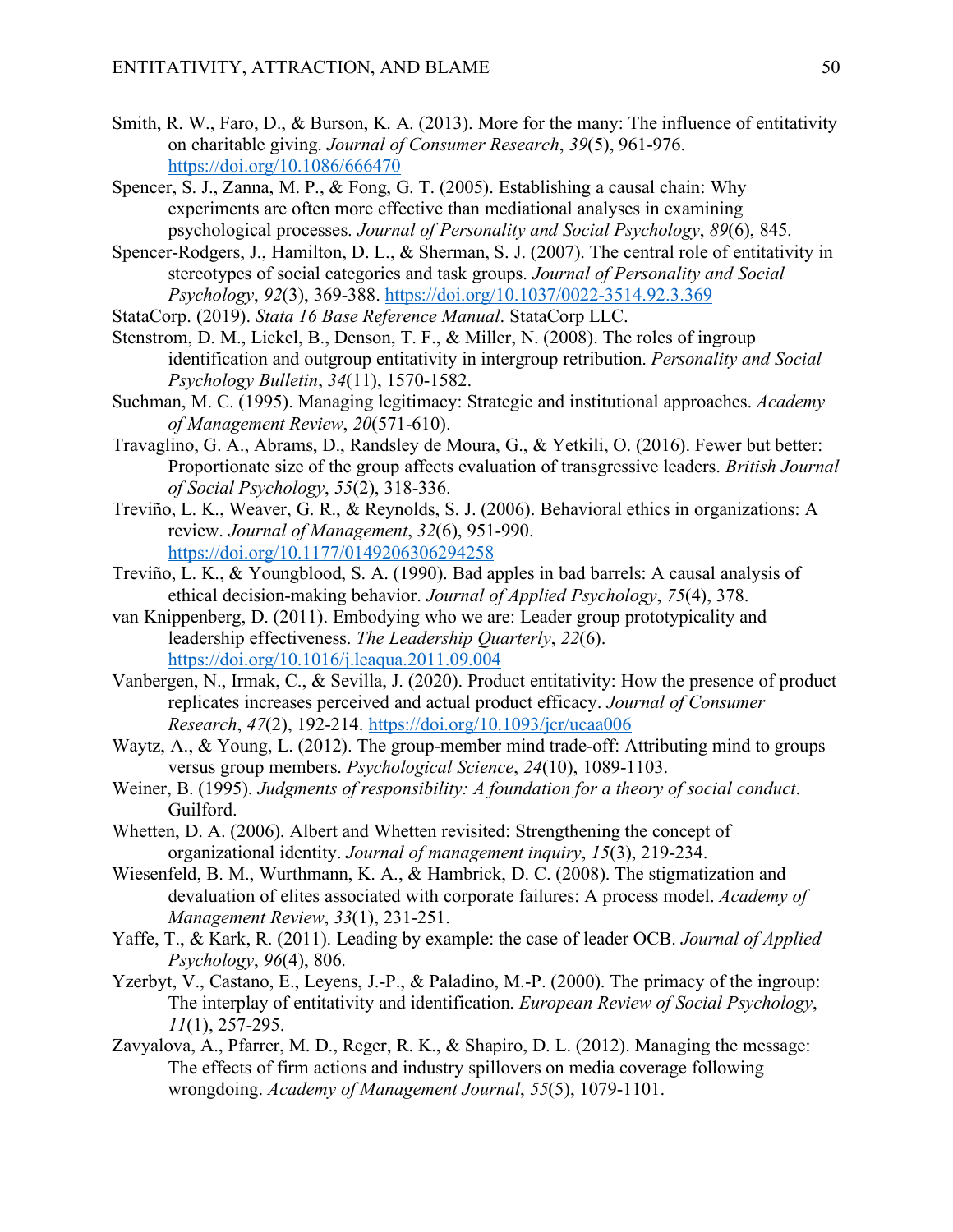Smith, R. W., Faro, D., & Burson, K. A. (2013). More for the many: The influence of entitativity on charitable giving. *Journal of Consumer Research*, *39*(5), 961-976. https://doi.org/10.1086/666470

Spencer, S. J., Zanna, M. P., & Fong, G. T. (2005). Establishing a causal chain: Why experiments are often more effective than mediational analyses in examining psychological processes. *Journal of Personality and Social Psychology*, *89*(6), 845.

Spencer-Rodgers, J., Hamilton, D. L., & Sherman, S. J. (2007). The central role of entitativity in stereotypes of social categories and task groups. *Journal of Personality and Social Psychology*, *92*(3), 369-388. https://doi.org/10.1037/0022-3514.92.3.369

StataCorp. (2019). *Stata 16 Base Reference Manual*. StataCorp LLC.

Stenstrom, D. M., Lickel, B., Denson, T. F., & Miller, N. (2008). The roles of ingroup identification and outgroup entitativity in intergroup retribution. *Personality and Social Psychology Bulletin*, *34*(11), 1570-1582.

Suchman, M. C. (1995). Managing legitimacy: Strategic and institutional approaches. *Academy of Management Review*, *20*(571-610).

Travaglino, G. A., Abrams, D., Randsley de Moura, G., & Yetkili, O. (2016). Fewer but better: Proportionate size of the group affects evaluation of transgressive leaders. *British Journal of Social Psychology*, *55*(2), 318-336.

Treviño, L. K., Weaver, G. R., & Reynolds, S. J. (2006). Behavioral ethics in organizations: A review. *Journal of Management*, *32*(6), 951-990. https://doi.org/10.1177/0149206306294258

Treviño, L. K., & Youngblood, S. A. (1990). Bad apples in bad barrels: A causal analysis of ethical decision-making behavior. *Journal of Applied Psychology*, *75*(4), 378.

van Knippenberg, D. (2011). Embodying who we are: Leader group prototypicality and leadership effectiveness. *The Leadership Quarterly*, *22*(6). https://doi.org/10.1016/j.leaqua.2011.09.004

Vanbergen, N., Irmak, C., & Sevilla, J. (2020). Product entitativity: How the presence of product replicates increases perceived and actual product efficacy. *Journal of Consumer Research*, *47*(2), 192-214. https://doi.org/10.1093/jcr/ucaa006

Waytz, A., & Young, L. (2012). The group-member mind trade-off: Attributing mind to groups versus group members. *Psychological Science*, *24*(10), 1089-1103.

Weiner, B. (1995). *Judgments of responsibility: A foundation for a theory of social conduct*. Guilford.

Whetten, D. A. (2006). Albert and Whetten revisited: Strengthening the concept of organizational identity. *Journal of management inquiry*, *15*(3), 219-234.

Wiesenfeld, B. M., Wurthmann, K. A., & Hambrick, D. C. (2008). The stigmatization and devaluation of elites associated with corporate failures: A process model. *Academy of Management Review*, *33*(1), 231-251.

Yaffe, T., & Kark, R. (2011). Leading by example: the case of leader OCB. *Journal of Applied Psychology*, *96*(4), 806.

Yzerbyt, V., Castano, E., Leyens, J.-P., & Paladino, M.-P. (2000). The primacy of the ingroup: The interplay of entitativity and identification. *European Review of Social Psychology*, *11*(1), 257-295.

Zavyalova, A., Pfarrer, M. D., Reger, R. K., & Shapiro, D. L. (2012). Managing the message: The effects of firm actions and industry spillovers on media coverage following wrongdoing. *Academy of Management Journal*, *55*(5), 1079-1101.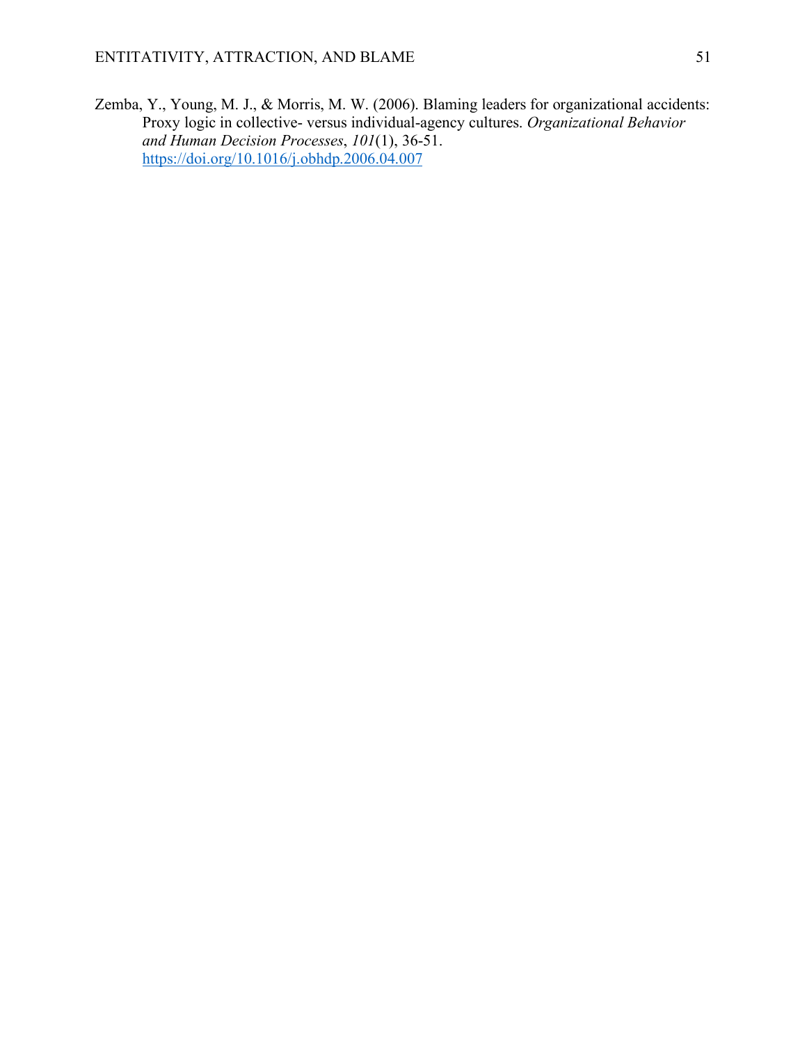Zemba, Y., Young, M. J., & Morris, M. W. (2006). Blaming leaders for organizational accidents: Proxy logic in collective- versus individual-agency cultures. *Organizational Behavior and Human Decision Processes*, *101*(1), 36-51. https://doi.org/10.1016/j.obhdp.2006.04.007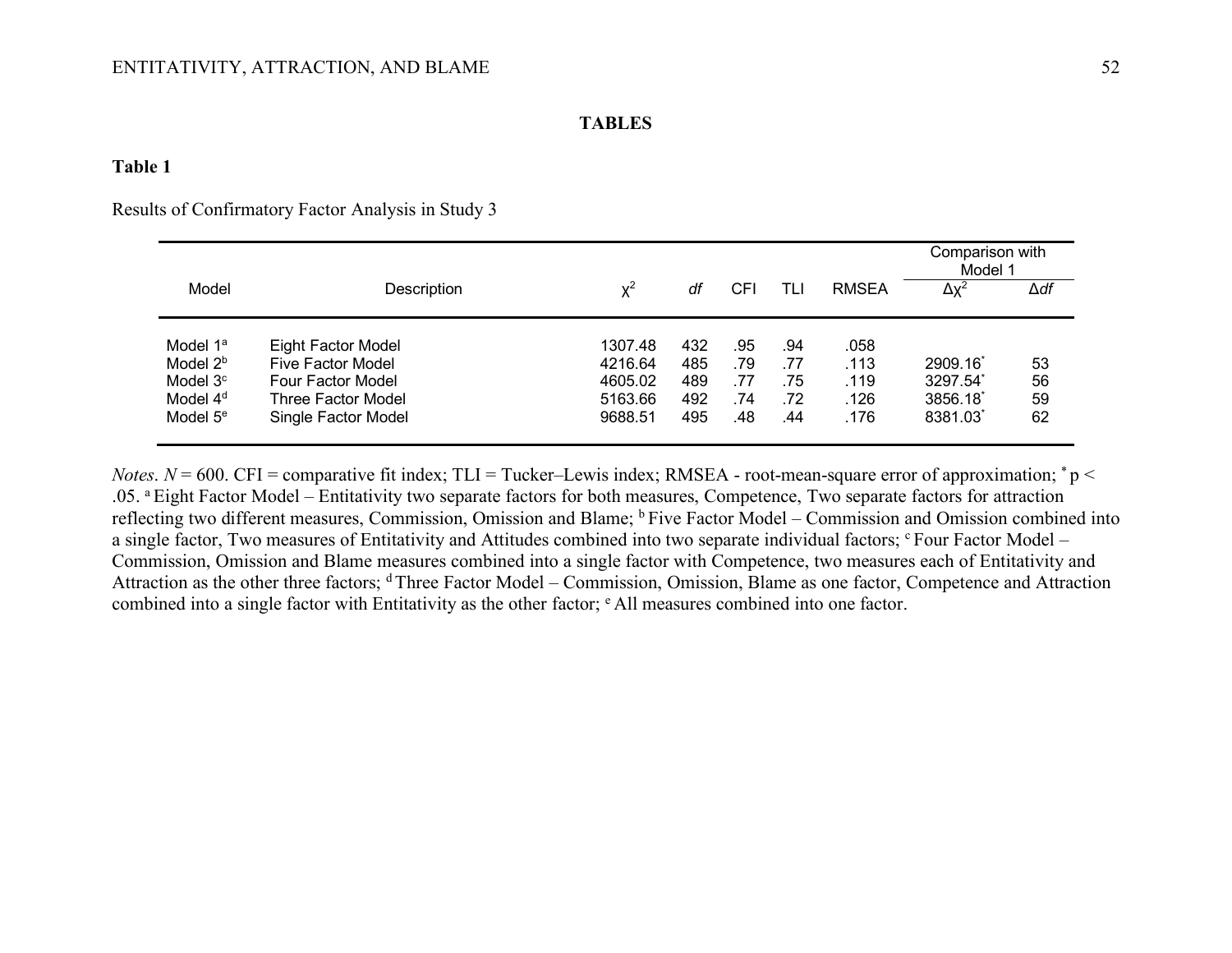**TABLES**

**Table 1**

Results of Confirmatory Factor Analysis in Study 3

| Model | Description | $\chi^2$ | *df* | CFI | TLI | RMSEA | Comparison with Model 1 | |
|---|---|---|---|---|---|---|---|---|
| | | | | | | | $\Delta\chi^2$ | $\Delta df$ |
| Model 1[a] | Eight Factor Model | 1307.48 | 432 | .95 | .94 | .058 | | |
| Model 2[b] | Five Factor Model | 4216.64 | 485 | .79 | .77 | .113 | 2909.16* | 53 |
| Model 3[c] | Four Factor Model | 4605.02 | 489 | .77 | .75 | .119 | 3297.54* | 56 |
| Model 4[d] | Three Factor Model | 5163.66 | 492 | .74 | .72 | .126 | 3856.18* | 59 |
| Model 5[e] | Single Factor Model | 9688.51 | 495 | .48 | .44 | .176 | 8381.03* | 62 |

*Notes*. $N = 600$. CFI = comparative fit index; TLI = Tucker–Lewis index; RMSEA - root-mean-square error of approximation; * $p < .05$. [a] Eight Factor Model – Entitativity two separate factors for both measures, Competence, Two separate factors for attraction reflecting two different measures, Commission, Omission and Blame; [b] Five Factor Model – Commission and Omission combined into a single factor, Two measures of Entitativity and Attitudes combined into two separate individual factors; [c] Four Factor Model – Commission, Omission and Blame measures combined into a single factor with Competence, two measures each of Entitativity and Attraction as the other three factors; [d] Three Factor Model – Commission, Omission, Blame as one factor, Competence and Attraction combined into a single factor with Entitativity as the other factor; [e] All measures combined into one factor.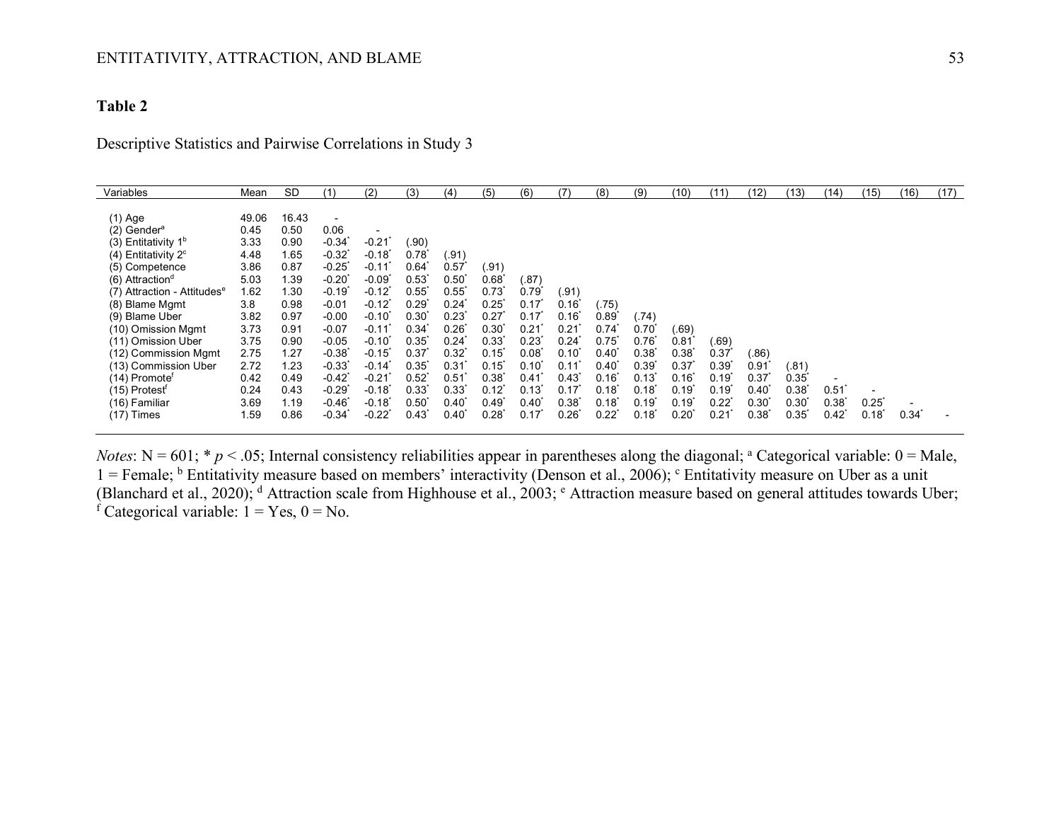**Table 2**

Descriptive Statistics and Pairwise Correlations in Study 3

| Variables | Mean | SD | (1) | (2) | (3) | (4) | (5) | (6) | (7) | (8) | (9) | (10) | (11) | (12) | (13) | (14) | (15) | (16) | (17) |
|---|---|---|---|---|---|---|---|---|---|---|---|---|---|---|---|---|---|---|---|
| (1) Age | 49.06 | 16.43 | - | | | | | | | | | | | | | | | | |
| (2) Gender[a] | 0.45 | 0.50 | 0.06 | - | | | | | | | | | | | | | | | |
| (3) Entitativity 1[b] | 3.33 | 0.90 | -0.34* | -0.21* | (.90) | | | | | | | | | | | | | | |
| (4) Entitativity 2[c] | 4.48 | 1.65 | -0.32* | -0.18* | 0.78* | (.91) | | | | | | | | | | | | | |
| (5) Competence | 3.86 | 0.87 | -0.25* | -0.11* | 0.64* | 0.57* | (.91) | | | | | | | | | | | | |
| (6) Attraction[d] | 5.03 | 1.39 | -0.20* | -0.09* | 0.53* | 0.50* | 0.68* | (.87) | | | | | | | | | | | |
| (7) Attraction - Attitudes[e] | 1.62 | 1.30 | -0.19* | -0.12* | 0.55* | 0.55* | 0.73* | 0.79* | (.91) | | | | | | | | | | |
| (8) Blame Mgmt | 3.8 | 0.98 | -0.01 | -0.12* | 0.29* | 0.24* | 0.25* | 0.17* | 0.16* | (.75) | | | | | | | | | |
| (9) Blame Uber | 3.82 | 0.97 | -0.00 | -0.10* | 0.30* | 0.23* | 0.27* | 0.17* | 0.16* | 0.89* | (.74) | | | | | | | | |
| (10) Omission Mgmt | 3.73 | 0.91 | -0.07 | -0.11* | 0.34* | 0.26* | 0.30* | 0.21* | 0.21* | 0.74* | 0.70* | (.69) | | | | | | | |
| (11) Omission Uber | 3.75 | 0.90 | -0.05 | -0.10* | 0.35* | 0.24* | 0.33* | 0.23* | 0.24* | 0.75* | 0.76* | 0.81* | (.69) | | | | | | |
| (12) Commission Mgmt | 2.75 | 1.27 | -0.38* | -0.15* | 0.37* | 0.32* | 0.15* | 0.08* | 0.10* | 0.40* | 0.38* | 0.38* | 0.37* | (.86) | | | | | |
| (13) Commission Uber | 2.72 | 1.23 | -0.33* | -0.14* | 0.35* | 0.31* | 0.15* | 0.10* | 0.11* | 0.40* | 0.39* | 0.37* | 0.39* | 0.91* | (.81) | | | | |
| (14) Promote[f] | 0.42 | 0.49 | -0.42* | -0.21* | 0.52* | 0.51* | 0.38* | 0.41* | 0.43* | 0.16* | 0.13* | 0.16* | 0.19* | 0.37* | 0.35* | - | | | |
| (15) Protest[f] | 0.24 | 0.43 | -0.29* | -0.18* | 0.33* | 0.33* | 0.12* | 0.13* | 0.17* | 0.18* | 0.18* | 0.19* | 0.19* | 0.40* | 0.38* | 0.51* | - | | |
| (16) Familiar | 3.69 | 1.19 | -0.46* | -0.18* | 0.50* | 0.40* | 0.49* | 0.40* | 0.38* | 0.18* | 0.19* | 0.19* | 0.22* | 0.30* | 0.30* | 0.38* | 0.25* | - | |
| (17) Times | 1.59 | 0.86 | -0.34* | -0.22* | 0.43* | 0.40* | 0.28* | 0.17* | 0.26* | 0.22* | 0.18* | 0.20* | 0.21* | 0.38* | 0.35* | 0.42* | 0.18* | 0.34* | - |

*Notes*: N = 601; * $p < .05$; Internal consistency reliabilities appear in parentheses along the diagonal; [a] Categorical variable: 0 = Male, 1 = Female; [b] Entitativity measure based on members' interactivity (Denson et al., 2006); [c] Entitativity measure on Uber as a unit (Blanchard et al., 2020); [d] Attraction scale from Highhouse et al., 2003; [e] Attraction measure based on general attitudes towards Uber; [f] Categorical variable: 1 = Yes, 0 = No.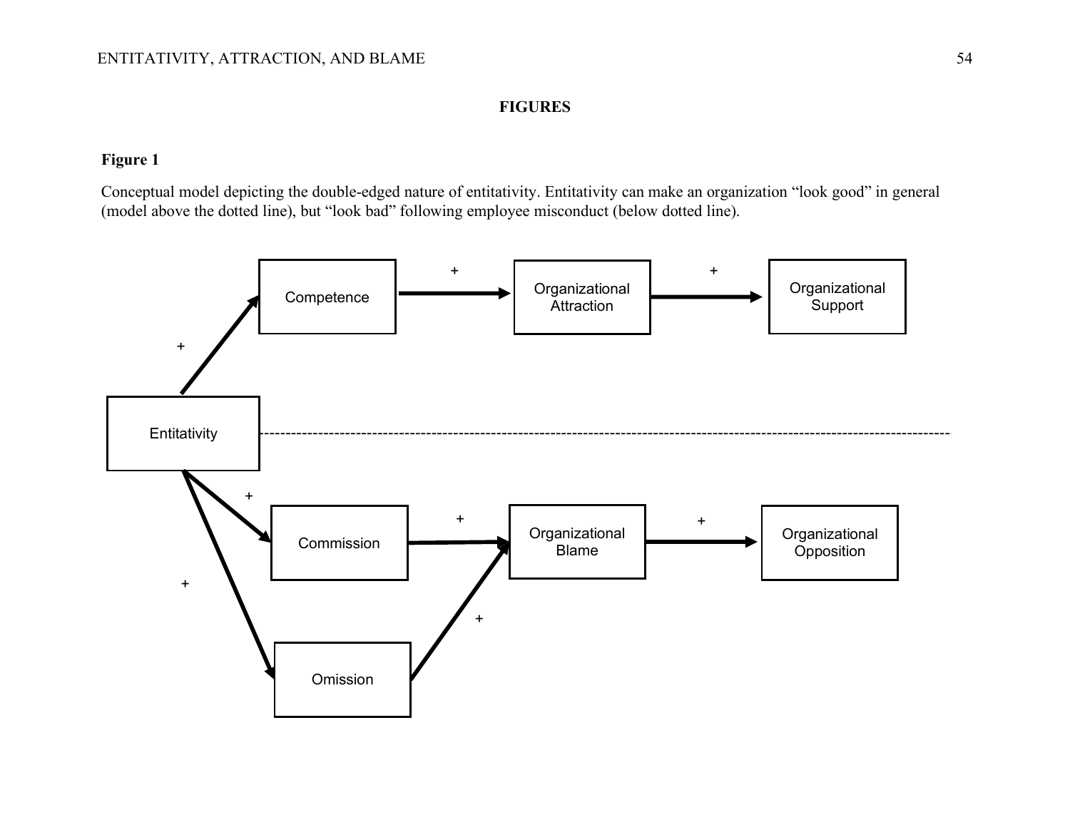**FIGURES**

**Figure 1**

Conceptual model depicting the double-edged nature of entitativity. Entitativity can make an organization "look good" in general (model above the dotted line), but "look bad" following employee misconduct (below dotted line).

Competence

Organizational Attraction

Organizational Support

Entitativity

Commission

Organizational Blame

Organizational Opposition

Omission

+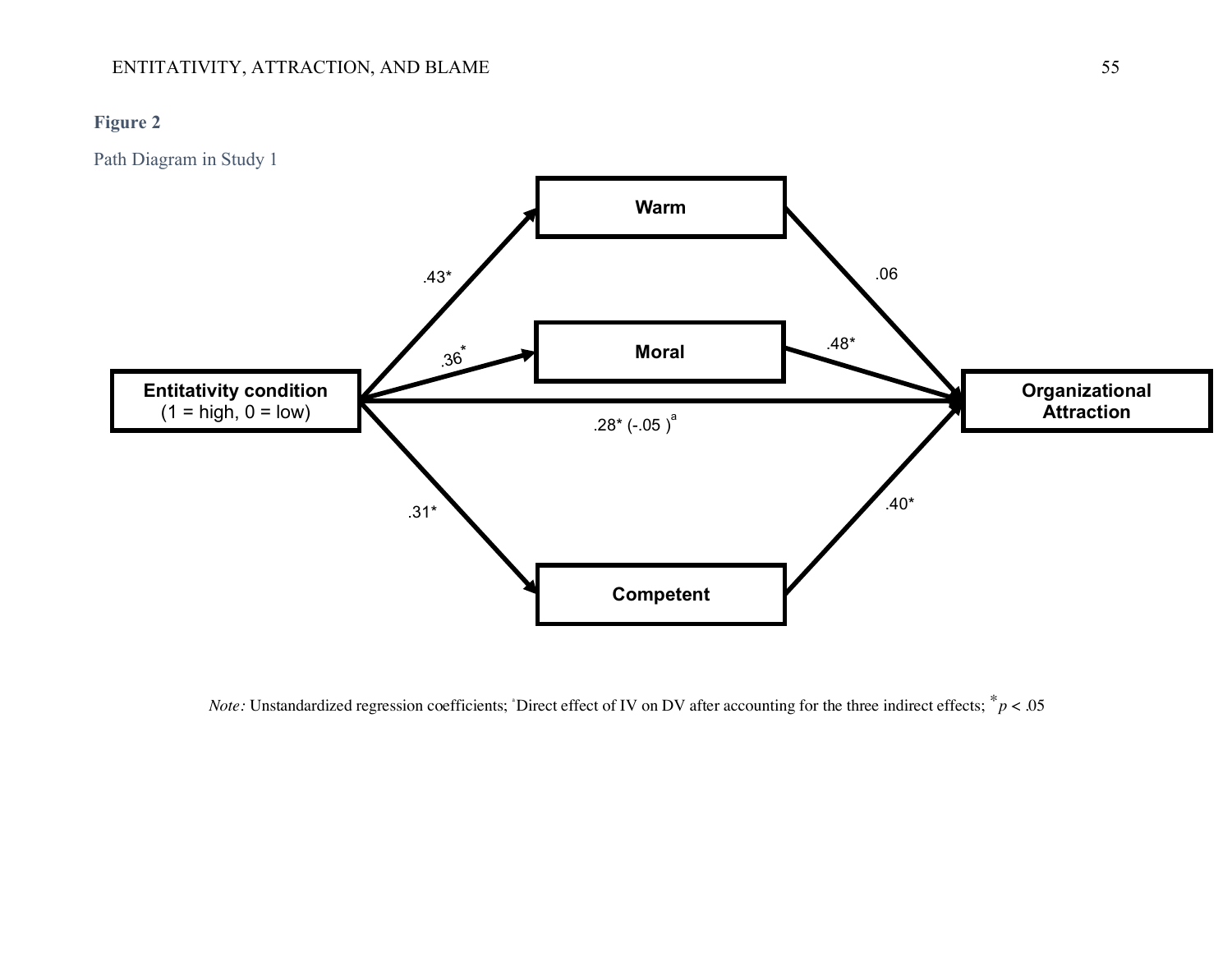**Figure 2**

Path Diagram in Study 1

Entitativity condition (1 = high, 0 = low)

Warm

Moral

Competent

Organizational Attraction

.43*

.36*

.31*

.06

.48*

.40*

.28* (-.05 )[a]

*Note:* Unstandardized regression coefficients; [a]Direct effect of IV on DV after accounting for the three indirect effects; *$p < .05$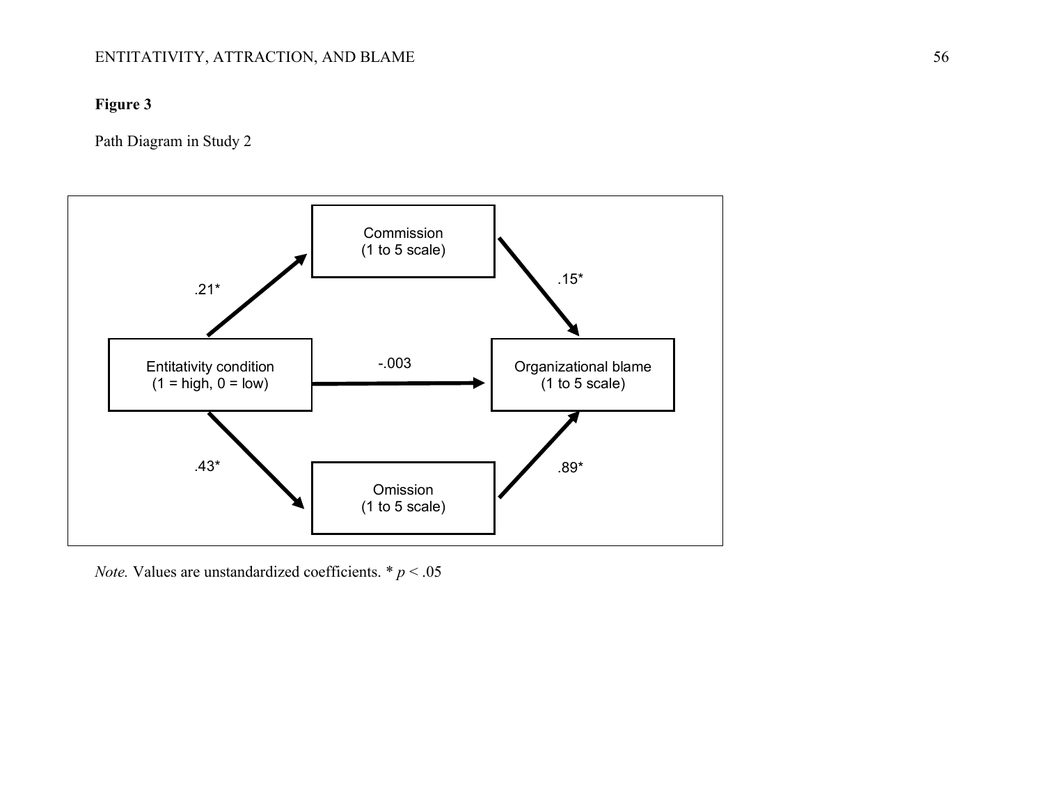**Figure 3**

Path Diagram in Study 2

Commission
(1 to 5 scale)

.21*

.15*

Entitativity condition
(1 = high, 0 = low)

-.003

Organizational blame
(1 to 5 scale)

.43*

.89*

Omission
(1 to 5 scale)

*Note.* Values are unstandardized coefficients. * $p < .05$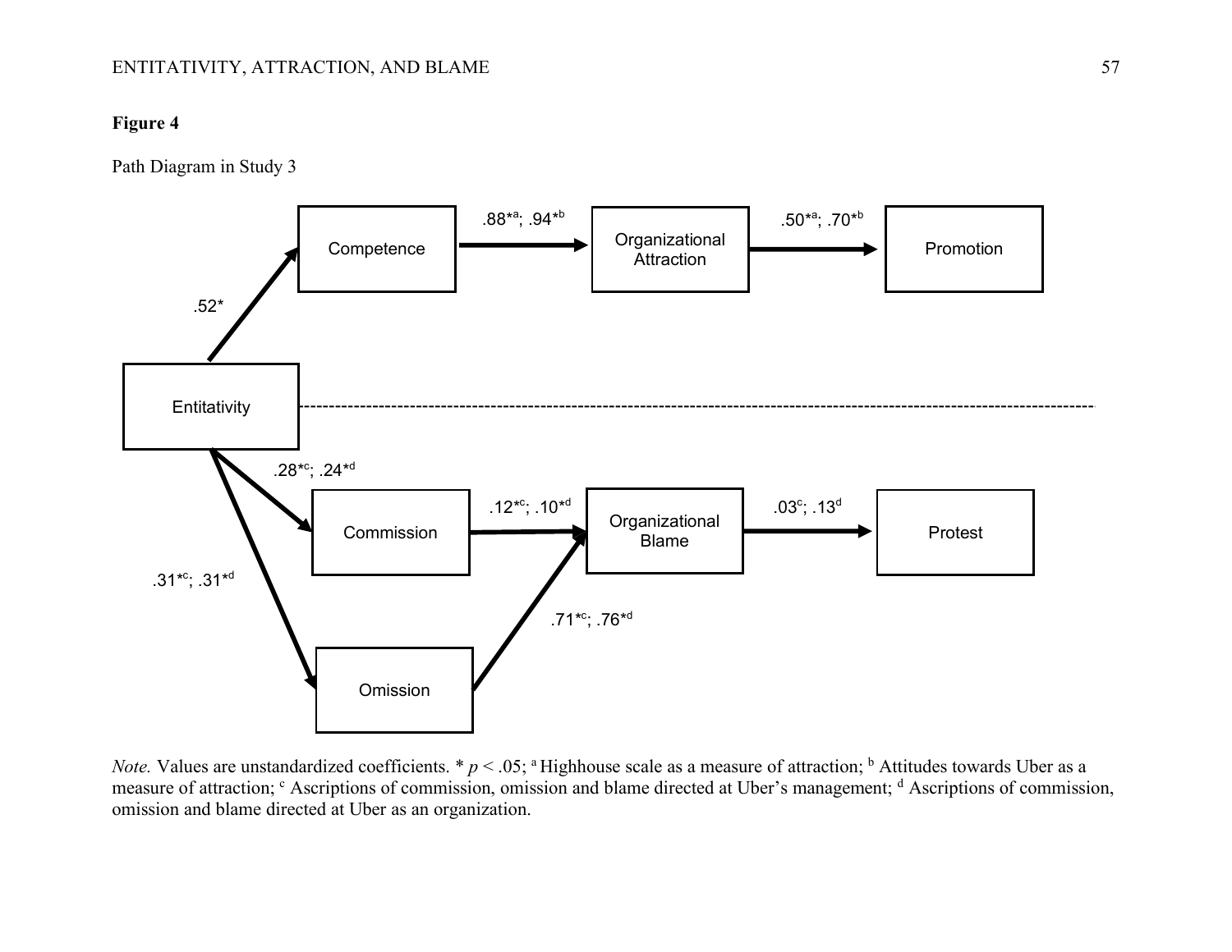**Figure 4**

Path Diagram in Study 3

Competence

Organizational Attraction

Promotion

Entitativity

Commission

Organizational Blame

Protest

Omission

.52*

.88*[a]; .94*[b]

.50*[a]; .70*[b]

.28*[c]; .24*[d]

.12*[c]; .10*[d]

.03[c]; .13[d]

.31*[c]; .31*[d]

.71*[c]; .76*[d]

*Note.* Values are unstandardized coefficients. * $p < .05$; [a] Highhouse scale as a measure of attraction; [b] Attitudes towards Uber as a measure of attraction; [c] Ascriptions of commission, omission and blame directed at Uber's management; [d] Ascriptions of commission, omission and blame directed at Uber as an organization.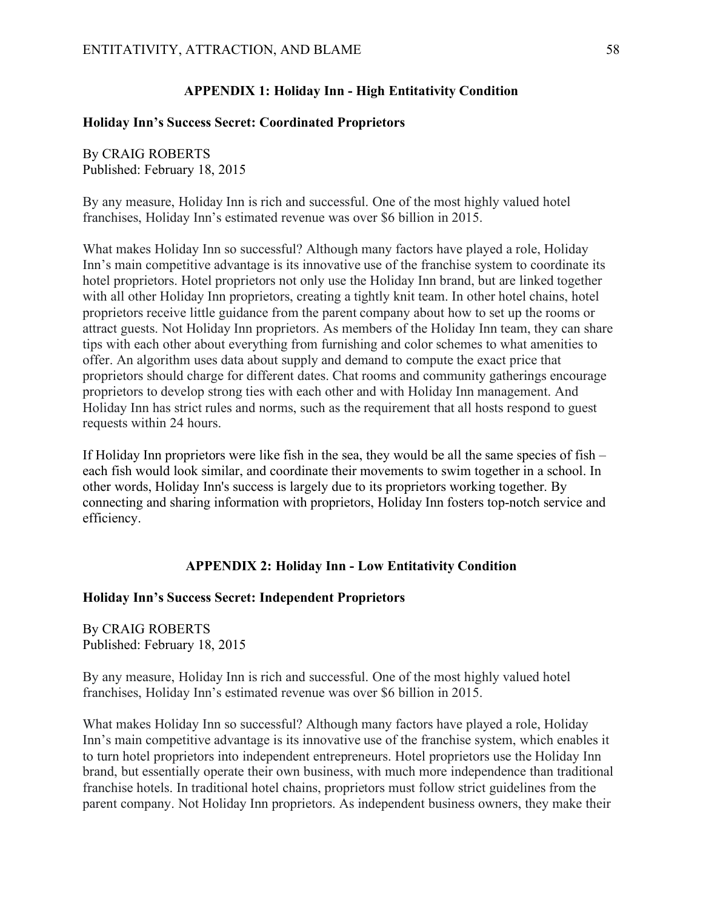## APPENDIX 1: Holiday Inn - High Entitativity Condition

**Holiday Inn's Success Secret: Coordinated Proprietors**

By CRAIG ROBERTS
Published: February 18, 2015

By any measure, Holiday Inn is rich and successful. One of the most highly valued hotel franchises, Holiday Inn's estimated revenue was over $6 billion in 2015.

What makes Holiday Inn so successful? Although many factors have played a role, Holiday Inn's main competitive advantage is its innovative use of the franchise system to coordinate its hotel proprietors. Hotel proprietors not only use the Holiday Inn brand, but are linked together with all other Holiday Inn proprietors, creating a tightly knit team. In other hotel chains, hotel proprietors receive little guidance from the parent company about how to set up the rooms or attract guests. Not Holiday Inn proprietors. As members of the Holiday Inn team, they can share tips with each other about everything from furnishing and color schemes to what amenities to offer. An algorithm uses data about supply and demand to compute the exact price that proprietors should charge for different dates. Chat rooms and community gatherings encourage proprietors to develop strong ties with each other and with Holiday Inn management. And Holiday Inn has strict rules and norms, such as the requirement that all hosts respond to guest requests within 24 hours.

If Holiday Inn proprietors were like fish in the sea, they would be all the same species of fish – each fish would look similar, and coordinate their movements to swim together in a school. In other words, Holiday Inn's success is largely due to its proprietors working together. By connecting and sharing information with proprietors, Holiday Inn fosters top-notch service and efficiency.

## APPENDIX 2: Holiday Inn - Low Entitativity Condition

**Holiday Inn's Success Secret: Independent Proprietors**

By CRAIG ROBERTS
Published: February 18, 2015

By any measure, Holiday Inn is rich and successful. One of the most highly valued hotel franchises, Holiday Inn's estimated revenue was over $6 billion in 2015.

What makes Holiday Inn so successful? Although many factors have played a role, Holiday Inn's main competitive advantage is its innovative use of the franchise system, which enables it to turn hotel proprietors into independent entrepreneurs. Hotel proprietors use the Holiday Inn brand, but essentially operate their own business, with much more independence than traditional franchise hotels. In traditional hotel chains, proprietors must follow strict guidelines from the parent company. Not Holiday Inn proprietors. As independent business owners, they make their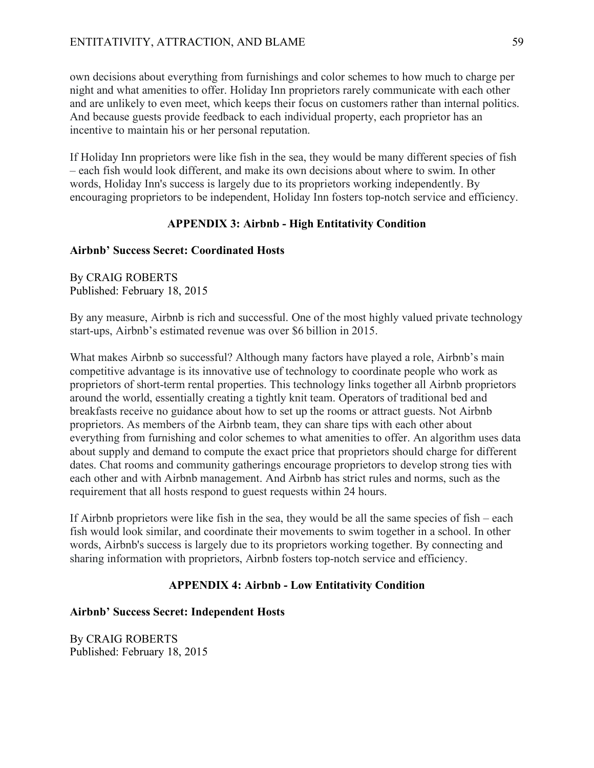own decisions about everything from furnishings and color schemes to how much to charge per night and what amenities to offer. Holiday Inn proprietors rarely communicate with each other and are unlikely to even meet, which keeps their focus on customers rather than internal politics. And because guests provide feedback to each individual property, each proprietor has an incentive to maintain his or her personal reputation.

If Holiday Inn proprietors were like fish in the sea, they would be many different species of fish – each fish would look different, and make its own decisions about where to swim. In other words, Holiday Inn's success is largely due to its proprietors working independently. By encouraging proprietors to be independent, Holiday Inn fosters top-notch service and efficiency.

## APPENDIX 3: Airbnb - High Entitativity Condition

**Airbnb' Success Secret: Coordinated Hosts**

By CRAIG ROBERTS
Published: February 18, 2015

By any measure, Airbnb is rich and successful. One of the most highly valued private technology start-ups, Airbnb's estimated revenue was over $6 billion in 2015.

What makes Airbnb so successful? Although many factors have played a role, Airbnb's main competitive advantage is its innovative use of technology to coordinate people who work as proprietors of short-term rental properties. This technology links together all Airbnb proprietors around the world, essentially creating a tightly knit team. Operators of traditional bed and breakfasts receive no guidance about how to set up the rooms or attract guests. Not Airbnb proprietors. As members of the Airbnb team, they can share tips with each other about everything from furnishing and color schemes to what amenities to offer. An algorithm uses data about supply and demand to compute the exact price that proprietors should charge for different dates. Chat rooms and community gatherings encourage proprietors to develop strong ties with each other and with Airbnb management. And Airbnb has strict rules and norms, such as the requirement that all hosts respond to guest requests within 24 hours.

If Airbnb proprietors were like fish in the sea, they would be all the same species of fish – each fish would look similar, and coordinate their movements to swim together in a school. In other words, Airbnb's success is largely due to its proprietors working together. By connecting and sharing information with proprietors, Airbnb fosters top-notch service and efficiency.

## APPENDIX 4: Airbnb - Low Entitativity Condition

**Airbnb' Success Secret: Independent Hosts**

By CRAIG ROBERTS
Published: February 18, 2015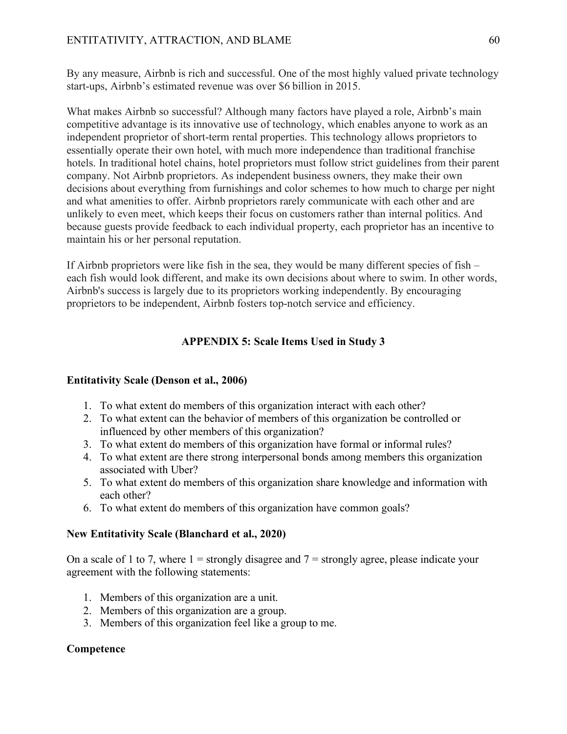By any measure, Airbnb is rich and successful. One of the most highly valued private technology start-ups, Airbnb's estimated revenue was over $6 billion in 2015.

What makes Airbnb so successful? Although many factors have played a role, Airbnb's main competitive advantage is its innovative use of technology, which enables anyone to work as an independent proprietor of short-term rental properties. This technology allows proprietors to essentially operate their own hotel, with much more independence than traditional franchise hotels. In traditional hotel chains, hotel proprietors must follow strict guidelines from their parent company. Not Airbnb proprietors. As independent business owners, they make their own decisions about everything from furnishings and color schemes to how much to charge per night and what amenities to offer. Airbnb proprietors rarely communicate with each other and are unlikely to even meet, which keeps their focus on customers rather than internal politics. And because guests provide feedback to each individual property, each proprietor has an incentive to maintain his or her personal reputation.

If Airbnb proprietors were like fish in the sea, they would be many different species of fish – each fish would look different, and make its own decisions about where to swim. In other words, Airbnb's success is largely due to its proprietors working independently. By encouraging proprietors to be independent, Airbnb fosters top-notch service and efficiency.

## APPENDIX 5: Scale Items Used in Study 3

### Entitativity Scale (Denson et al., 2006)

1. To what extent do members of this organization interact with each other?
2. To what extent can the behavior of members of this organization be controlled or influenced by other members of this organization?
3. To what extent do members of this organization have formal or informal rules?
4. To what extent are there strong interpersonal bonds among members this organization associated with Uber?
5. To what extent do members of this organization share knowledge and information with each other?
6. To what extent do members of this organization have common goals?

### New Entitativity Scale (Blanchard et al., 2020)

On a scale of 1 to 7, where 1 = strongly disagree and 7 = strongly agree, please indicate your agreement with the following statements:

1. Members of this organization are a unit.
2. Members of this organization are a group.
3. Members of this organization feel like a group to me.

### Competence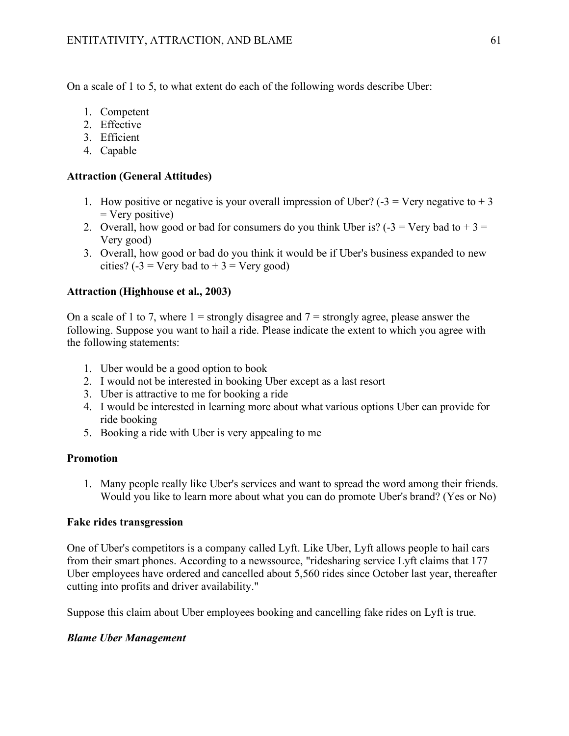On a scale of 1 to 5, to what extent do each of the following words describe Uber:

1. Competent
2. Effective
3. Efficient
4. Capable

**Attraction (General Attitudes)**

1. How positive or negative is your overall impression of Uber? (-3 = Very negative to + 3 = Very positive)
2. Overall, how good or bad for consumers do you think Uber is? (-3 = Very bad to + 3 = Very good)
3. Overall, how good or bad do you think it would be if Uber's business expanded to new cities? (-3 = Very bad to + 3 = Very good)

**Attraction (Highhouse et al., 2003)**

On a scale of 1 to 7, where 1 = strongly disagree and 7 = strongly agree, please answer the following. Suppose you want to hail a ride. Please indicate the extent to which you agree with the following statements:

1. Uber would be a good option to book
2. I would not be interested in booking Uber except as a last resort
3. Uber is attractive to me for booking a ride
4. I would be interested in learning more about what various options Uber can provide for ride booking
5. Booking a ride with Uber is very appealing to me

**Promotion**

1. Many people really like Uber's services and want to spread the word among their friends. Would you like to learn more about what you can do promote Uber's brand? (Yes or No)

**Fake rides transgression**

One of Uber's competitors is a company called Lyft. Like Uber, Lyft allows people to hail cars from their smart phones. According to a newssource, "ridesharing service Lyft claims that 177 Uber employees have ordered and cancelled about 5,560 rides since October last year, thereafter cutting into profits and driver availability."

Suppose this claim about Uber employees booking and cancelling fake rides on Lyft is true.

***Blame Uber Management***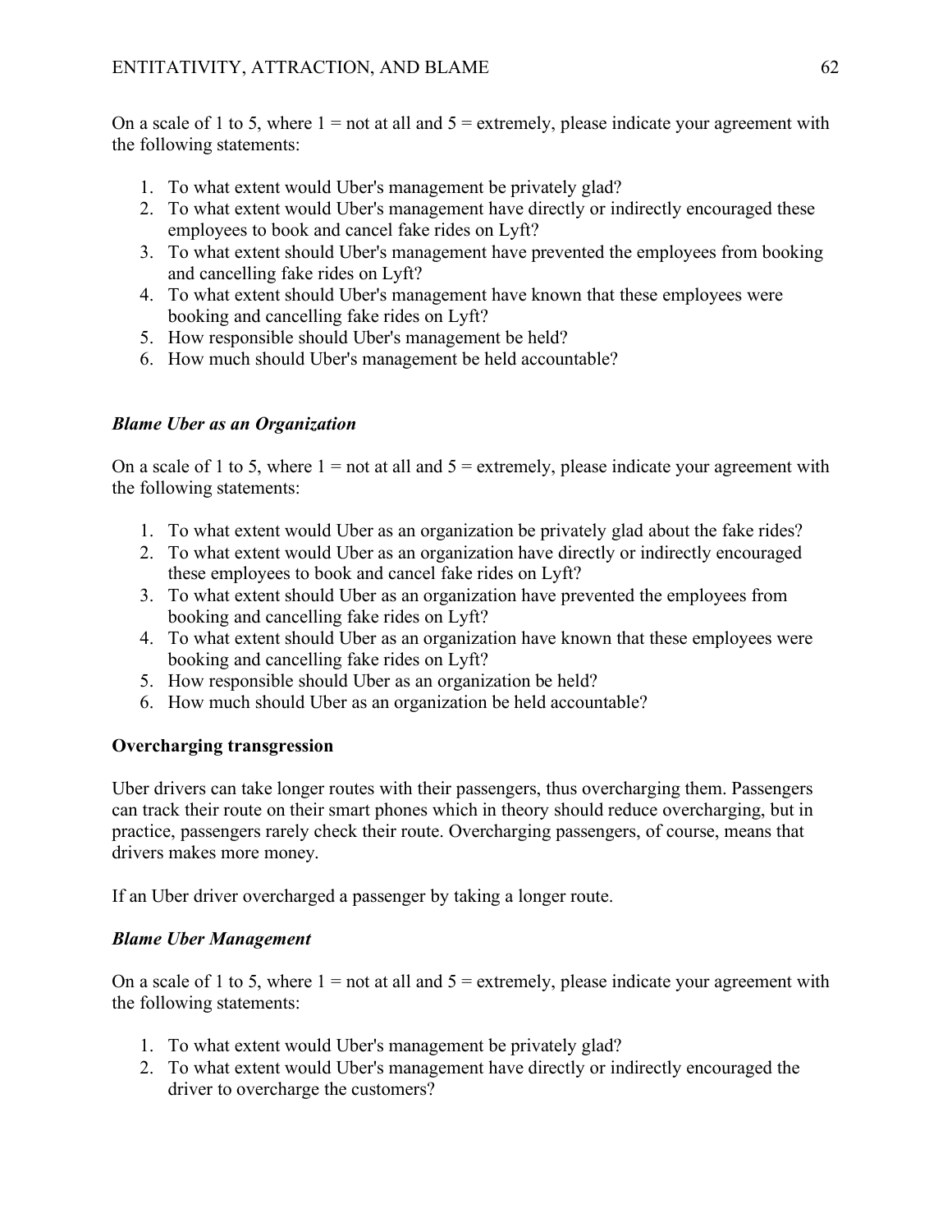On a scale of 1 to 5, where 1 = not at all and 5 = extremely, please indicate your agreement with the following statements:

1. To what extent would Uber's management be privately glad?
2. To what extent would Uber's management have directly or indirectly encouraged these employees to book and cancel fake rides on Lyft?
3. To what extent should Uber's management have prevented the employees from booking and cancelling fake rides on Lyft?
4. To what extent should Uber's management have known that these employees were booking and cancelling fake rides on Lyft?
5. How responsible should Uber's management be held?
6. How much should Uber's management be held accountable?

#### *Blame Uber as an Organization*

On a scale of 1 to 5, where 1 = not at all and 5 = extremely, please indicate your agreement with the following statements:

1. To what extent would Uber as an organization be privately glad about the fake rides?
2. To what extent would Uber as an organization have directly or indirectly encouraged these employees to book and cancel fake rides on Lyft?
3. To what extent should Uber as an organization have prevented the employees from booking and cancelling fake rides on Lyft?
4. To what extent should Uber as an organization have known that these employees were booking and cancelling fake rides on Lyft?
5. How responsible should Uber as an organization be held?
6. How much should Uber as an organization be held accountable?

### **Overcharging transgression**

Uber drivers can take longer routes with their passengers, thus overcharging them. Passengers can track their route on their smart phones which in theory should reduce overcharging, but in practice, passengers rarely check their route. Overcharging passengers, of course, means that drivers makes more money.

If an Uber driver overcharged a passenger by taking a longer route.

#### *Blame Uber Management*

On a scale of 1 to 5, where 1 = not at all and 5 = extremely, please indicate your agreement with the following statements:

1. To what extent would Uber's management be privately glad?
2. To what extent would Uber's management have directly or indirectly encouraged the driver to overcharge the customers?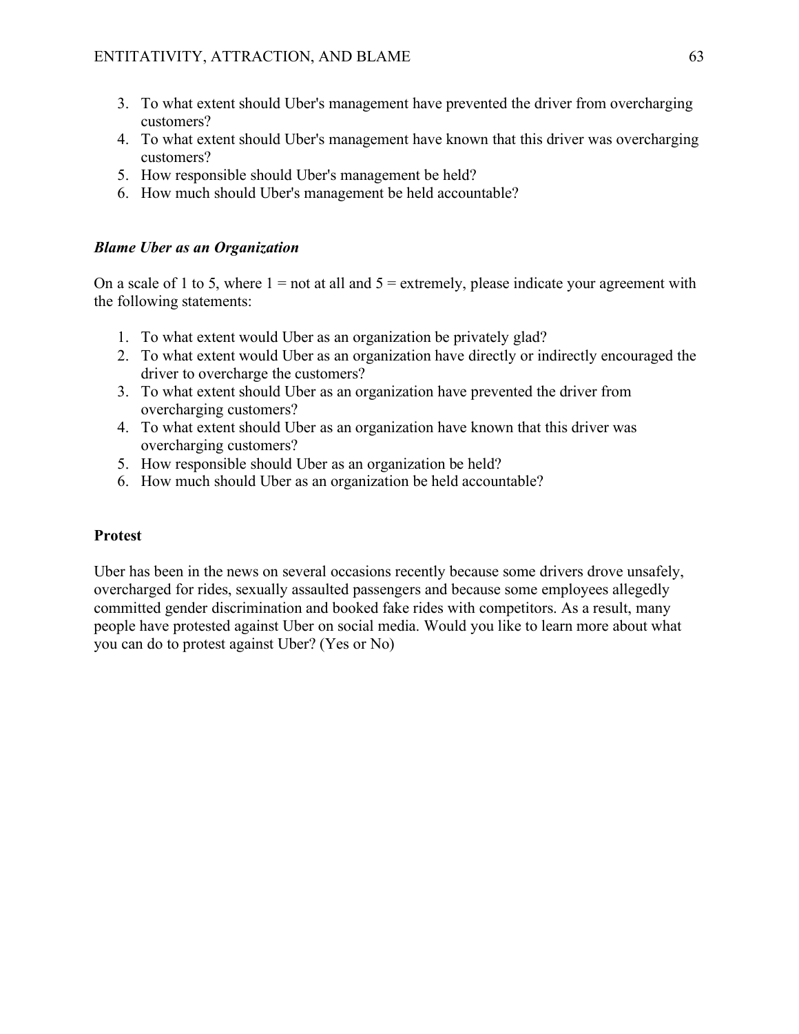3. To what extent should Uber's management have prevented the driver from overcharging customers?
4. To what extent should Uber's management have known that this driver was overcharging customers?
5. How responsible should Uber's management be held?
6. How much should Uber's management be held accountable?

***Blame Uber as an Organization***

On a scale of 1 to 5, where 1 = not at all and 5 = extremely, please indicate your agreement with the following statements:

1. To what extent would Uber as an organization be privately glad?
2. To what extent would Uber as an organization have directly or indirectly encouraged the driver to overcharge the customers?
3. To what extent should Uber as an organization have prevented the driver from overcharging customers?
4. To what extent should Uber as an organization have known that this driver was overcharging customers?
5. How responsible should Uber as an organization be held?
6. How much should Uber as an organization be held accountable?

**Protest**

Uber has been in the news on several occasions recently because some drivers drove unsafely, overcharged for rides, sexually assaulted passengers and because some employees allegedly committed gender discrimination and booked fake rides with competitors. As a result, many people have protested against Uber on social media. Would you like to learn more about what you can do to protest against Uber? (Yes or No)